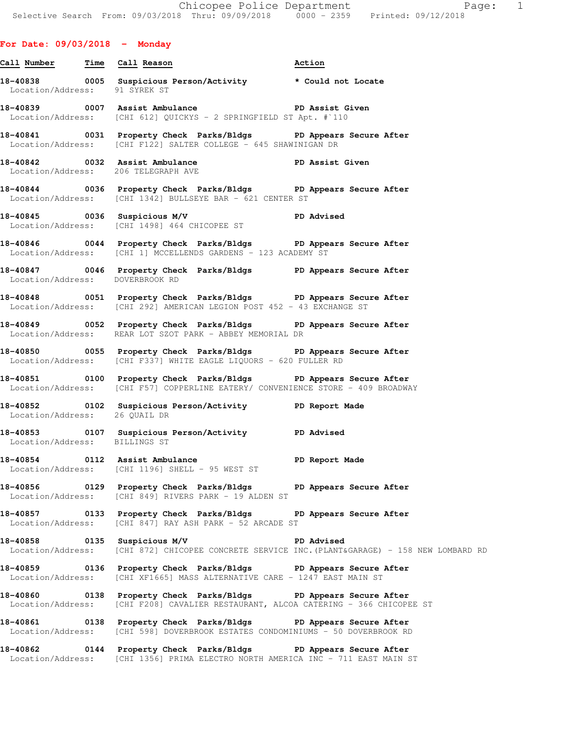Chicopee Police Department

Selective Search From: 09/03/2018 Thru: 09/09/2018 0000 - 2359 Printed: 09/12/2018

## For Date: 09/03/2018 - Monday

| Call Number | Time | Call Reason | Action |
|---|---|---|---|
| 18-40838 | 0005 | Suspicious Person/Activity | * Could not Locate |
| Location/Address: 91 SYREK ST | | | |
| 18-40839 | 0007 | Assist Ambulance | PD Assist Given |
| Location/Address: [CHI 612] QUICKYS - 2 SPRINGFIELD ST Apt. #`110 | | | |
| 18-40841 | 0031 | Property Check Parks/Bldgs | PD Appears Secure After |
| Location/Address: [CHI F122] SALTER COLLEGE - 645 SHAWINIGAN DR | | | |
| 18-40842 | 0032 | Assist Ambulance | PD Assist Given |
| Location/Address: 206 TELEGRAPH AVE | | | |
| 18-40844 | 0036 | Property Check Parks/Bldgs | PD Appears Secure After |
| Location/Address: [CHI 1342] BULLSEYE BAR - 621 CENTER ST | | | |
| 18-40845 | 0036 | Suspicious M/V | PD Advised |
| Location/Address: [CHI 1498] 464 CHICOPEE ST | | | |
| 18-40846 | 0044 | Property Check Parks/Bldgs | PD Appears Secure After |
| Location/Address: [CHI 1] MCCELLENDS GARDENS - 123 ACADEMY ST | | | |
| 18-40847 | 0046 | Property Check Parks/Bldgs | PD Appears Secure After |
| Location/Address: DOVERBROOK RD | | | |
| 18-40848 | 0051 | Property Check Parks/Bldgs | PD Appears Secure After |
| Location/Address: [CHI 292] AMERICAN LEGION POST 452 - 43 EXCHANGE ST | | | |
| 18-40849 | 0052 | Property Check Parks/Bldgs | PD Appears Secure After |
| Location/Address: REAR LOT SZOT PARK - ABBEY MEMORIAL DR | | | |
| 18-40850 | 0055 | Property Check Parks/Bldgs | PD Appears Secure After |
| Location/Address: [CHI F337] WHITE EAGLE LIQUORS - 620 FULLER RD | | | |
| 18-40851 | 0100 | Property Check Parks/Bldgs | PD Appears Secure After |
| Location/Address: [CHI F57] COPPERLINE EATERY/ CONVENIENCE STORE - 409 BROADWAY | | | |
| 18-40852 | 0102 | Suspicious Person/Activity | PD Report Made |
| Location/Address: 26 QUAIL DR | | | |
| 18-40853 | 0107 | Suspicious Person/Activity | PD Advised |
| Location/Address: BILLINGS ST | | | |
| 18-40854 | 0112 | Assist Ambulance | PD Report Made |
| Location/Address: [CHI 1196] SHELL - 95 WEST ST | | | |
| 18-40856 | 0129 | Property Check Parks/Bldgs | PD Appears Secure After |
| Location/Address: [CHI 849] RIVERS PARK - 19 ALDEN ST | | | |
| 18-40857 | 0133 | Property Check Parks/Bldgs | PD Appears Secure After |
| Location/Address: [CHI 847] RAY ASH PARK - 52 ARCADE ST | | | |
| 18-40858 | 0135 | Suspicious M/V | PD Advised |
| Location/Address: [CHI 872] CHICOPEE CONCRETE SERVICE INC.(PLANT&GARAGE) - 158 NEW LOMBARD RD | | | |
| 18-40859 | 0136 | Property Check Parks/Bldgs | PD Appears Secure After |
| Location/Address: [CHI XF1665] MASS ALTERNATIVE CARE - 1247 EAST MAIN ST | | | |
| 18-40860 | 0138 | Property Check Parks/Bldgs | PD Appears Secure After |
| Location/Address: [CHI F208] CAVALIER RESTAURANT, ALCOA CATERING - 366 CHICOPEE ST | | | |
| 18-40861 | 0138 | Property Check Parks/Bldgs | PD Appears Secure After |
| Location/Address: [CHI 598] DOVERBROOK ESTATES CONDOMINIUMS - 50 DOVERBROOK RD | | | |
| 18-40862 | 0144 | Property Check Parks/Bldgs | PD Appears Secure After |
| Location/Address: [CHI 1356] PRIMA ELECTRO NORTH AMERICA INC - 711 EAST MAIN ST | | | |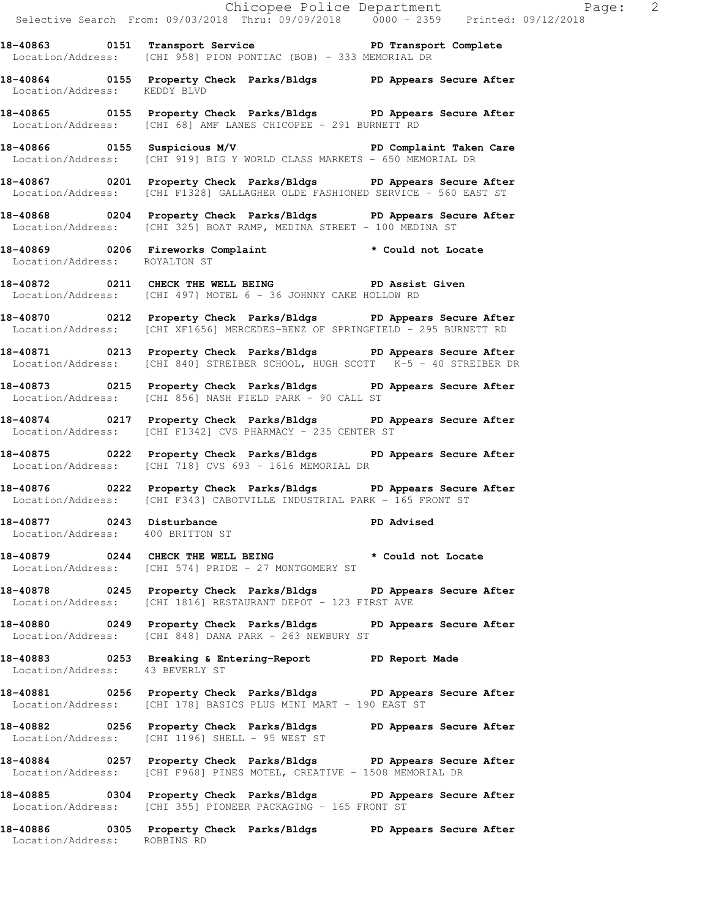**18-40863 0151 Transport Service PD Transport Complete**
Location/Address: [CHI 958] PION PONTIAC (BOB) - 333 MEMORIAL DR

**18-40864 0155 Property Check Parks/Bldgs PD Appears Secure After**
Location/Address: KEDDY BLVD

**18-40865 0155 Property Check Parks/Bldgs PD Appears Secure After**
Location/Address: [CHI 68] AMF LANES CHICOPEE - 291 BURNETT RD

**18-40866 0155 Suspicious M/V PD Complaint Taken Care**
Location/Address: [CHI 919] BIG Y WORLD CLASS MARKETS - 650 MEMORIAL DR

**18-40867 0201 Property Check Parks/Bldgs PD Appears Secure After**
Location/Address: [CHI F1328] GALLAGHER OLDE FASHIONED SERVICE - 560 EAST ST

**18-40868 0204 Property Check Parks/Bldgs PD Appears Secure After**
Location/Address: [CHI 325] BOAT RAMP, MEDINA STREET - 100 MEDINA ST

**18-40869 0206 Fireworks Complaint * Could not Locate**
Location/Address: ROYALTON ST

**18-40872 0211 CHECK THE WELL BEING PD Assist Given**
Location/Address: [CHI 497] MOTEL 6 - 36 JOHNNY CAKE HOLLOW RD

**18-40870 0212 Property Check Parks/Bldgs PD Appears Secure After**
Location/Address: [CHI XF1656] MERCEDES-BENZ OF SPRINGFIELD - 295 BURNETT RD

**18-40871 0213 Property Check Parks/Bldgs PD Appears Secure After**
Location/Address: [CHI 840] STREIBER SCHOOL, HUGH SCOTT K-5 - 40 STREIBER DR

**18-40873 0215 Property Check Parks/Bldgs PD Appears Secure After**
Location/Address: [CHI 856] NASH FIELD PARK - 90 CALL ST

**18-40874 0217 Property Check Parks/Bldgs PD Appears Secure After**
Location/Address: [CHI F1342] CVS PHARMACY - 235 CENTER ST

**18-40875 0222 Property Check Parks/Bldgs PD Appears Secure After**
Location/Address: [CHI 718] CVS 693 - 1616 MEMORIAL DR

**18-40876 0222 Property Check Parks/Bldgs PD Appears Secure After**
Location/Address: [CHI F343] CABOTVILLE INDUSTRIAL PARK - 165 FRONT ST

**18-40877 0243 Disturbance PD Advised**
Location/Address: 400 BRITTON ST

**18-40879 0244 CHECK THE WELL BEING * Could not Locate**
Location/Address: [CHI 574] PRIDE - 27 MONTGOMERY ST

**18-40878 0245 Property Check Parks/Bldgs PD Appears Secure After**
Location/Address: [CHI 1816] RESTAURANT DEPOT - 123 FIRST AVE

**18-40880 0249 Property Check Parks/Bldgs PD Appears Secure After**
Location/Address: [CHI 848] DANA PARK - 263 NEWBURY ST

**18-40883 0253 Breaking & Entering-Report PD Report Made**
Location/Address: 43 BEVERLY ST

**18-40881 0256 Property Check Parks/Bldgs PD Appears Secure After**
Location/Address: [CHI 178] BASICS PLUS MINI MART - 190 EAST ST

**18-40882 0256 Property Check Parks/Bldgs PD Appears Secure After**
Location/Address: [CHI 1196] SHELL - 95 WEST ST

**18-40884 0257 Property Check Parks/Bldgs PD Appears Secure After**
Location/Address: [CHI F968] PINES MOTEL, CREATIVE - 1508 MEMORIAL DR

**18-40885 0304 Property Check Parks/Bldgs PD Appears Secure After**
Location/Address: [CHI 355] PIONEER PACKAGING - 165 FRONT ST

**18-40886 0305 Property Check Parks/Bldgs PD Appears Secure After**
Location/Address: ROBBINS RD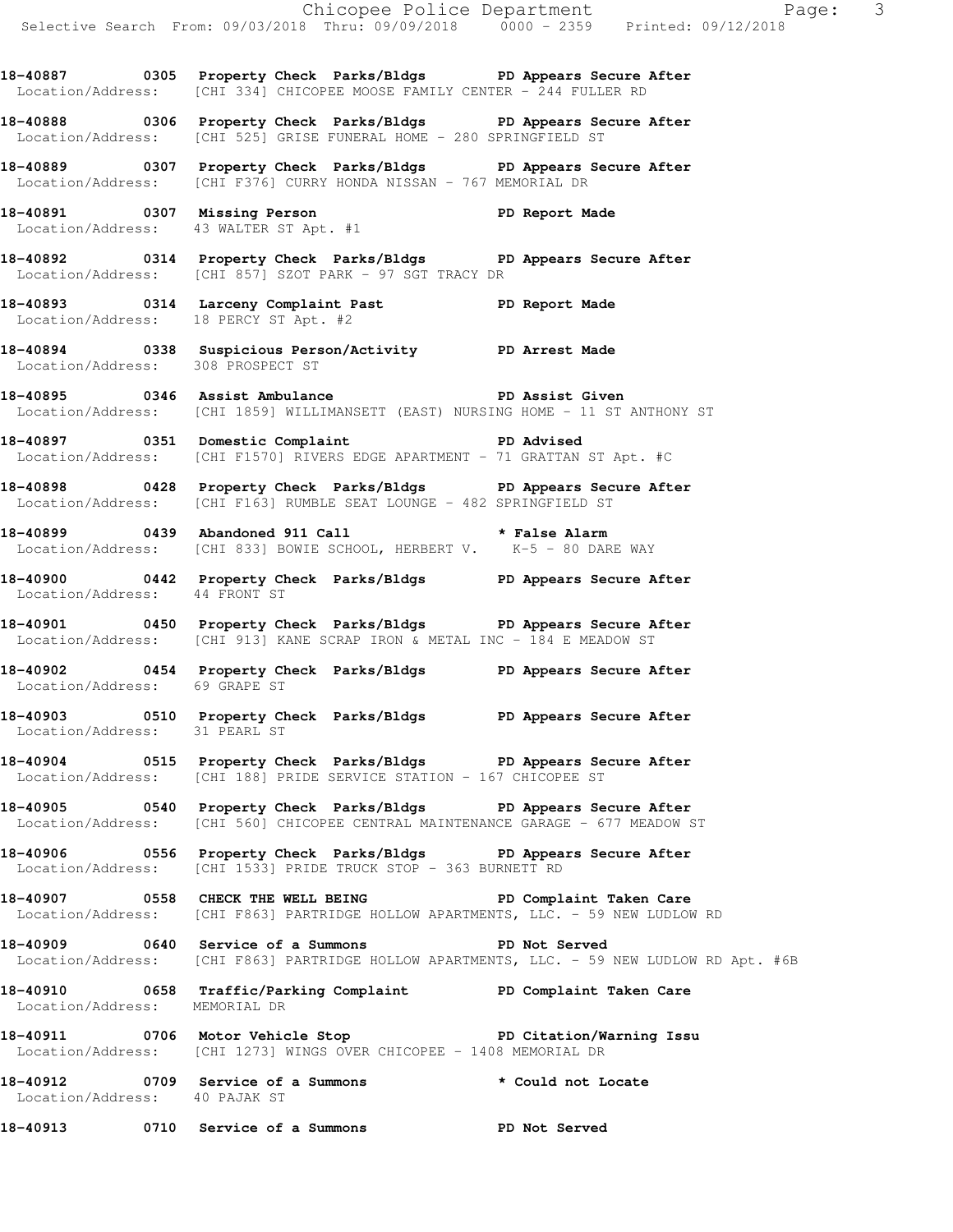**18-40887 0305 Property Check Parks/Bldgs PD Appears Secure After**
Location/Address: [CHI 334] CHICOPEE MOOSE FAMILY CENTER - 244 FULLER RD

**18-40888 0306 Property Check Parks/Bldgs PD Appears Secure After**
Location/Address: [CHI 525] GRISE FUNERAL HOME - 280 SPRINGFIELD ST

**18-40889 0307 Property Check Parks/Bldgs PD Appears Secure After**
Location/Address: [CHI F376] CURRY HONDA NISSAN - 767 MEMORIAL DR

**18-40891 0307 Missing Person PD Report Made**
Location/Address: 43 WALTER ST Apt. #1

**18-40892 0314 Property Check Parks/Bldgs PD Appears Secure After**
Location/Address: [CHI 857] SZOT PARK - 97 SGT TRACY DR

**18-40893 0314 Larceny Complaint Past PD Report Made**
Location/Address: 18 PERCY ST Apt. #2

**18-40894 0338 Suspicious Person/Activity PD Arrest Made**
Location/Address: 308 PROSPECT ST

**18-40895 0346 Assist Ambulance PD Assist Given**
Location/Address: [CHI 1859] WILLIMANSETT (EAST) NURSING HOME - 11 ST ANTHONY ST

**18-40897 0351 Domestic Complaint PD Advised**
Location/Address: [CHI F1570] RIVERS EDGE APARTMENT - 71 GRATTAN ST Apt. #C

**18-40898 0428 Property Check Parks/Bldgs PD Appears Secure After**
Location/Address: [CHI F163] RUMBLE SEAT LOUNGE - 482 SPRINGFIELD ST

**18-40899 0439 Abandoned 911 Call * False Alarm**
Location/Address: [CHI 833] BOWIE SCHOOL, HERBERT V. K-5 - 80 DARE WAY

**18-40900 0442 Property Check Parks/Bldgs PD Appears Secure After**
Location/Address: 44 FRONT ST

**18-40901 0450 Property Check Parks/Bldgs PD Appears Secure After**
Location/Address: [CHI 913] KANE SCRAP IRON & METAL INC - 184 E MEADOW ST

**18-40902 0454 Property Check Parks/Bldgs PD Appears Secure After**
Location/Address: 69 GRAPE ST

**18-40903 0510 Property Check Parks/Bldgs PD Appears Secure After**
Location/Address: 31 PEARL ST

**18-40904 0515 Property Check Parks/Bldgs PD Appears Secure After**
Location/Address: [CHI 188] PRIDE SERVICE STATION - 167 CHICOPEE ST

**18-40905 0540 Property Check Parks/Bldgs PD Appears Secure After**
Location/Address: [CHI 560] CHICOPEE CENTRAL MAINTENANCE GARAGE - 677 MEADOW ST

**18-40906 0556 Property Check Parks/Bldgs PD Appears Secure After**
Location/Address: [CHI 1533] PRIDE TRUCK STOP - 363 BURNETT RD

**18-40907 0558 CHECK THE WELL BEING PD Complaint Taken Care**
Location/Address: [CHI F863] PARTRIDGE HOLLOW APARTMENTS, LLC. - 59 NEW LUDLOW RD

**18-40909 0640 Service of a Summons PD Not Served**
Location/Address: [CHI F863] PARTRIDGE HOLLOW APARTMENTS, LLC. - 59 NEW LUDLOW RD Apt. #6B

**18-40910 0658 Traffic/Parking Complaint PD Complaint Taken Care**
Location/Address: MEMORIAL DR

**18-40911 0706 Motor Vehicle Stop PD Citation/Warning Issu**
Location/Address: [CHI 1273] WINGS OVER CHICOPEE - 1408 MEMORIAL DR

**18-40912 0709 Service of a Summons * Could not Locate**
Location/Address: 40 PAJAK ST

**18-40913 0710 Service of a Summons PD Not Served**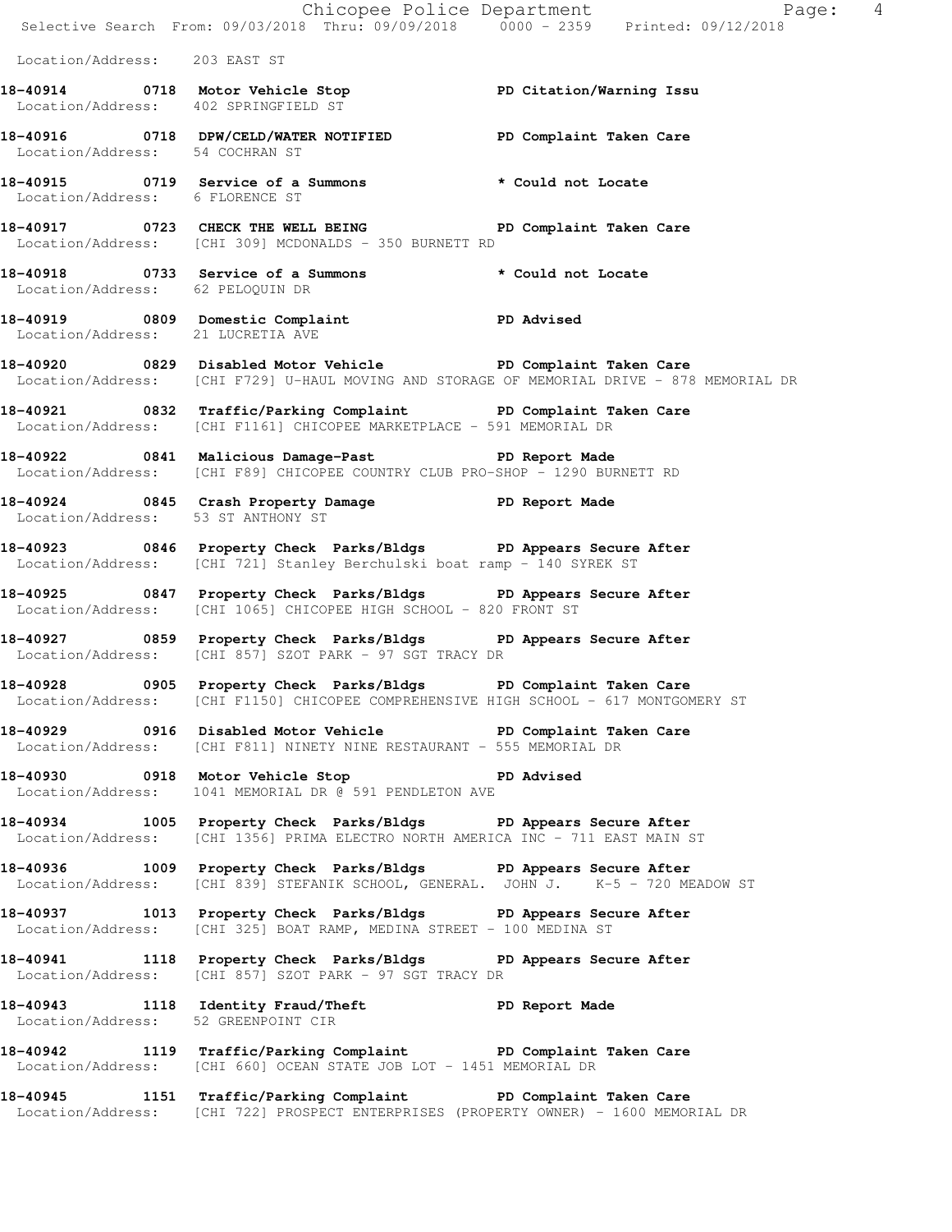Location/Address: 203 EAST ST

**18-40914 0718 Motor Vehicle Stop PD Citation/Warning Issu**
Location/Address: 402 SPRINGFIELD ST

**18-40916 0718 DPW/CELD/WATER NOTIFIED PD Complaint Taken Care**
Location/Address: 54 COCHRAN ST

**18-40915 0719 Service of a Summons * Could not Locate**
Location/Address: 6 FLORENCE ST

**18-40917 0723 CHECK THE WELL BEING PD Complaint Taken Care**
Location/Address: [CHI 309] MCDONALDS - 350 BURNETT RD

**18-40918 0733 Service of a Summons * Could not Locate**
Location/Address: 62 PELOQUIN DR

**18-40919 0809 Domestic Complaint PD Advised**
Location/Address: 21 LUCRETIA AVE

**18-40920 0829 Disabled Motor Vehicle PD Complaint Taken Care**
Location/Address: [CHI F729] U-HAUL MOVING AND STORAGE OF MEMORIAL DRIVE - 878 MEMORIAL DR

**18-40921 0832 Traffic/Parking Complaint PD Complaint Taken Care**
Location/Address: [CHI F1161] CHICOPEE MARKETPLACE - 591 MEMORIAL DR

**18-40922 0841 Malicious Damage-Past PD Report Made**
Location/Address: [CHI F89] CHICOPEE COUNTRY CLUB PRO-SHOP - 1290 BURNETT RD

**18-40924 0845 Crash Property Damage PD Report Made**
Location/Address: 53 ST ANTHONY ST

**18-40923 0846 Property Check Parks/Bldgs PD Appears Secure After**
Location/Address: [CHI 721] Stanley Berchulski boat ramp - 140 SYREK ST

**18-40925 0847 Property Check Parks/Bldgs PD Appears Secure After**
Location/Address: [CHI 1065] CHICOPEE HIGH SCHOOL - 820 FRONT ST

**18-40927 0859 Property Check Parks/Bldgs PD Appears Secure After**
Location/Address: [CHI 857] SZOT PARK - 97 SGT TRACY DR

**18-40928 0905 Property Check Parks/Bldgs PD Complaint Taken Care**
Location/Address: [CHI F1150] CHICOPEE COMPREHENSIVE HIGH SCHOOL - 617 MONTGOMERY ST

**18-40929 0916 Disabled Motor Vehicle PD Complaint Taken Care**
Location/Address: [CHI F811] NINETY NINE RESTAURANT - 555 MEMORIAL DR

**18-40930 0918 Motor Vehicle Stop PD Advised**
Location/Address: 1041 MEMORIAL DR @ 591 PENDLETON AVE

**18-40934 1005 Property Check Parks/Bldgs PD Appears Secure After**
Location/Address: [CHI 1356] PRIMA ELECTRO NORTH AMERICA INC - 711 EAST MAIN ST

**18-40936 1009 Property Check Parks/Bldgs PD Appears Secure After**
Location/Address: [CHI 839] STEFANIK SCHOOL, GENERAL. JOHN J. K-5 - 720 MEADOW ST

**18-40937 1013 Property Check Parks/Bldgs PD Appears Secure After**
Location/Address: [CHI 325] BOAT RAMP, MEDINA STREET - 100 MEDINA ST

**18-40941 1118 Property Check Parks/Bldgs PD Appears Secure After**
Location/Address: [CHI 857] SZOT PARK - 97 SGT TRACY DR

**18-40943 1118 Identity Fraud/Theft PD Report Made**
Location/Address: 52 GREENPOINT CIR

**18-40942 1119 Traffic/Parking Complaint PD Complaint Taken Care**
Location/Address: [CHI 660] OCEAN STATE JOB LOT - 1451 MEMORIAL DR

**18-40945 1151 Traffic/Parking Complaint PD Complaint Taken Care**
Location/Address: [CHI 722] PROSPECT ENTERPRISES (PROPERTY OWNER) - 1600 MEMORIAL DR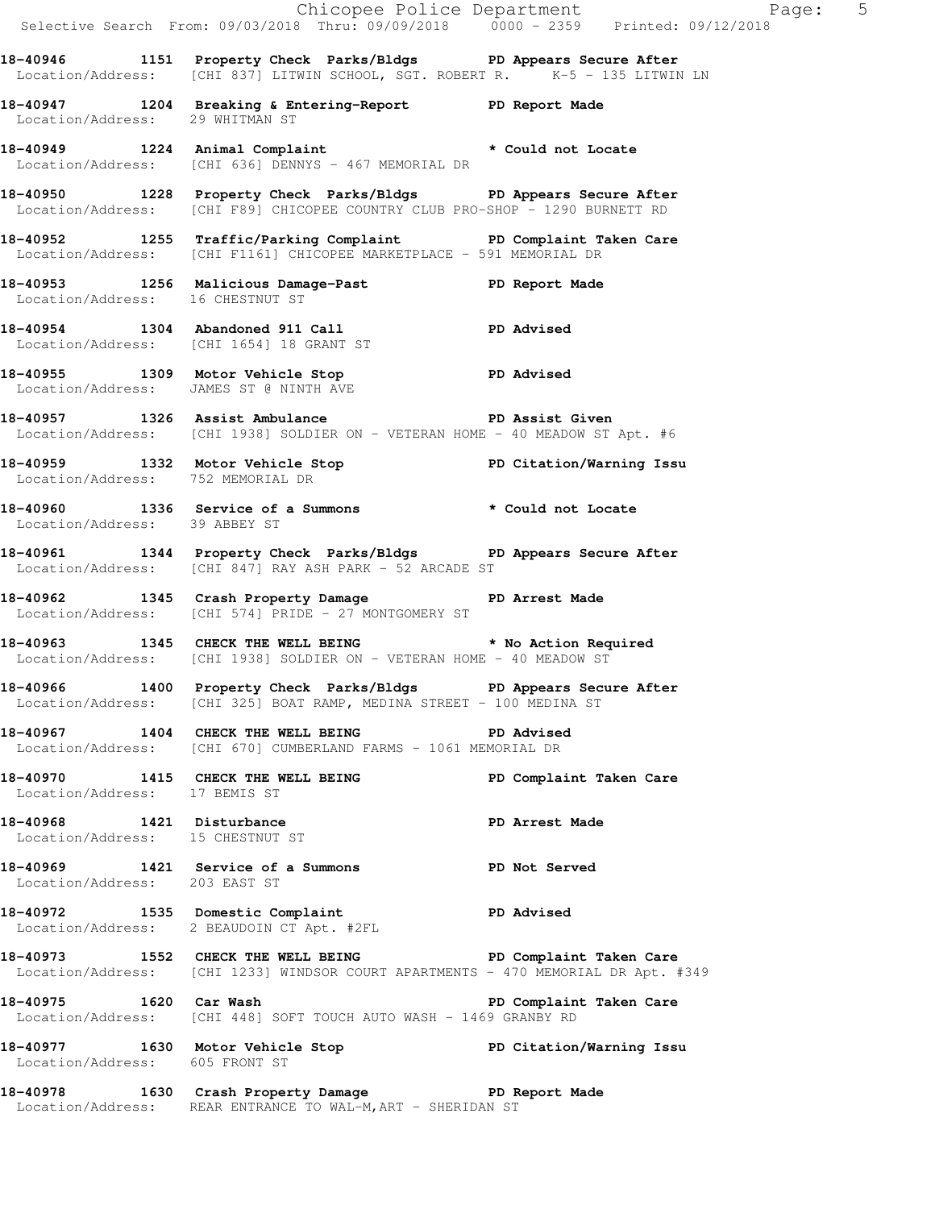**18-40946 1151 Property Check Parks/Bldgs PD Appears Secure After**
Location/Address: [CHI 837] LITWIN SCHOOL, SGT. ROBERT R. K-5 - 135 LITWIN LN

**18-40947 1204 Breaking & Entering-Report PD Report Made**
Location/Address: 29 WHITMAN ST

**18-40949 1224 Animal Complaint * Could not Locate**
Location/Address: [CHI 636] DENNYS - 467 MEMORIAL DR

**18-40950 1228 Property Check Parks/Bldgs PD Appears Secure After**
Location/Address: [CHI F89] CHICOPEE COUNTRY CLUB PRO-SHOP - 1290 BURNETT RD

**18-40952 1255 Traffic/Parking Complaint PD Complaint Taken Care**
Location/Address: [CHI F1161] CHICOPEE MARKETPLACE - 591 MEMORIAL DR

**18-40953 1256 Malicious Damage-Past PD Report Made**
Location/Address: 16 CHESTNUT ST

**18-40954 1304 Abandoned 911 Call PD Advised**
Location/Address: [CHI 1654] 18 GRANT ST

**18-40955 1309 Motor Vehicle Stop PD Advised**
Location/Address: JAMES ST @ NINTH AVE

**18-40957 1326 Assist Ambulance PD Assist Given**
Location/Address: [CHI 1938] SOLDIER ON - VETERAN HOME - 40 MEADOW ST Apt. #6

**18-40959 1332 Motor Vehicle Stop PD Citation/Warning Issu**
Location/Address: 752 MEMORIAL DR

**18-40960 1336 Service of a Summons * Could not Locate**
Location/Address: 39 ABBEY ST

**18-40961 1344 Property Check Parks/Bldgs PD Appears Secure After**
Location/Address: [CHI 847] RAY ASH PARK - 52 ARCADE ST

**18-40962 1345 Crash Property Damage PD Arrest Made**
Location/Address: [CHI 574] PRIDE - 27 MONTGOMERY ST

**18-40963 1345 CHECK THE WELL BEING * No Action Required**
Location/Address: [CHI 1938] SOLDIER ON - VETERAN HOME - 40 MEADOW ST

**18-40966 1400 Property Check Parks/Bldgs PD Appears Secure After**
Location/Address: [CHI 325] BOAT RAMP, MEDINA STREET - 100 MEDINA ST

**18-40967 1404 CHECK THE WELL BEING PD Advised**
Location/Address: [CHI 670] CUMBERLAND FARMS - 1061 MEMORIAL DR

**18-40970 1415 CHECK THE WELL BEING PD Complaint Taken Care**
Location/Address: 17 BEMIS ST

**18-40968 1421 Disturbance PD Arrest Made**
Location/Address: 15 CHESTNUT ST

**18-40969 1421 Service of a Summons PD Not Served**
Location/Address: 203 EAST ST

**18-40972 1535 Domestic Complaint PD Advised**
Location/Address: 2 BEAUDOIN CT Apt. #2FL

**18-40973 1552 CHECK THE WELL BEING PD Complaint Taken Care**
Location/Address: [CHI 1233] WINDSOR COURT APARTMENTS - 470 MEMORIAL DR Apt. #349

**18-40975 1620 Car Wash PD Complaint Taken Care**
Location/Address: [CHI 448] SOFT TOUCH AUTO WASH - 1469 GRANBY RD

**18-40977 1630 Motor Vehicle Stop PD Citation/Warning Issu**
Location/Address: 605 FRONT ST

**18-40978 1630 Crash Property Damage PD Report Made**
Location/Address: REAR ENTRANCE TO WAL-M,ART - SHERIDAN ST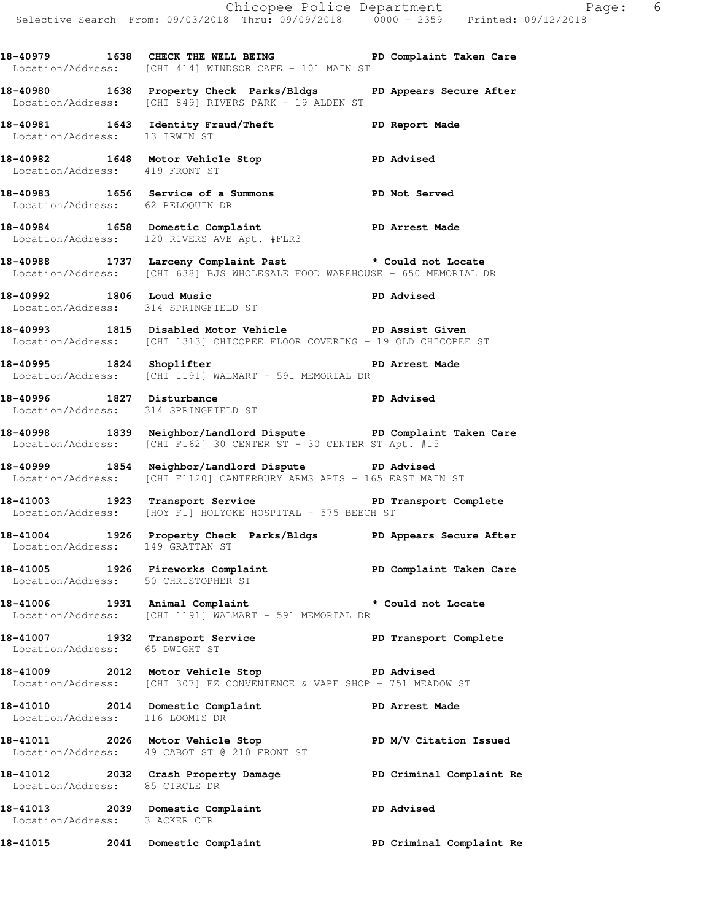**18-40979 1638 CHECK THE WELL BEING PD Complaint Taken Care**
Location/Address: [CHI 414] WINDSOR CAFE - 101 MAIN ST

**18-40980 1638 Property Check Parks/Bldgs PD Appears Secure After**
Location/Address: [CHI 849] RIVERS PARK - 19 ALDEN ST

**18-40981 1643 Identity Fraud/Theft PD Report Made**
Location/Address: 13 IRWIN ST

**18-40982 1648 Motor Vehicle Stop PD Advised**
Location/Address: 419 FRONT ST

**18-40983 1656 Service of a Summons PD Not Served**
Location/Address: 62 PELOQUIN DR

**18-40984 1658 Domestic Complaint PD Arrest Made**
Location/Address: 120 RIVERS AVE Apt. #FLR3

**18-40988 1737 Larceny Complaint Past * Could not Locate**
Location/Address: [CHI 638] BJS WHOLESALE FOOD WAREHOUSE - 650 MEMORIAL DR

**18-40992 1806 Loud Music PD Advised**
Location/Address: 314 SPRINGFIELD ST

**18-40993 1815 Disabled Motor Vehicle PD Assist Given**
Location/Address: [CHI 1313] CHICOPEE FLOOR COVERING - 19 OLD CHICOPEE ST

**18-40995 1824 Shoplifter PD Arrest Made**
Location/Address: [CHI 1191] WALMART - 591 MEMORIAL DR

**18-40996 1827 Disturbance PD Advised**
Location/Address: 314 SPRINGFIELD ST

**18-40998 1839 Neighbor/Landlord Dispute PD Complaint Taken Care**
Location/Address: [CHI F162] 30 CENTER ST - 30 CENTER ST Apt. #15

**18-40999 1854 Neighbor/Landlord Dispute PD Advised**
Location/Address: [CHI F1120] CANTERBURY ARMS APTS - 165 EAST MAIN ST

**18-41003 1923 Transport Service PD Transport Complete**
Location/Address: [HOY F1] HOLYOKE HOSPITAL - 575 BEECH ST

**18-41004 1926 Property Check Parks/Bldgs PD Appears Secure After**
Location/Address: 149 GRATTAN ST

**18-41005 1926 Fireworks Complaint PD Complaint Taken Care**
Location/Address: 50 CHRISTOPHER ST

**18-41006 1931 Animal Complaint * Could not Locate**
Location/Address: [CHI 1191] WALMART - 591 MEMORIAL DR

**18-41007 1932 Transport Service PD Transport Complete**
Location/Address: 65 DWIGHT ST

**18-41009 2012 Motor Vehicle Stop PD Advised**
Location/Address: [CHI 307] EZ CONVENIENCE & VAPE SHOP - 751 MEADOW ST

**18-41010 2014 Domestic Complaint PD Arrest Made**
Location/Address: 116 LOOMIS DR

**18-41011 2026 Motor Vehicle Stop PD M/V Citation Issued**
Location/Address: 49 CABOT ST @ 210 FRONT ST

**18-41012 2032 Crash Property Damage PD Criminal Complaint Re**
Location/Address: 85 CIRCLE DR

**18-41013 2039 Domestic Complaint PD Advised**
Location/Address: 3 ACKER CIR

**18-41015 2041 Domestic Complaint PD Criminal Complaint Re**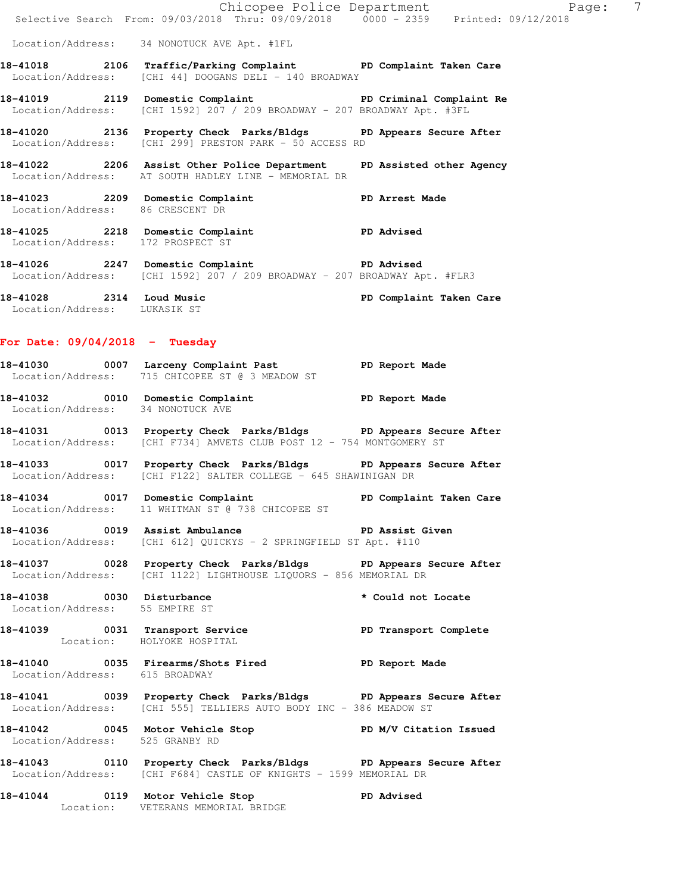Location/Address: 34 NONOTUCK AVE Apt. #1FL

**18-41018** 2106 **Traffic/Parking Complaint** **PD Complaint Taken Care**
Location/Address: [CHI 44] DOOGANS DELI - 140 BROADWAY

**18-41019** 2119 **Domestic Complaint** **PD Criminal Complaint Re**
Location/Address: [CHI 1592] 207 / 209 BROADWAY - 207 BROADWAY Apt. #3FL

**18-41020** 2136 **Property Check Parks/Bldgs** **PD Appears Secure After**
Location/Address: [CHI 299] PRESTON PARK - 50 ACCESS RD

**18-41022** 2206 **Assist Other Police Department** **PD Assisted other Agency**
Location/Address: AT SOUTH HADLEY LINE - MEMORIAL DR

**18-41023** 2209 **Domestic Complaint** **PD Arrest Made**
Location/Address: 86 CRESCENT DR

**18-41025** 2218 **Domestic Complaint** **PD Advised**
Location/Address: 172 PROSPECT ST

**18-41026** 2247 **Domestic Complaint** **PD Advised**
Location/Address: [CHI 1592] 207 / 209 BROADWAY - 207 BROADWAY Apt. #FLR3

**18-41028** 2314 **Loud Music** **PD Complaint Taken Care**
Location/Address: LUKASIK ST

## For Date: 09/04/2018 - Tuesday

**18-41030** 0007 **Larceny Complaint Past** **PD Report Made**
Location/Address: 715 CHICOPEE ST @ 3 MEADOW ST

**18-41032** 0010 **Domestic Complaint** **PD Report Made**
Location/Address: 34 NONOTUCK AVE

**18-41031** 0013 **Property Check Parks/Bldgs** **PD Appears Secure After**
Location/Address: [CHI F734] AMVETS CLUB POST 12 - 754 MONTGOMERY ST

**18-41033** 0017 **Property Check Parks/Bldgs** **PD Appears Secure After**
Location/Address: [CHI F122] SALTER COLLEGE - 645 SHAWINIGAN DR

**18-41034** 0017 **Domestic Complaint** **PD Complaint Taken Care**
Location/Address: 11 WHITMAN ST @ 738 CHICOPEE ST

**18-41036** 0019 **Assist Ambulance** **PD Assist Given**
Location/Address: [CHI 612] QUICKYS - 2 SPRINGFIELD ST Apt. #110

**18-41037** 0028 **Property Check Parks/Bldgs** **PD Appears Secure After**
Location/Address: [CHI 1122] LIGHTHOUSE LIQUORS - 856 MEMORIAL DR

**18-41038** 0030 **Disturbance** *** Could not Locate**
Location/Address: 55 EMPIRE ST

**18-41039** 0031 **Transport Service** **PD Transport Complete**
Location: HOLYOKE HOSPITAL

**18-41040** 0035 **Firearms/Shots Fired** **PD Report Made**
Location/Address: 615 BROADWAY

**18-41041** 0039 **Property Check Parks/Bldgs** **PD Appears Secure After**
Location/Address: [CHI 555] TELLIERS AUTO BODY INC - 386 MEADOW ST

**18-41042** 0045 **Motor Vehicle Stop** **PD M/V Citation Issued**
Location/Address: 525 GRANBY RD

**18-41043** 0110 **Property Check Parks/Bldgs** **PD Appears Secure After**
Location/Address: [CHI F684] CASTLE OF KNIGHTS - 1599 MEMORIAL DR

**18-41044** 0119 **Motor Vehicle Stop** **PD Advised**
Location: VETERANS MEMORIAL BRIDGE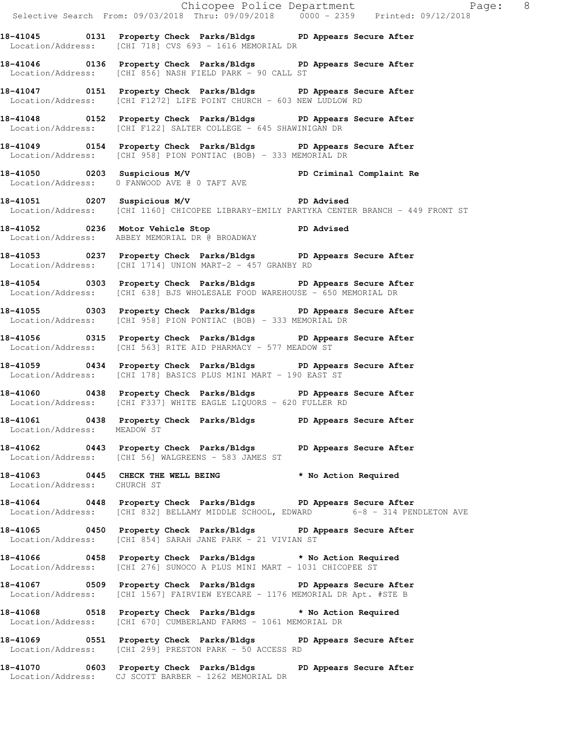**18-41045 0131 Property Check Parks/Bldgs PD Appears Secure After**
Location/Address: [CHI 718] CVS 693 - 1616 MEMORIAL DR

**18-41046 0136 Property Check Parks/Bldgs PD Appears Secure After**
Location/Address: [CHI 856] NASH FIELD PARK - 90 CALL ST

**18-41047 0151 Property Check Parks/Bldgs PD Appears Secure After**
Location/Address: [CHI F1272] LIFE POINT CHURCH - 603 NEW LUDLOW RD

**18-41048 0152 Property Check Parks/Bldgs PD Appears Secure After**
Location/Address: [CHI F122] SALTER COLLEGE - 645 SHAWINIGAN DR

**18-41049 0154 Property Check Parks/Bldgs PD Appears Secure After**
Location/Address: [CHI 958] PION PONTIAC (BOB) - 333 MEMORIAL DR

**18-41050 0203 Suspicious M/V PD Criminal Complaint Re**
Location/Address: 0 FANWOOD AVE @ 0 TAFT AVE

**18-41051 0207 Suspicious M/V PD Advised**
Location/Address: [CHI 1160] CHICOPEE LIBRARY-EMILY PARTYKA CENTER BRANCH - 449 FRONT ST

**18-41052 0236 Motor Vehicle Stop PD Advised**
Location/Address: ABBEY MEMORIAL DR @ BROADWAY

**18-41053 0237 Property Check Parks/Bldgs PD Appears Secure After**
Location/Address: [CHI 1714] UNION MART-2 - 457 GRANBY RD

**18-41054 0303 Property Check Parks/Bldgs PD Appears Secure After**
Location/Address: [CHI 638] BJS WHOLESALE FOOD WAREHOUSE - 650 MEMORIAL DR

**18-41055 0303 Property Check Parks/Bldgs PD Appears Secure After**
Location/Address: [CHI 958] PION PONTIAC (BOB) - 333 MEMORIAL DR

**18-41056 0315 Property Check Parks/Bldgs PD Appears Secure After**
Location/Address: [CHI 563] RITE AID PHARMACY - 577 MEADOW ST

**18-41059 0434 Property Check Parks/Bldgs PD Appears Secure After**
Location/Address: [CHI 178] BASICS PLUS MINI MART - 190 EAST ST

**18-41060 0438 Property Check Parks/Bldgs PD Appears Secure After**
Location/Address: [CHI F337] WHITE EAGLE LIQUORS - 620 FULLER RD

**18-41061 0438 Property Check Parks/Bldgs PD Appears Secure After**
Location/Address: MEADOW ST

**18-41062 0443 Property Check Parks/Bldgs PD Appears Secure After**
Location/Address: [CHI 56] WALGREENS - 583 JAMES ST

**18-41063 0445 CHECK THE WELL BEING * No Action Required**
Location/Address: CHURCH ST

**18-41064 0448 Property Check Parks/Bldgs PD Appears Secure After**
Location/Address: [CHI 832] BELLAMY MIDDLE SCHOOL, EDWARD 6-8 - 314 PENDLETON AVE

**18-41065 0450 Property Check Parks/Bldgs PD Appears Secure After**
Location/Address: [CHI 854] SARAH JANE PARK - 21 VIVIAN ST

**18-41066 0458 Property Check Parks/Bldgs * No Action Required**
Location/Address: [CHI 276] SUNOCO A PLUS MINI MART - 1031 CHICOPEE ST

**18-41067 0509 Property Check Parks/Bldgs PD Appears Secure After**
Location/Address: [CHI 1567] FAIRVIEW EYECARE - 1176 MEMORIAL DR Apt. #STE B

**18-41068 0518 Property Check Parks/Bldgs * No Action Required**
Location/Address: [CHI 670] CUMBERLAND FARMS - 1061 MEMORIAL DR

**18-41069 0551 Property Check Parks/Bldgs PD Appears Secure After**
Location/Address: [CHI 299] PRESTON PARK - 50 ACCESS RD

**18-41070 0603 Property Check Parks/Bldgs PD Appears Secure After**
Location/Address: CJ SCOTT BARBER - 1262 MEMORIAL DR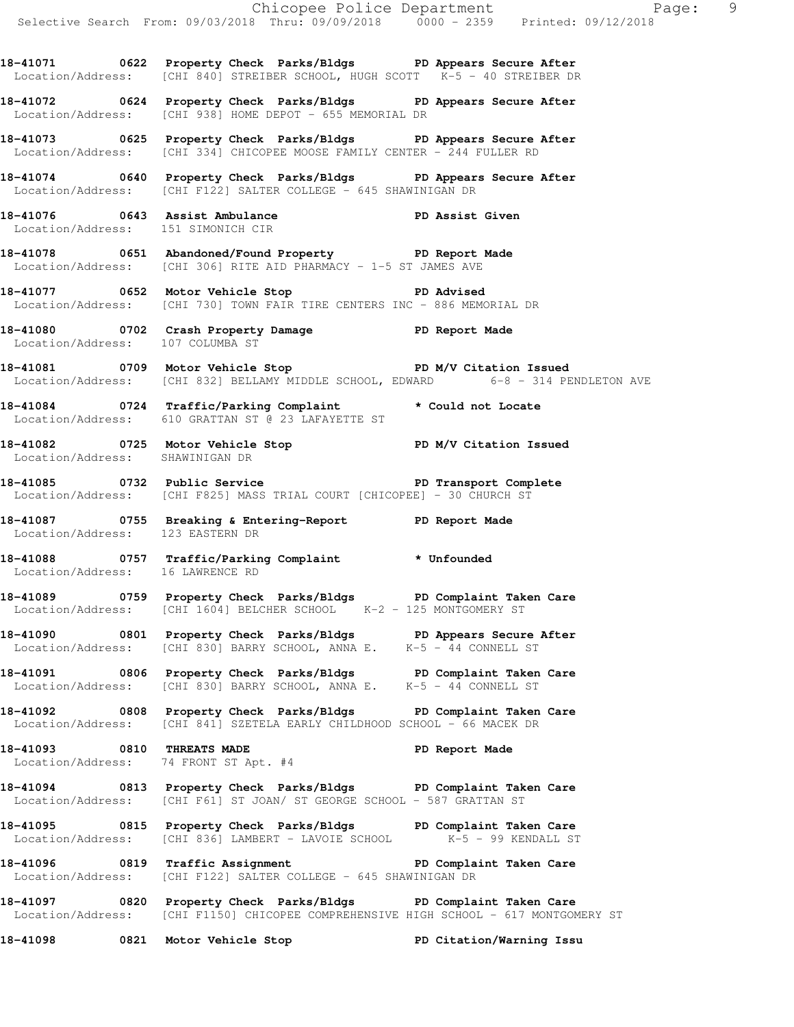**18-41071 0622 Property Check Parks/Bldgs PD Appears Secure After**
Location/Address: [CHI 840] STREIBER SCHOOL, HUGH SCOTT K-5 - 40 STREIBER DR

**18-41072 0624 Property Check Parks/Bldgs PD Appears Secure After**
Location/Address: [CHI 938] HOME DEPOT - 655 MEMORIAL DR

**18-41073 0625 Property Check Parks/Bldgs PD Appears Secure After**
Location/Address: [CHI 334] CHICOPEE MOOSE FAMILY CENTER - 244 FULLER RD

**18-41074 0640 Property Check Parks/Bldgs PD Appears Secure After**
Location/Address: [CHI F122] SALTER COLLEGE - 645 SHAWINIGAN DR

**18-41076 0643 Assist Ambulance PD Assist Given**
Location/Address: 151 SIMONICH CIR

**18-41078 0651 Abandoned/Found Property PD Report Made**
Location/Address: [CHI 306] RITE AID PHARMACY - 1-5 ST JAMES AVE

**18-41077 0652 Motor Vehicle Stop PD Advised**
Location/Address: [CHI 730] TOWN FAIR TIRE CENTERS INC - 886 MEMORIAL DR

**18-41080 0702 Crash Property Damage PD Report Made**
Location/Address: 107 COLUMBA ST

**18-41081 0709 Motor Vehicle Stop PD M/V Citation Issued**
Location/Address: [CHI 832] BELLAMY MIDDLE SCHOOL, EDWARD 6-8 - 314 PENDLETON AVE

**18-41084 0724 Traffic/Parking Complaint * Could not Locate**
Location/Address: 610 GRATTAN ST @ 23 LAFAYETTE ST

**18-41082 0725 Motor Vehicle Stop PD M/V Citation Issued**
Location/Address: SHAWINIGAN DR

**18-41085 0732 Public Service PD Transport Complete**
Location/Address: [CHI F825] MASS TRIAL COURT [CHICOPEE] - 30 CHURCH ST

**18-41087 0755 Breaking & Entering-Report PD Report Made**
Location/Address: 123 EASTERN DR

**18-41088 0757 Traffic/Parking Complaint * Unfounded**
Location/Address: 16 LAWRENCE RD

**18-41089 0759 Property Check Parks/Bldgs PD Complaint Taken Care**
Location/Address: [CHI 1604] BELCHER SCHOOL K-2 - 125 MONTGOMERY ST

**18-41090 0801 Property Check Parks/Bldgs PD Appears Secure After**
Location/Address: [CHI 830] BARRY SCHOOL, ANNA E. K-5 - 44 CONNELL ST

**18-41091 0806 Property Check Parks/Bldgs PD Complaint Taken Care**
Location/Address: [CHI 830] BARRY SCHOOL, ANNA E. K-5 - 44 CONNELL ST

**18-41092 0808 Property Check Parks/Bldgs PD Complaint Taken Care**
Location/Address: [CHI 841] SZETELA EARLY CHILDHOOD SCHOOL - 66 MACEK DR

**18-41093 0810 THREATS MADE PD Report Made**
Location/Address: 74 FRONT ST Apt. #4

**18-41094 0813 Property Check Parks/Bldgs PD Complaint Taken Care**
Location/Address: [CHI F61] ST JOAN/ ST GEORGE SCHOOL - 587 GRATTAN ST

**18-41095 0815 Property Check Parks/Bldgs PD Complaint Taken Care**
Location/Address: [CHI 836] LAMBERT - LAVOIE SCHOOL K-5 - 99 KENDALL ST

**18-41096 0819 Traffic Assignment PD Complaint Taken Care**
Location/Address: [CHI F122] SALTER COLLEGE - 645 SHAWINIGAN DR

**18-41097 0820 Property Check Parks/Bldgs PD Complaint Taken Care**
Location/Address: [CHI F1150] CHICOPEE COMPREHENSIVE HIGH SCHOOL - 617 MONTGOMERY ST

**18-41098 0821 Motor Vehicle Stop PD Citation/Warning Issu**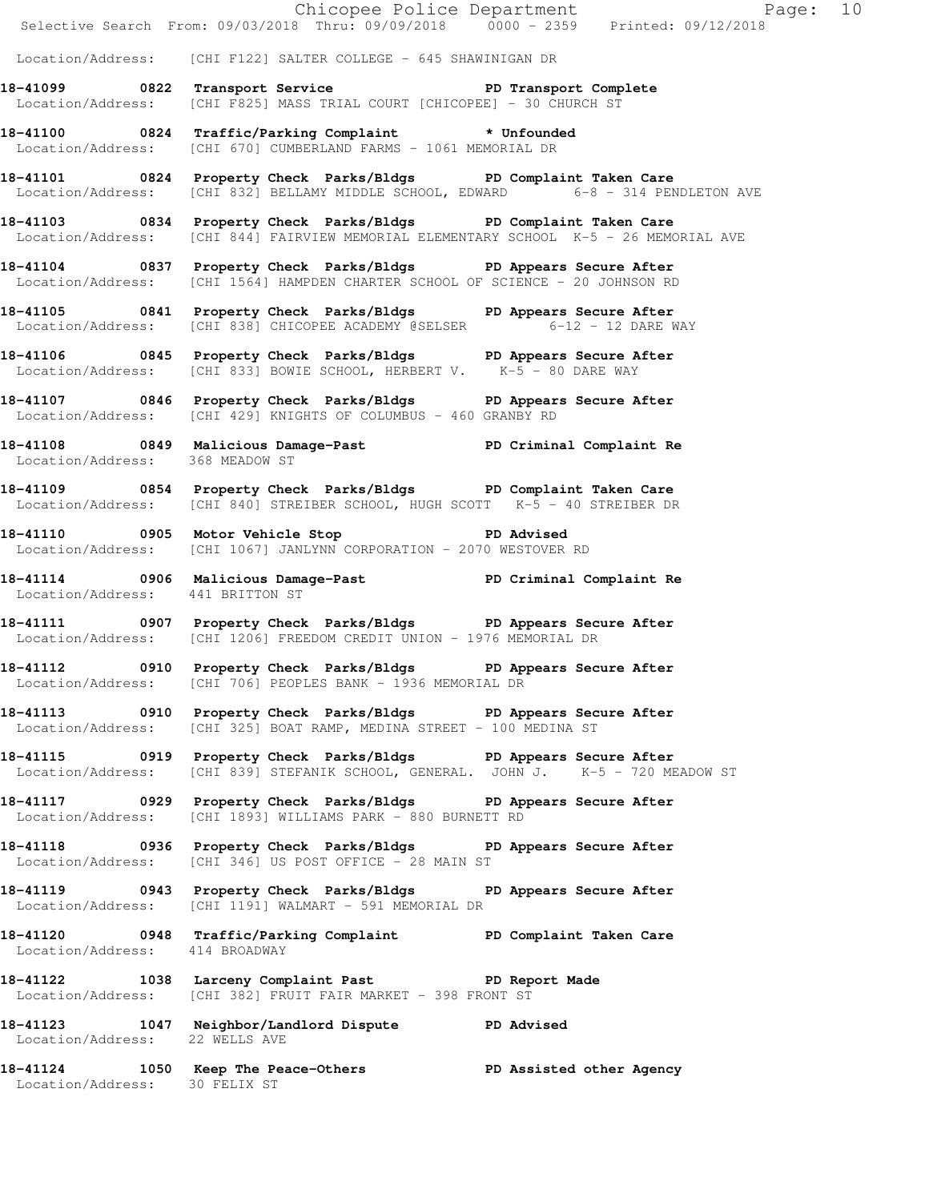Location/Address: [CHI F122] SALTER COLLEGE - 645 SHAWINIGAN DR

**18-41099 0822 Transport Service PD Transport Complete**
Location/Address: [CHI F825] MASS TRIAL COURT [CHICOPEE] - 30 CHURCH ST

**18-41100 0824 Traffic/Parking Complaint * Unfounded**
Location/Address: [CHI 670] CUMBERLAND FARMS - 1061 MEMORIAL DR

**18-41101 0824 Property Check Parks/Bldgs PD Complaint Taken Care**
Location/Address: [CHI 832] BELLAMY MIDDLE SCHOOL, EDWARD 6-8 - 314 PENDLETON AVE

**18-41103 0834 Property Check Parks/Bldgs PD Complaint Taken Care**
Location/Address: [CHI 844] FAIRVIEW MEMORIAL ELEMENTARY SCHOOL K-5 - 26 MEMORIAL AVE

**18-41104 0837 Property Check Parks/Bldgs PD Appears Secure After**
Location/Address: [CHI 1564] HAMPDEN CHARTER SCHOOL OF SCIENCE - 20 JOHNSON RD

**18-41105 0841 Property Check Parks/Bldgs PD Appears Secure After**
Location/Address: [CHI 838] CHICOPEE ACADEMY @SELSER 6-12 - 12 DARE WAY

**18-41106 0845 Property Check Parks/Bldgs PD Appears Secure After**
Location/Address: [CHI 833] BOWIE SCHOOL, HERBERT V. K-5 - 80 DARE WAY

**18-41107 0846 Property Check Parks/Bldgs PD Appears Secure After**
Location/Address: [CHI 429] KNIGHTS OF COLUMBUS - 460 GRANBY RD

**18-41108 0849 Malicious Damage-Past PD Criminal Complaint Re**
Location/Address: 368 MEADOW ST

**18-41109 0854 Property Check Parks/Bldgs PD Complaint Taken Care**
Location/Address: [CHI 840] STREIBER SCHOOL, HUGH SCOTT K-5 - 40 STREIBER DR

**18-41110 0905 Motor Vehicle Stop PD Advised**
Location/Address: [CHI 1067] JANLYNN CORPORATION - 2070 WESTOVER RD

**18-41114 0906 Malicious Damage-Past PD Criminal Complaint Re**
Location/Address: 441 BRITTON ST

**18-41111 0907 Property Check Parks/Bldgs PD Appears Secure After**
Location/Address: [CHI 1206] FREEDOM CREDIT UNION - 1976 MEMORIAL DR

**18-41112 0910 Property Check Parks/Bldgs PD Appears Secure After**
Location/Address: [CHI 706] PEOPLES BANK - 1936 MEMORIAL DR

**18-41113 0910 Property Check Parks/Bldgs PD Appears Secure After**
Location/Address: [CHI 325] BOAT RAMP, MEDINA STREET - 100 MEDINA ST

**18-41115 0919 Property Check Parks/Bldgs PD Appears Secure After**
Location/Address: [CHI 839] STEFANIK SCHOOL, GENERAL. JOHN J. K-5 - 720 MEADOW ST

**18-41117 0929 Property Check Parks/Bldgs PD Appears Secure After**
Location/Address: [CHI 1893] WILLIAMS PARK - 880 BURNETT RD

**18-41118 0936 Property Check Parks/Bldgs PD Appears Secure After**
Location/Address: [CHI 346] US POST OFFICE - 28 MAIN ST

**18-41119 0943 Property Check Parks/Bldgs PD Appears Secure After**
Location/Address: [CHI 1191] WALMART - 591 MEMORIAL DR

**18-41120 0948 Traffic/Parking Complaint PD Complaint Taken Care**
Location/Address: 414 BROADWAY

**18-41122 1038 Larceny Complaint Past PD Report Made**
Location/Address: [CHI 382] FRUIT FAIR MARKET - 398 FRONT ST

**18-41123 1047 Neighbor/Landlord Dispute PD Advised**
Location/Address: 22 WELLS AVE

**18-41124 1050 Keep The Peace-Others PD Assisted other Agency**
Location/Address: 30 FELIX ST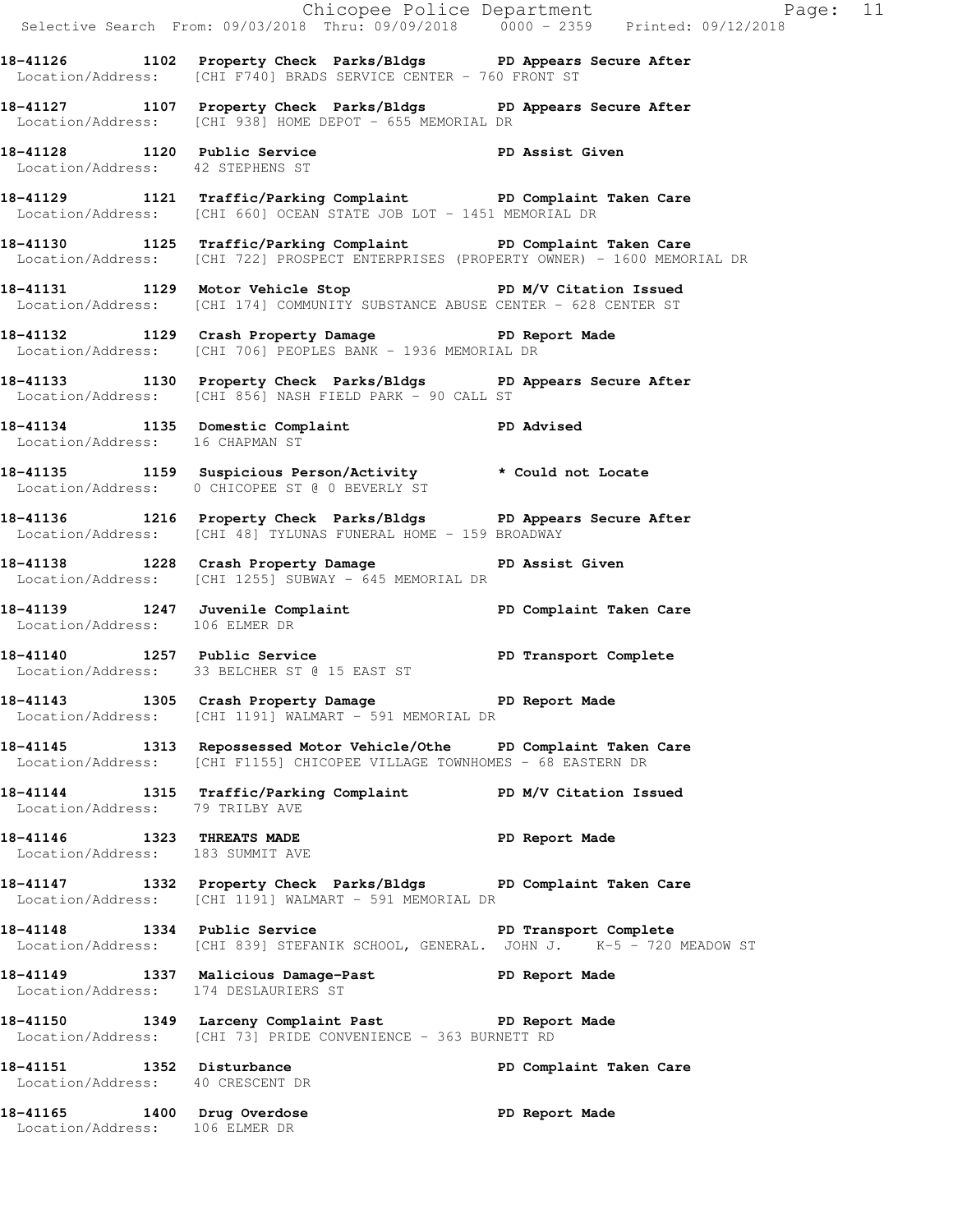**18-41126 1102 Property Check Parks/Bldgs PD Appears Secure After**
Location/Address: [CHI F740] BRADS SERVICE CENTER - 760 FRONT ST

**18-41127 1107 Property Check Parks/Bldgs PD Appears Secure After**
Location/Address: [CHI 938] HOME DEPOT - 655 MEMORIAL DR

**18-41128 1120 Public Service PD Assist Given**
Location/Address: 42 STEPHENS ST

**18-41129 1121 Traffic/Parking Complaint PD Complaint Taken Care**
Location/Address: [CHI 660] OCEAN STATE JOB LOT - 1451 MEMORIAL DR

**18-41130 1125 Traffic/Parking Complaint PD Complaint Taken Care**
Location/Address: [CHI 722] PROSPECT ENTERPRISES (PROPERTY OWNER) - 1600 MEMORIAL DR

**18-41131 1129 Motor Vehicle Stop PD M/V Citation Issued**
Location/Address: [CHI 174] COMMUNITY SUBSTANCE ABUSE CENTER - 628 CENTER ST

**18-41132 1129 Crash Property Damage PD Report Made**
Location/Address: [CHI 706] PEOPLES BANK - 1936 MEMORIAL DR

**18-41133 1130 Property Check Parks/Bldgs PD Appears Secure After**
Location/Address: [CHI 856] NASH FIELD PARK - 90 CALL ST

**18-41134 1135 Domestic Complaint PD Advised**
Location/Address: 16 CHAPMAN ST

**18-41135 1159 Suspicious Person/Activity * Could not Locate**
Location/Address: 0 CHICOPEE ST @ 0 BEVERLY ST

**18-41136 1216 Property Check Parks/Bldgs PD Appears Secure After**
Location/Address: [CHI 48] TYLUNAS FUNERAL HOME - 159 BROADWAY

**18-41138 1228 Crash Property Damage PD Assist Given**
Location/Address: [CHI 1255] SUBWAY - 645 MEMORIAL DR

**18-41139 1247 Juvenile Complaint PD Complaint Taken Care**
Location/Address: 106 ELMER DR

**18-41140 1257 Public Service PD Transport Complete**
Location/Address: 33 BELCHER ST @ 15 EAST ST

**18-41143 1305 Crash Property Damage PD Report Made**
Location/Address: [CHI 1191] WALMART - 591 MEMORIAL DR

**18-41145 1313 Repossessed Motor Vehicle/Othe PD Complaint Taken Care**
Location/Address: [CHI F1155] CHICOPEE VILLAGE TOWNHOMES - 68 EASTERN DR

**18-41144 1315 Traffic/Parking Complaint PD M/V Citation Issued**
Location/Address: 79 TRILBY AVE

**18-41146 1323 THREATS MADE PD Report Made**
Location/Address: 183 SUMMIT AVE

**18-41147 1332 Property Check Parks/Bldgs PD Complaint Taken Care**
Location/Address: [CHI 1191] WALMART - 591 MEMORIAL DR

**18-41148 1334 Public Service PD Transport Complete**
Location/Address: [CHI 839] STEFANIK SCHOOL, GENERAL. JOHN J. K-5 - 720 MEADOW ST

**18-41149 1337 Malicious Damage-Past PD Report Made**
Location/Address: 174 DESLAURIERS ST

**18-41150 1349 Larceny Complaint Past PD Report Made**
Location/Address: [CHI 73] PRIDE CONVENIENCE - 363 BURNETT RD

**18-41151 1352 Disturbance PD Complaint Taken Care**
Location/Address: 40 CRESCENT DR

**18-41165 1400 Drug Overdose PD Report Made**
Location/Address: 106 ELMER DR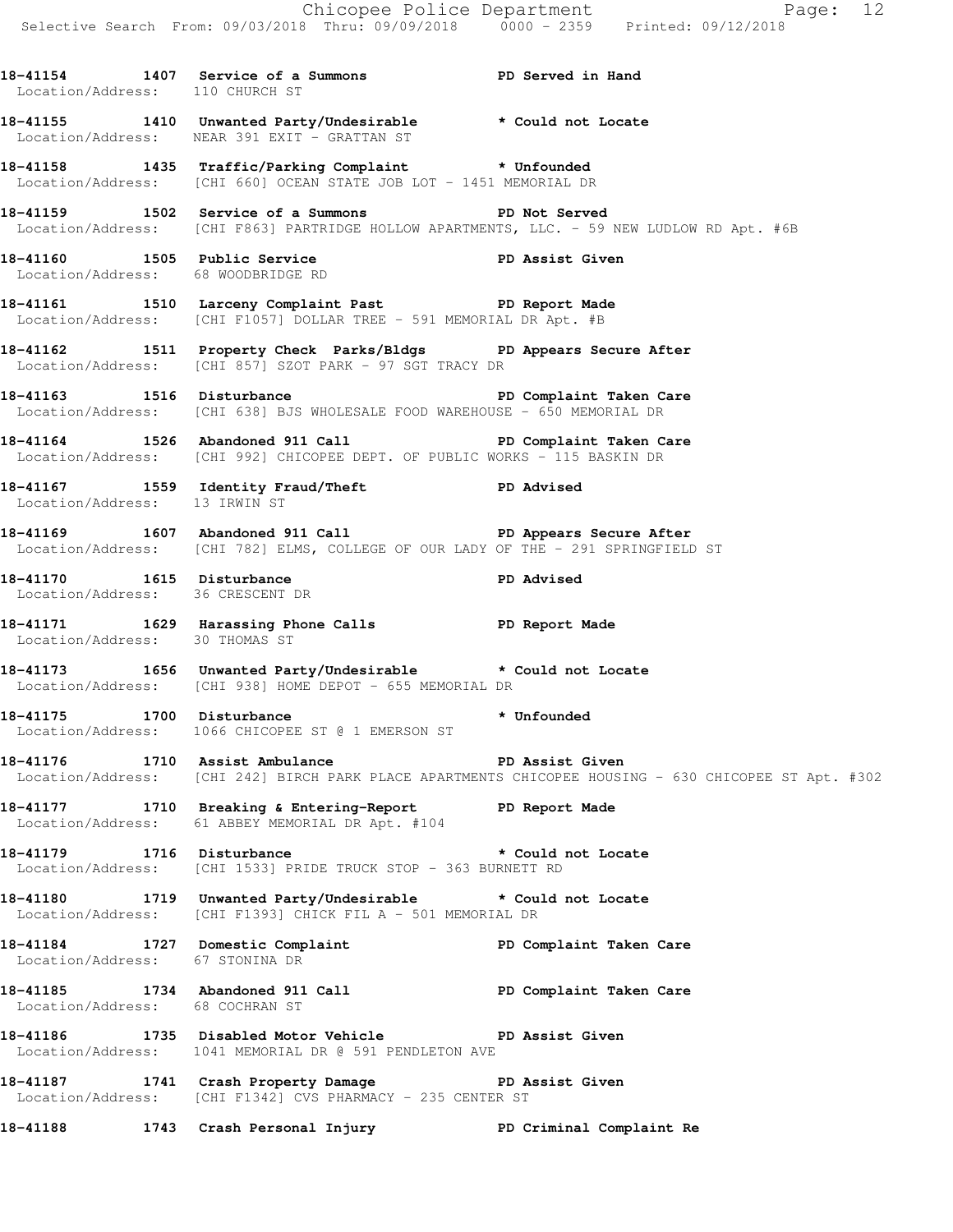**18-41154 1407 Service of a Summons PD Served in Hand**
Location/Address: 110 CHURCH ST

**18-41155 1410 Unwanted Party/Undesirable * Could not Locate**
Location/Address: NEAR 391 EXIT - GRATTAN ST

**18-41158 1435 Traffic/Parking Complaint * Unfounded**
Location/Address: [CHI 660] OCEAN STATE JOB LOT - 1451 MEMORIAL DR

**18-41159 1502 Service of a Summons PD Not Served**
Location/Address: [CHI F863] PARTRIDGE HOLLOW APARTMENTS, LLC. - 59 NEW LUDLOW RD Apt. #6B

**18-41160 1505 Public Service PD Assist Given**
Location/Address: 68 WOODBRIDGE RD

**18-41161 1510 Larceny Complaint Past PD Report Made**
Location/Address: [CHI F1057] DOLLAR TREE - 591 MEMORIAL DR Apt. #B

**18-41162 1511 Property Check Parks/Bldgs PD Appears Secure After**
Location/Address: [CHI 857] SZOT PARK - 97 SGT TRACY DR

**18-41163 1516 Disturbance PD Complaint Taken Care**
Location/Address: [CHI 638] BJS WHOLESALE FOOD WAREHOUSE - 650 MEMORIAL DR

**18-41164 1526 Abandoned 911 Call PD Complaint Taken Care**
Location/Address: [CHI 992] CHICOPEE DEPT. OF PUBLIC WORKS - 115 BASKIN DR

**18-41167 1559 Identity Fraud/Theft PD Advised**
Location/Address: 13 IRWIN ST

**18-41169 1607 Abandoned 911 Call PD Appears Secure After**
Location/Address: [CHI 782] ELMS, COLLEGE OF OUR LADY OF THE - 291 SPRINGFIELD ST

**18-41170 1615 Disturbance PD Advised**
Location/Address: 36 CRESCENT DR

**18-41171 1629 Harassing Phone Calls PD Report Made**
Location/Address: 30 THOMAS ST

**18-41173 1656 Unwanted Party/Undesirable * Could not Locate**
Location/Address: [CHI 938] HOME DEPOT - 655 MEMORIAL DR

**18-41175 1700 Disturbance * Unfounded**
Location/Address: 1066 CHICOPEE ST @ 1 EMERSON ST

**18-41176 1710 Assist Ambulance PD Assist Given**
Location/Address: [CHI 242] BIRCH PARK PLACE APARTMENTS CHICOPEE HOUSING - 630 CHICOPEE ST Apt. #302

**18-41177 1710 Breaking & Entering-Report PD Report Made**
Location/Address: 61 ABBEY MEMORIAL DR Apt. #104

**18-41179 1716 Disturbance * Could not Locate**
Location/Address: [CHI 1533] PRIDE TRUCK STOP - 363 BURNETT RD

**18-41180 1719 Unwanted Party/Undesirable * Could not Locate**
Location/Address: [CHI F1393] CHICK FIL A - 501 MEMORIAL DR

**18-41184 1727 Domestic Complaint PD Complaint Taken Care**
Location/Address: 67 STONINA DR

**18-41185 1734 Abandoned 911 Call PD Complaint Taken Care**
Location/Address: 68 COCHRAN ST

**18-41186 1735 Disabled Motor Vehicle PD Assist Given**
Location/Address: 1041 MEMORIAL DR @ 591 PENDLETON AVE

**18-41187 1741 Crash Property Damage PD Assist Given**
Location/Address: [CHI F1342] CVS PHARMACY - 235 CENTER ST

**18-41188 1743 Crash Personal Injury PD Criminal Complaint Re**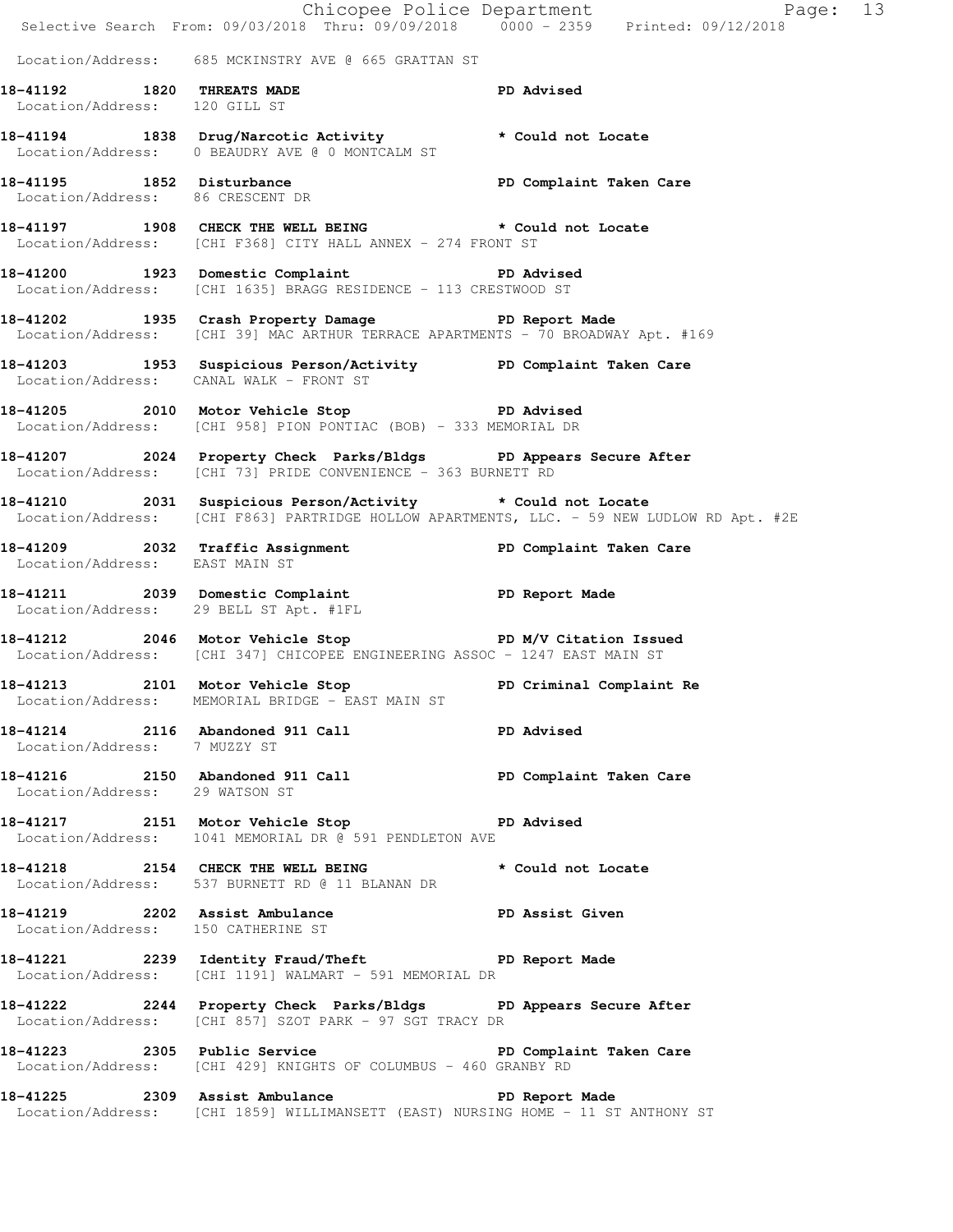Location/Address: 685 MCKINSTRY AVE @ 665 GRATTAN ST

**18-41192 1820 THREATS MADE** PD Advised
Location/Address: 120 GILL ST

**18-41194 1838 Drug/Narcotic Activity** * Could not Locate
Location/Address: 0 BEAUDRY AVE @ 0 MONTCALM ST

**18-41195 1852 Disturbance** PD Complaint Taken Care
Location/Address: 86 CRESCENT DR

**18-41197 1908 CHECK THE WELL BEING** * Could not Locate
Location/Address: [CHI F368] CITY HALL ANNEX - 274 FRONT ST

**18-41200 1923 Domestic Complaint** PD Advised
Location/Address: [CHI 1635] BRAGG RESIDENCE - 113 CRESTWOOD ST

**18-41202 1935 Crash Property Damage** PD Report Made
Location/Address: [CHI 39] MAC ARTHUR TERRACE APARTMENTS - 70 BROADWAY Apt. #169

**18-41203 1953 Suspicious Person/Activity** PD Complaint Taken Care
Location/Address: CANAL WALK - FRONT ST

**18-41205 2010 Motor Vehicle Stop** PD Advised
Location/Address: [CHI 958] PION PONTIAC (BOB) - 333 MEMORIAL DR

**18-41207 2024 Property Check Parks/Bldgs** PD Appears Secure After
Location/Address: [CHI 73] PRIDE CONVENIENCE - 363 BURNETT RD

**18-41210 2031 Suspicious Person/Activity** * Could not Locate
Location/Address: [CHI F863] PARTRIDGE HOLLOW APARTMENTS, LLC. - 59 NEW LUDLOW RD Apt. #2E

**18-41209 2032 Traffic Assignment** PD Complaint Taken Care
Location/Address: EAST MAIN ST

**18-41211 2039 Domestic Complaint** PD Report Made
Location/Address: 29 BELL ST Apt. #1FL

**18-41212 2046 Motor Vehicle Stop** PD M/V Citation Issued
Location/Address: [CHI 347] CHICOPEE ENGINEERING ASSOC - 1247 EAST MAIN ST

**18-41213 2101 Motor Vehicle Stop** PD Criminal Complaint Re
Location/Address: MEMORIAL BRIDGE - EAST MAIN ST

**18-41214 2116 Abandoned 911 Call** PD Advised
Location/Address: 7 MUZZY ST

**18-41216 2150 Abandoned 911 Call** PD Complaint Taken Care
Location/Address: 29 WATSON ST

**18-41217 2151 Motor Vehicle Stop** PD Advised
Location/Address: 1041 MEMORIAL DR @ 591 PENDLETON AVE

**18-41218 2154 CHECK THE WELL BEING** * Could not Locate
Location/Address: 537 BURNETT RD @ 11 BLANAN DR

**18-41219 2202 Assist Ambulance** PD Assist Given
Location/Address: 150 CATHERINE ST

**18-41221 2239 Identity Fraud/Theft** PD Report Made
Location/Address: [CHI 1191] WALMART - 591 MEMORIAL DR

**18-41222 2244 Property Check Parks/Bldgs** PD Appears Secure After
Location/Address: [CHI 857] SZOT PARK - 97 SGT TRACY DR

**18-41223 2305 Public Service** PD Complaint Taken Care
Location/Address: [CHI 429] KNIGHTS OF COLUMBUS - 460 GRANBY RD

**18-41225 2309 Assist Ambulance** PD Report Made
Location/Address: [CHI 1859] WILLIMANSETT (EAST) NURSING HOME - 11 ST ANTHONY ST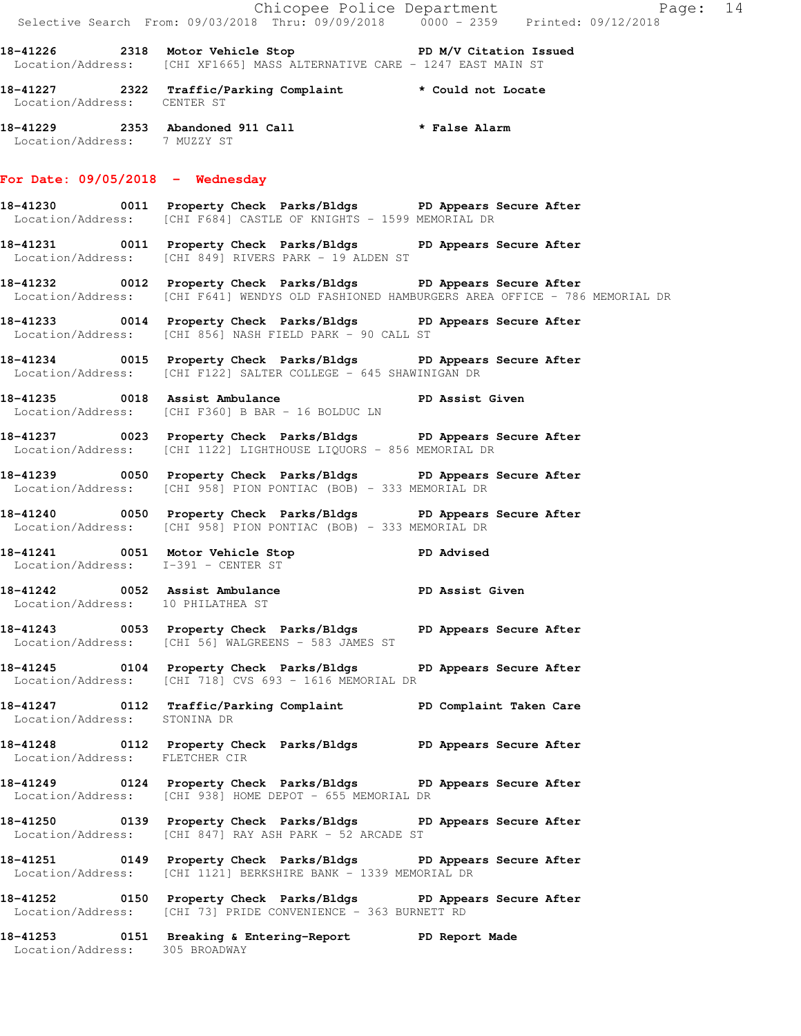18-41226 2318 Motor Vehicle Stop PD M/V Citation Issued
Location/Address: [CHI XF1665] MASS ALTERNATIVE CARE - 1247 EAST MAIN ST

18-41227 2322 Traffic/Parking Complaint * Could not Locate
Location/Address: CENTER ST

18-41229 2353 Abandoned 911 Call * False Alarm
Location/Address: 7 MUZZY ST

## For Date: 09/05/2018 - Wednesday

18-41230 0011 Property Check Parks/Bldgs PD Appears Secure After
Location/Address: [CHI F684] CASTLE OF KNIGHTS - 1599 MEMORIAL DR

18-41231 0011 Property Check Parks/Bldgs PD Appears Secure After
Location/Address: [CHI 849] RIVERS PARK - 19 ALDEN ST

18-41232 0012 Property Check Parks/Bldgs PD Appears Secure After
Location/Address: [CHI F641] WENDYS OLD FASHIONED HAMBURGERS AREA OFFICE - 786 MEMORIAL DR

18-41233 0014 Property Check Parks/Bldgs PD Appears Secure After
Location/Address: [CHI 856] NASH FIELD PARK - 90 CALL ST

18-41234 0015 Property Check Parks/Bldgs PD Appears Secure After
Location/Address: [CHI F122] SALTER COLLEGE - 645 SHAWINIGAN DR

18-41235 0018 Assist Ambulance PD Assist Given
Location/Address: [CHI F360] B BAR - 16 BOLDUC LN

18-41237 0023 Property Check Parks/Bldgs PD Appears Secure After
Location/Address: [CHI 1122] LIGHTHOUSE LIQUORS - 856 MEMORIAL DR

18-41239 0050 Property Check Parks/Bldgs PD Appears Secure After
Location/Address: [CHI 958] PION PONTIAC (BOB) - 333 MEMORIAL DR

18-41240 0050 Property Check Parks/Bldgs PD Appears Secure After
Location/Address: [CHI 958] PION PONTIAC (BOB) - 333 MEMORIAL DR

18-41241 0051 Motor Vehicle Stop PD Advised
Location/Address: I-391 - CENTER ST

18-41242 0052 Assist Ambulance PD Assist Given
Location/Address: 10 PHILATHEA ST

18-41243 0053 Property Check Parks/Bldgs PD Appears Secure After
Location/Address: [CHI 56] WALGREENS - 583 JAMES ST

18-41245 0104 Property Check Parks/Bldgs PD Appears Secure After
Location/Address: [CHI 718] CVS 693 - 1616 MEMORIAL DR

18-41247 0112 Traffic/Parking Complaint PD Complaint Taken Care
Location/Address: STONINA DR

18-41248 0112 Property Check Parks/Bldgs PD Appears Secure After
Location/Address: FLETCHER CIR

18-41249 0124 Property Check Parks/Bldgs PD Appears Secure After
Location/Address: [CHI 938] HOME DEPOT - 655 MEMORIAL DR

18-41250 0139 Property Check Parks/Bldgs PD Appears Secure After
Location/Address: [CHI 847] RAY ASH PARK - 52 ARCADE ST

18-41251 0149 Property Check Parks/Bldgs PD Appears Secure After
Location/Address: [CHI 1121] BERKSHIRE BANK - 1339 MEMORIAL DR

18-41252 0150 Property Check Parks/Bldgs PD Appears Secure After
Location/Address: [CHI 73] PRIDE CONVENIENCE - 363 BURNETT RD

18-41253 0151 Breaking & Entering-Report PD Report Made
Location/Address: 305 BROADWAY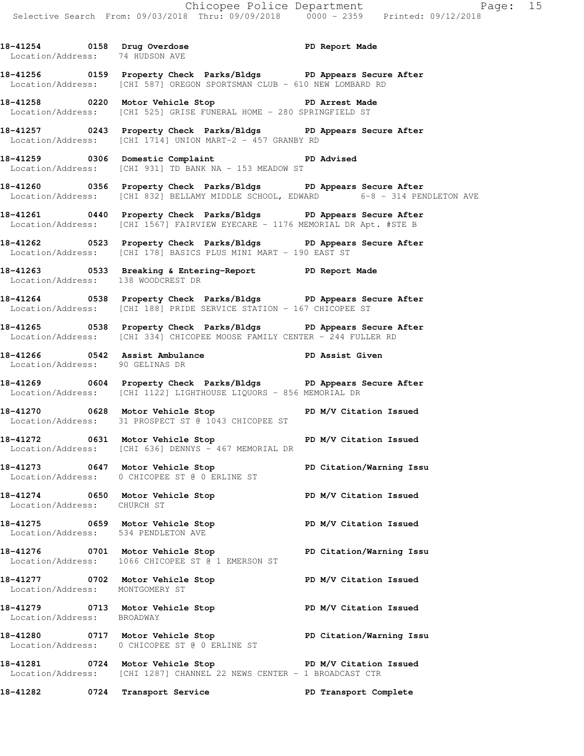**18-41254 0158 Drug Overdose PD Report Made**
Location/Address: 74 HUDSON AVE

**18-41256 0159 Property Check Parks/Bldgs PD Appears Secure After**
Location/Address: [CHI 587] OREGON SPORTSMAN CLUB - 610 NEW LOMBARD RD

**18-41258 0220 Motor Vehicle Stop PD Arrest Made**
Location/Address: [CHI 525] GRISE FUNERAL HOME - 280 SPRINGFIELD ST

**18-41257 0243 Property Check Parks/Bldgs PD Appears Secure After**
Location/Address: [CHI 1714] UNION MART-2 - 457 GRANBY RD

**18-41259 0306 Domestic Complaint PD Advised**
Location/Address: [CHI 931] TD BANK NA - 153 MEADOW ST

**18-41260 0356 Property Check Parks/Bldgs PD Appears Secure After**
Location/Address: [CHI 832] BELLAMY MIDDLE SCHOOL, EDWARD 6-8 - 314 PENDLETON AVE

**18-41261 0440 Property Check Parks/Bldgs PD Appears Secure After**
Location/Address: [CHI 1567] FAIRVIEW EYECARE - 1176 MEMORIAL DR Apt. #STE B

**18-41262 0523 Property Check Parks/Bldgs PD Appears Secure After**
Location/Address: [CHI 178] BASICS PLUS MINI MART - 190 EAST ST

**18-41263 0533 Breaking & Entering-Report PD Report Made**
Location/Address: 138 WOODCREST DR

**18-41264 0538 Property Check Parks/Bldgs PD Appears Secure After**
Location/Address: [CHI 188] PRIDE SERVICE STATION - 167 CHICOPEE ST

**18-41265 0538 Property Check Parks/Bldgs PD Appears Secure After**
Location/Address: [CHI 334] CHICOPEE MOOSE FAMILY CENTER - 244 FULLER RD

**18-41266 0542 Assist Ambulance PD Assist Given**
Location/Address: 90 GELINAS DR

**18-41269 0604 Property Check Parks/Bldgs PD Appears Secure After**
Location/Address: [CHI 1122] LIGHTHOUSE LIQUORS - 856 MEMORIAL DR

**18-41270 0628 Motor Vehicle Stop PD M/V Citation Issued**
Location/Address: 31 PROSPECT ST @ 1043 CHICOPEE ST

**18-41272 0631 Motor Vehicle Stop PD M/V Citation Issued**
Location/Address: [CHI 636] DENNYS - 467 MEMORIAL DR

**18-41273 0647 Motor Vehicle Stop PD Citation/Warning Issu**
Location/Address: 0 CHICOPEE ST @ 0 ERLINE ST

**18-41274 0650 Motor Vehicle Stop PD M/V Citation Issued**
Location/Address: CHURCH ST

**18-41275 0659 Motor Vehicle Stop PD M/V Citation Issued**
Location/Address: 534 PENDLETON AVE

**18-41276 0701 Motor Vehicle Stop PD Citation/Warning Issu**
Location/Address: 1066 CHICOPEE ST @ 1 EMERSON ST

**18-41277 0702 Motor Vehicle Stop PD M/V Citation Issued**
Location/Address: MONTGOMERY ST

**18-41279 0713 Motor Vehicle Stop PD M/V Citation Issued**
Location/Address: BROADWAY

**18-41280 0717 Motor Vehicle Stop PD Citation/Warning Issu**
Location/Address: 0 CHICOPEE ST @ 0 ERLINE ST

**18-41281 0724 Motor Vehicle Stop PD M/V Citation Issued**
Location/Address: [CHI 1287] CHANNEL 22 NEWS CENTER - 1 BROADCAST CTR

**18-41282 0724 Transport Service PD Transport Complete**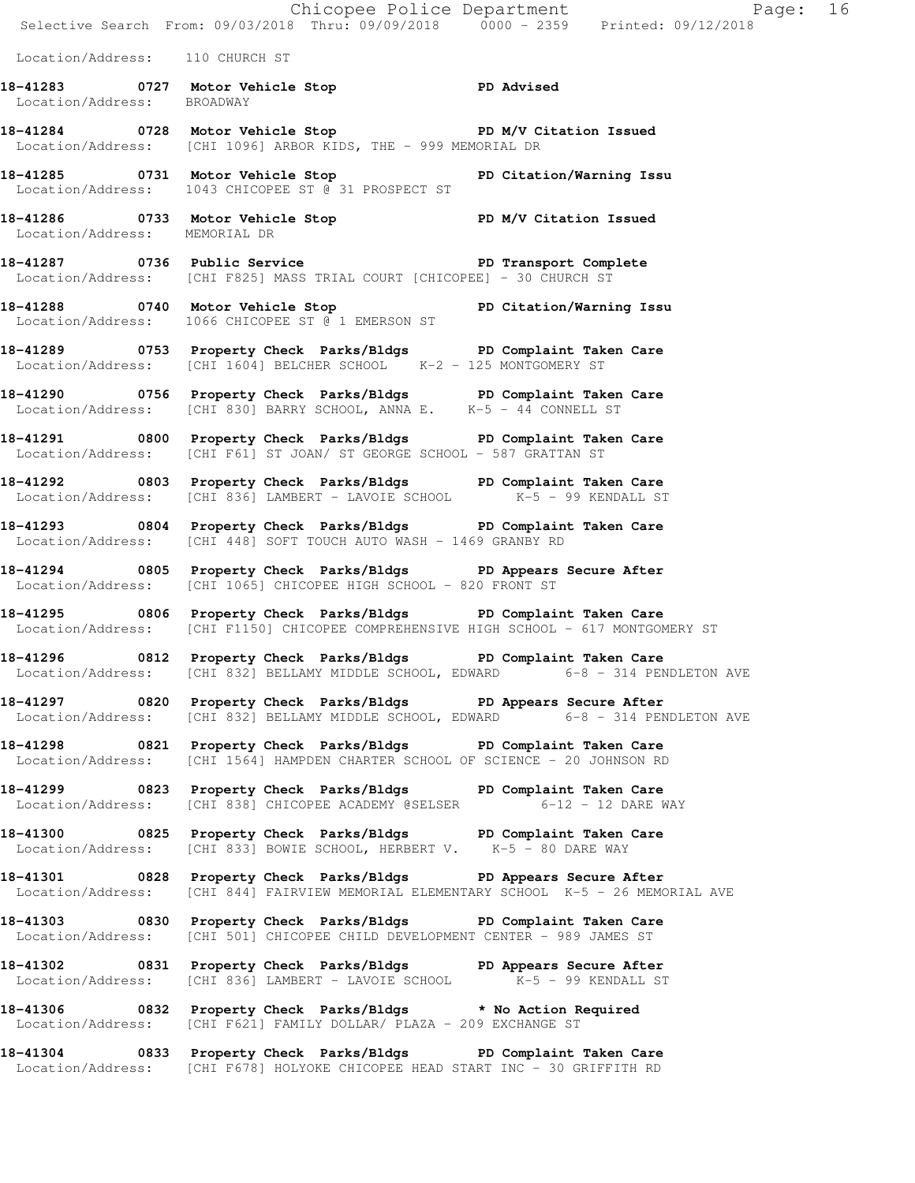Location/Address: 110 CHURCH ST

**18-41283 0727 Motor Vehicle Stop PD Advised**
Location/Address: BROADWAY

**18-41284 0728 Motor Vehicle Stop PD M/V Citation Issued**
Location/Address: [CHI 1096] ARBOR KIDS, THE - 999 MEMORIAL DR

**18-41285 0731 Motor Vehicle Stop PD Citation/Warning Issu**
Location/Address: 1043 CHICOPEE ST @ 31 PROSPECT ST

**18-41286 0733 Motor Vehicle Stop PD M/V Citation Issued**
Location/Address: MEMORIAL DR

**18-41287 0736 Public Service PD Transport Complete**
Location/Address: [CHI F825] MASS TRIAL COURT [CHICOPEE] - 30 CHURCH ST

**18-41288 0740 Motor Vehicle Stop PD Citation/Warning Issu**
Location/Address: 1066 CHICOPEE ST @ 1 EMERSON ST

**18-41289 0753 Property Check Parks/Bldgs PD Complaint Taken Care**
Location/Address: [CHI 1604] BELCHER SCHOOL K-2 - 125 MONTGOMERY ST

**18-41290 0756 Property Check Parks/Bldgs PD Complaint Taken Care**
Location/Address: [CHI 830] BARRY SCHOOL, ANNA E. K-5 - 44 CONNELL ST

**18-41291 0800 Property Check Parks/Bldgs PD Complaint Taken Care**
Location/Address: [CHI F61] ST JOAN/ ST GEORGE SCHOOL - 587 GRATTAN ST

**18-41292 0803 Property Check Parks/Bldgs PD Complaint Taken Care**
Location/Address: [CHI 836] LAMBERT - LAVOIE SCHOOL K-5 - 99 KENDALL ST

**18-41293 0804 Property Check Parks/Bldgs PD Complaint Taken Care**
Location/Address: [CHI 448] SOFT TOUCH AUTO WASH - 1469 GRANBY RD

**18-41294 0805 Property Check Parks/Bldgs PD Appears Secure After**
Location/Address: [CHI 1065] CHICOPEE HIGH SCHOOL - 820 FRONT ST

**18-41295 0806 Property Check Parks/Bldgs PD Complaint Taken Care**
Location/Address: [CHI F1150] CHICOPEE COMPREHENSIVE HIGH SCHOOL - 617 MONTGOMERY ST

**18-41296 0812 Property Check Parks/Bldgs PD Complaint Taken Care**
Location/Address: [CHI 832] BELLAMY MIDDLE SCHOOL, EDWARD 6-8 - 314 PENDLETON AVE

**18-41297 0820 Property Check Parks/Bldgs PD Appears Secure After**
Location/Address: [CHI 832] BELLAMY MIDDLE SCHOOL, EDWARD 6-8 - 314 PENDLETON AVE

**18-41298 0821 Property Check Parks/Bldgs PD Complaint Taken Care**
Location/Address: [CHI 1564] HAMPDEN CHARTER SCHOOL OF SCIENCE - 20 JOHNSON RD

**18-41299 0823 Property Check Parks/Bldgs PD Complaint Taken Care**
Location/Address: [CHI 838] CHICOPEE ACADEMY @SELSER 6-12 - 12 DARE WAY

**18-41300 0825 Property Check Parks/Bldgs PD Complaint Taken Care**
Location/Address: [CHI 833] BOWIE SCHOOL, HERBERT V. K-5 - 80 DARE WAY

**18-41301 0828 Property Check Parks/Bldgs PD Appears Secure After**
Location/Address: [CHI 844] FAIRVIEW MEMORIAL ELEMENTARY SCHOOL K-5 - 26 MEMORIAL AVE

**18-41303 0830 Property Check Parks/Bldgs PD Complaint Taken Care**
Location/Address: [CHI 501] CHICOPEE CHILD DEVELOPMENT CENTER - 989 JAMES ST

**18-41302 0831 Property Check Parks/Bldgs PD Appears Secure After**
Location/Address: [CHI 836] LAMBERT - LAVOIE SCHOOL K-5 - 99 KENDALL ST

**18-41306 0832 Property Check Parks/Bldgs * No Action Required**
Location/Address: [CHI F621] FAMILY DOLLAR/ PLAZA - 209 EXCHANGE ST

**18-41304 0833 Property Check Parks/Bldgs PD Complaint Taken Care**
Location/Address: [CHI F678] HOLYOKE CHICOPEE HEAD START INC - 30 GRIFFITH RD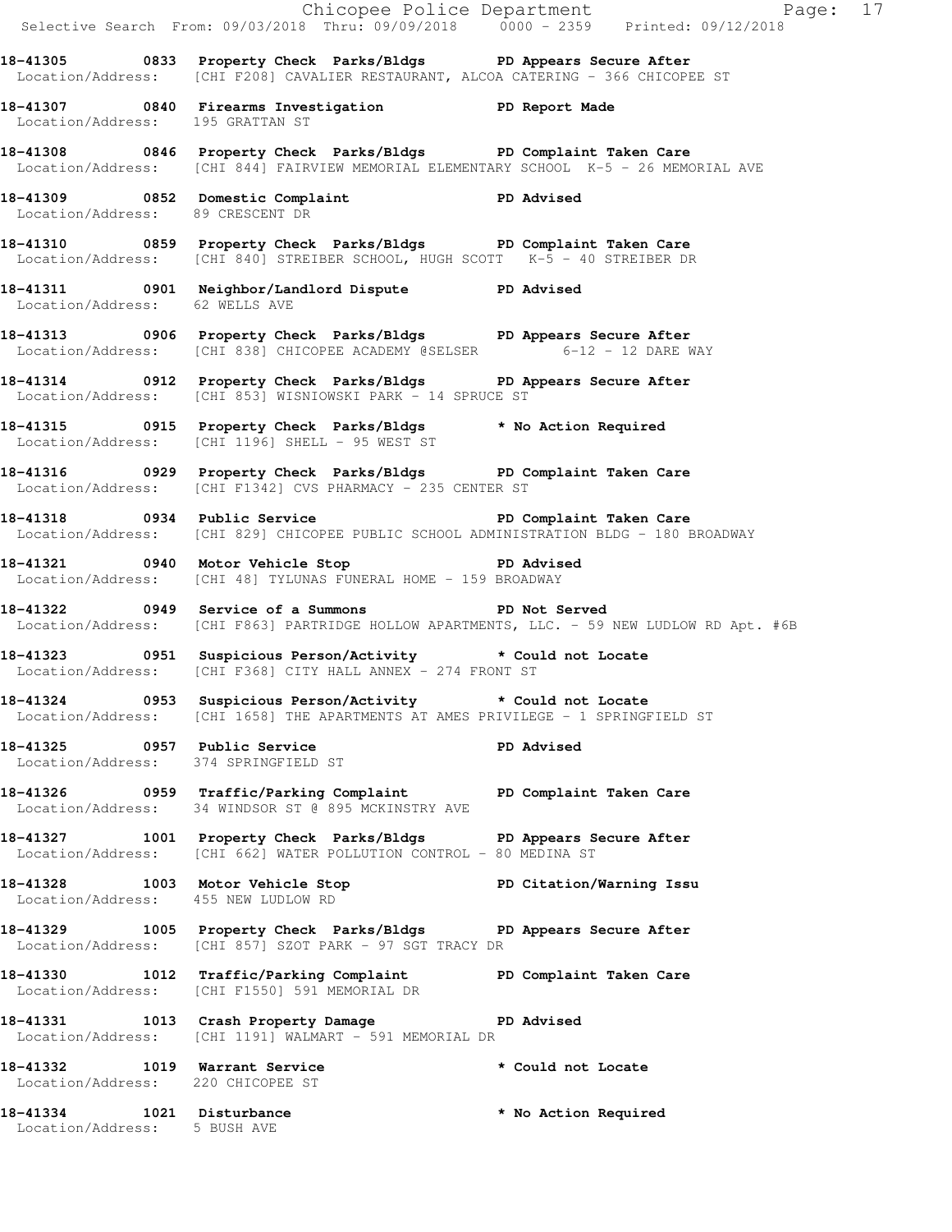**18-41305 0833 Property Check Parks/Bldgs PD Appears Secure After**
Location/Address: [CHI F208] CAVALIER RESTAURANT, ALCOA CATERING - 366 CHICOPEE ST

**18-41307 0840 Firearms Investigation PD Report Made**
Location/Address: 195 GRATTAN ST

**18-41308 0846 Property Check Parks/Bldgs PD Complaint Taken Care**
Location/Address: [CHI 844] FAIRVIEW MEMORIAL ELEMENTARY SCHOOL K-5 - 26 MEMORIAL AVE

**18-41309 0852 Domestic Complaint PD Advised**
Location/Address: 89 CRESCENT DR

**18-41310 0859 Property Check Parks/Bldgs PD Complaint Taken Care**
Location/Address: [CHI 840] STREIBER SCHOOL, HUGH SCOTT K-5 - 40 STREIBER DR

**18-41311 0901 Neighbor/Landlord Dispute PD Advised**
Location/Address: 62 WELLS AVE

**18-41313 0906 Property Check Parks/Bldgs PD Appears Secure After**
Location/Address: [CHI 838] CHICOPEE ACADEMY @SELSER 6-12 - 12 DARE WAY

**18-41314 0912 Property Check Parks/Bldgs PD Appears Secure After**
Location/Address: [CHI 853] WISNIOWSKI PARK - 14 SPRUCE ST

**18-41315 0915 Property Check Parks/Bldgs * No Action Required**
Location/Address: [CHI 1196] SHELL - 95 WEST ST

**18-41316 0929 Property Check Parks/Bldgs PD Complaint Taken Care**
Location/Address: [CHI F1342] CVS PHARMACY - 235 CENTER ST

**18-41318 0934 Public Service PD Complaint Taken Care**
Location/Address: [CHI 829] CHICOPEE PUBLIC SCHOOL ADMINISTRATION BLDG - 180 BROADWAY

**18-41321 0940 Motor Vehicle Stop PD Advised**
Location/Address: [CHI 48] TYLUNAS FUNERAL HOME - 159 BROADWAY

**18-41322 0949 Service of a Summons PD Not Served**
Location/Address: [CHI F863] PARTRIDGE HOLLOW APARTMENTS, LLC. - 59 NEW LUDLOW RD Apt. #6B

**18-41323 0951 Suspicious Person/Activity * Could not Locate**
Location/Address: [CHI F368] CITY HALL ANNEX - 274 FRONT ST

**18-41324 0953 Suspicious Person/Activity * Could not Locate**
Location/Address: [CHI 1658] THE APARTMENTS AT AMES PRIVILEGE - 1 SPRINGFIELD ST

**18-41325 0957 Public Service PD Advised**
Location/Address: 374 SPRINGFIELD ST

**18-41326 0959 Traffic/Parking Complaint PD Complaint Taken Care**
Location/Address: 34 WINDSOR ST @ 895 MCKINSTRY AVE

**18-41327 1001 Property Check Parks/Bldgs PD Appears Secure After**
Location/Address: [CHI 662] WATER POLLUTION CONTROL - 80 MEDINA ST

**18-41328 1003 Motor Vehicle Stop PD Citation/Warning Issu**
Location/Address: 455 NEW LUDLOW RD

**18-41329 1005 Property Check Parks/Bldgs PD Appears Secure After**
Location/Address: [CHI 857] SZOT PARK - 97 SGT TRACY DR

**18-41330 1012 Traffic/Parking Complaint PD Complaint Taken Care**
Location/Address: [CHI F1550] 591 MEMORIAL DR

**18-41331 1013 Crash Property Damage PD Advised**
Location/Address: [CHI 1191] WALMART - 591 MEMORIAL DR

**18-41332 1019 Warrant Service * Could not Locate**
Location/Address: 220 CHICOPEE ST

**18-41334 1021 Disturbance * No Action Required**
Location/Address: 5 BUSH AVE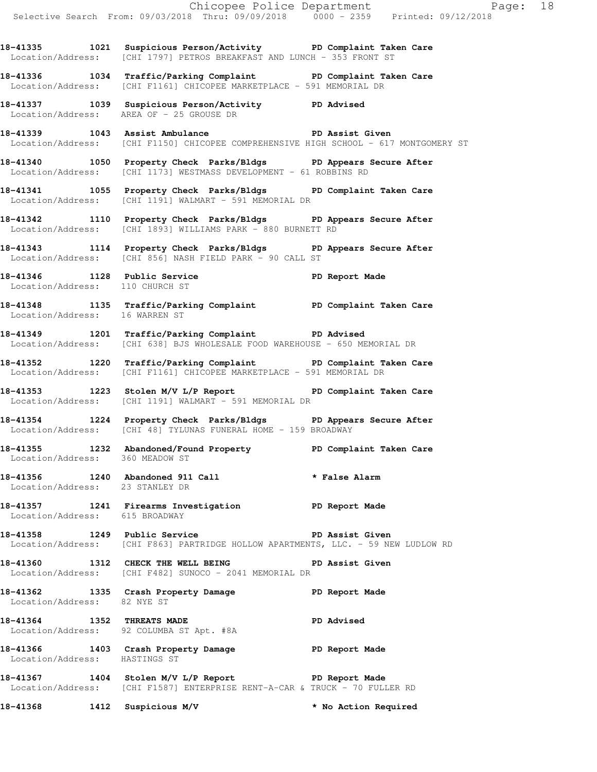**18-41335 1021 Suspicious Person/Activity PD Complaint Taken Care**
Location/Address: [CHI 1797] PETROS BREAKFAST AND LUNCH - 353 FRONT ST

**18-41336 1034 Traffic/Parking Complaint PD Complaint Taken Care**
Location/Address: [CHI F1161] CHICOPEE MARKETPLACE - 591 MEMORIAL DR

**18-41337 1039 Suspicious Person/Activity PD Advised**
Location/Address: AREA OF - 25 GROUSE DR

**18-41339 1043 Assist Ambulance PD Assist Given**
Location/Address: [CHI F1150] CHICOPEE COMPREHENSIVE HIGH SCHOOL - 617 MONTGOMERY ST

**18-41340 1050 Property Check Parks/Bldgs PD Appears Secure After**
Location/Address: [CHI 1173] WESTMASS DEVELOPMENT - 61 ROBBINS RD

**18-41341 1055 Property Check Parks/Bldgs PD Complaint Taken Care**
Location/Address: [CHI 1191] WALMART - 591 MEMORIAL DR

**18-41342 1110 Property Check Parks/Bldgs PD Appears Secure After**
Location/Address: [CHI 1893] WILLIAMS PARK - 880 BURNETT RD

**18-41343 1114 Property Check Parks/Bldgs PD Appears Secure After**
Location/Address: [CHI 856] NASH FIELD PARK - 90 CALL ST

**18-41346 1128 Public Service PD Report Made**
Location/Address: 110 CHURCH ST

**18-41348 1135 Traffic/Parking Complaint PD Complaint Taken Care**
Location/Address: 16 WARREN ST

**18-41349 1201 Traffic/Parking Complaint PD Advised**
Location/Address: [CHI 638] BJS WHOLESALE FOOD WAREHOUSE - 650 MEMORIAL DR

**18-41352 1220 Traffic/Parking Complaint PD Complaint Taken Care**
Location/Address: [CHI F1161] CHICOPEE MARKETPLACE - 591 MEMORIAL DR

**18-41353 1223 Stolen M/V L/P Report PD Complaint Taken Care**
Location/Address: [CHI 1191] WALMART - 591 MEMORIAL DR

**18-41354 1224 Property Check Parks/Bldgs PD Appears Secure After**
Location/Address: [CHI 48] TYLUNAS FUNERAL HOME - 159 BROADWAY

**18-41355 1232 Abandoned/Found Property PD Complaint Taken Care**
Location/Address: 360 MEADOW ST

**18-41356 1240 Abandoned 911 Call * False Alarm**
Location/Address: 23 STANLEY DR

**18-41357 1241 Firearms Investigation PD Report Made**
Location/Address: 615 BROADWAY

**18-41358 1249 Public Service PD Assist Given**
Location/Address: [CHI F863] PARTRIDGE HOLLOW APARTMENTS, LLC. - 59 NEW LUDLOW RD

**18-41360 1312 CHECK THE WELL BEING PD Assist Given**
Location/Address: [CHI F482] SUNOCO - 2041 MEMORIAL DR

**18-41362 1335 Crash Property Damage PD Report Made**
Location/Address: 82 NYE ST

**18-41364 1352 THREATS MADE PD Advised**
Location/Address: 92 COLUMBA ST Apt. #8A

**18-41366 1403 Crash Property Damage PD Report Made**
Location/Address: HASTINGS ST

**18-41367 1404 Stolen M/V L/P Report PD Report Made**
Location/Address: [CHI F1587] ENTERPRISE RENT-A-CAR & TRUCK - 70 FULLER RD

**18-41368 1412 Suspicious M/V * No Action Required**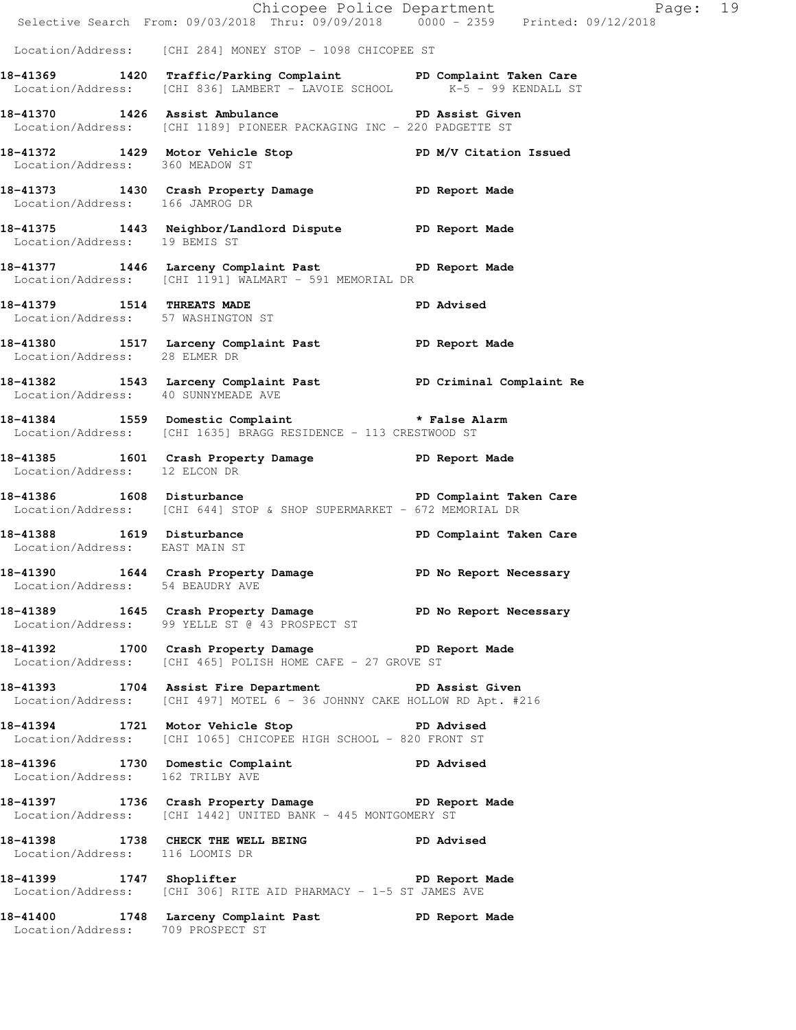Location/Address: [CHI 284] MONEY STOP - 1098 CHICOPEE ST

**18-41369 1420 Traffic/Parking Complaint PD Complaint Taken Care**
Location/Address: [CHI 836] LAMBERT - LAVOIE SCHOOL K-5 - 99 KENDALL ST

**18-41370 1426 Assist Ambulance PD Assist Given**
Location/Address: [CHI 1189] PIONEER PACKAGING INC - 220 PADGETTE ST

**18-41372 1429 Motor Vehicle Stop PD M/V Citation Issued**
Location/Address: 360 MEADOW ST

**18-41373 1430 Crash Property Damage PD Report Made**
Location/Address: 166 JAMROG DR

**18-41375 1443 Neighbor/Landlord Dispute PD Report Made**
Location/Address: 19 BEMIS ST

**18-41377 1446 Larceny Complaint Past PD Report Made**
Location/Address: [CHI 1191] WALMART - 591 MEMORIAL DR

**18-41379 1514 THREATS MADE PD Advised**
Location/Address: 57 WASHINGTON ST

**18-41380 1517 Larceny Complaint Past PD Report Made**
Location/Address: 28 ELMER DR

**18-41382 1543 Larceny Complaint Past PD Criminal Complaint Re**
Location/Address: 40 SUNNYMEADE AVE

**18-41384 1559 Domestic Complaint * False Alarm**
Location/Address: [CHI 1635] BRAGG RESIDENCE - 113 CRESTWOOD ST

**18-41385 1601 Crash Property Damage PD Report Made**
Location/Address: 12 ELCON DR

**18-41386 1608 Disturbance PD Complaint Taken Care**
Location/Address: [CHI 644] STOP & SHOP SUPERMARKET - 672 MEMORIAL DR

**18-41388 1619 Disturbance PD Complaint Taken Care**
Location/Address: EAST MAIN ST

**18-41390 1644 Crash Property Damage PD No Report Necessary**
Location/Address: 54 BEAUDRY AVE

**18-41389 1645 Crash Property Damage PD No Report Necessary**
Location/Address: 99 YELLE ST @ 43 PROSPECT ST

**18-41392 1700 Crash Property Damage PD Report Made**
Location/Address: [CHI 465] POLISH HOME CAFE - 27 GROVE ST

**18-41393 1704 Assist Fire Department PD Assist Given**
Location/Address: [CHI 497] MOTEL 6 - 36 JOHNNY CAKE HOLLOW RD Apt. #216

**18-41394 1721 Motor Vehicle Stop PD Advised**
Location/Address: [CHI 1065] CHICOPEE HIGH SCHOOL - 820 FRONT ST

**18-41396 1730 Domestic Complaint PD Advised**
Location/Address: 162 TRILBY AVE

**18-41397 1736 Crash Property Damage PD Report Made**
Location/Address: [CHI 1442] UNITED BANK - 445 MONTGOMERY ST

**18-41398 1738 CHECK THE WELL BEING PD Advised**
Location/Address: 116 LOOMIS DR

**18-41399 1747 Shoplifter PD Report Made**
Location/Address: [CHI 306] RITE AID PHARMACY - 1-5 ST JAMES AVE

**18-41400 1748 Larceny Complaint Past PD Report Made**
Location/Address: 709 PROSPECT ST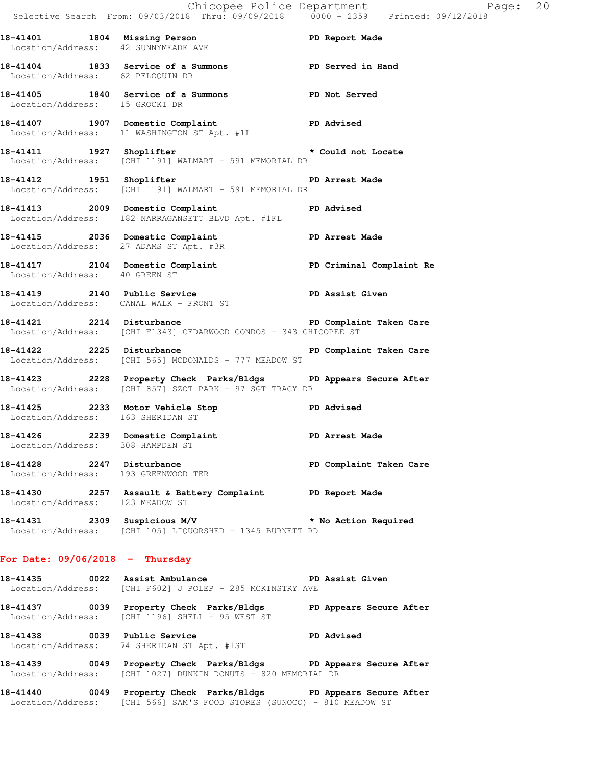**18-41401 1804 Missing Person** PD Report Made
Location/Address: 42 SUNNYMEADE AVE

**18-41404 1833 Service of a Summons** PD Served in Hand
Location/Address: 62 PELOQUIN DR

**18-41405 1840 Service of a Summons** PD Not Served
Location/Address: 15 GROCKI DR

**18-41407 1907 Domestic Complaint** PD Advised
Location/Address: 11 WASHINGTON ST Apt. #1L

**18-41411 1927 Shoplifter** * Could not Locate
Location/Address: [CHI 1191] WALMART - 591 MEMORIAL DR

**18-41412 1951 Shoplifter** PD Arrest Made
Location/Address: [CHI 1191] WALMART - 591 MEMORIAL DR

**18-41413 2009 Domestic Complaint** PD Advised
Location/Address: 182 NARRAGANSETT BLVD Apt. #1FL

**18-41415 2036 Domestic Complaint** PD Arrest Made
Location/Address: 27 ADAMS ST Apt. #3R

**18-41417 2104 Domestic Complaint** PD Criminal Complaint Re
Location/Address: 40 GREEN ST

**18-41419 2140 Public Service** PD Assist Given
Location/Address: CANAL WALK - FRONT ST

**18-41421 2214 Disturbance** PD Complaint Taken Care
Location/Address: [CHI F1343] CEDARWOOD CONDOS - 343 CHICOPEE ST

**18-41422 2225 Disturbance** PD Complaint Taken Care
Location/Address: [CHI 565] MCDONALDS - 777 MEADOW ST

**18-41423 2228 Property Check Parks/Bldgs** PD Appears Secure After
Location/Address: [CHI 857] SZOT PARK - 97 SGT TRACY DR

**18-41425 2233 Motor Vehicle Stop** PD Advised
Location/Address: 163 SHERIDAN ST

**18-41426 2239 Domestic Complaint** PD Arrest Made
Location/Address: 308 HAMPDEN ST

**18-41428 2247 Disturbance** PD Complaint Taken Care
Location/Address: 193 GREENWOOD TER

**18-41430 2257 Assault & Battery Complaint** PD Report Made
Location/Address: 123 MEADOW ST

**18-41431 2309 Suspicious M/V** * No Action Required
Location/Address: [CHI 105] LIQUORSHED - 1345 BURNETT RD

## For Date: 09/06/2018 - Thursday

**18-41435 0022 Assist Ambulance** PD Assist Given
Location/Address: [CHI F602] J POLEP - 285 MCKINSTRY AVE

**18-41437 0039 Property Check Parks/Bldgs** PD Appears Secure After
Location/Address: [CHI 1196] SHELL - 95 WEST ST

**18-41438 0039 Public Service** PD Advised
Location/Address: 74 SHERIDAN ST Apt. #1ST

**18-41439 0049 Property Check Parks/Bldgs** PD Appears Secure After
Location/Address: [CHI 1027] DUNKIN DONUTS - 820 MEMORIAL DR

**18-41440 0049 Property Check Parks/Bldgs** PD Appears Secure After
Location/Address: [CHI 566] SAM'S FOOD STORES (SUNOCO) - 810 MEADOW ST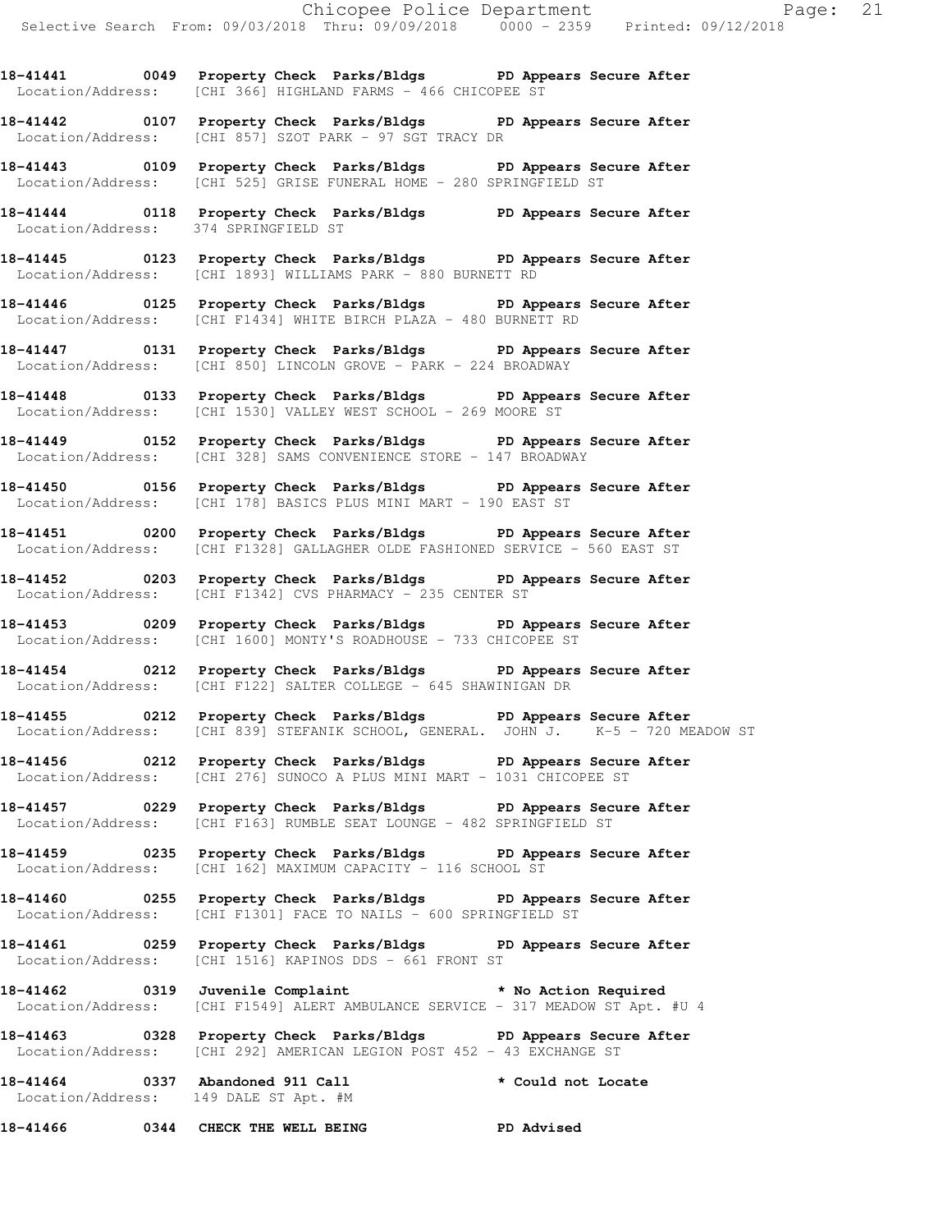**18-41441 0049 Property Check Parks/Bldgs PD Appears Secure After**
Location/Address: [CHI 366] HIGHLAND FARMS - 466 CHICOPEE ST

**18-41442 0107 Property Check Parks/Bldgs PD Appears Secure After**
Location/Address: [CHI 857] SZOT PARK - 97 SGT TRACY DR

**18-41443 0109 Property Check Parks/Bldgs PD Appears Secure After**
Location/Address: [CHI 525] GRISE FUNERAL HOME - 280 SPRINGFIELD ST

**18-41444 0118 Property Check Parks/Bldgs PD Appears Secure After**
Location/Address: 374 SPRINGFIELD ST

**18-41445 0123 Property Check Parks/Bldgs PD Appears Secure After**
Location/Address: [CHI 1893] WILLIAMS PARK - 880 BURNETT RD

**18-41446 0125 Property Check Parks/Bldgs PD Appears Secure After**
Location/Address: [CHI F1434] WHITE BIRCH PLAZA - 480 BURNETT RD

**18-41447 0131 Property Check Parks/Bldgs PD Appears Secure After**
Location/Address: [CHI 850] LINCOLN GROVE - PARK - 224 BROADWAY

**18-41448 0133 Property Check Parks/Bldgs PD Appears Secure After**
Location/Address: [CHI 1530] VALLEY WEST SCHOOL - 269 MOORE ST

**18-41449 0152 Property Check Parks/Bldgs PD Appears Secure After**
Location/Address: [CHI 328] SAMS CONVENIENCE STORE - 147 BROADWAY

**18-41450 0156 Property Check Parks/Bldgs PD Appears Secure After**
Location/Address: [CHI 178] BASICS PLUS MINI MART - 190 EAST ST

**18-41451 0200 Property Check Parks/Bldgs PD Appears Secure After**
Location/Address: [CHI F1328] GALLAGHER OLDE FASHIONED SERVICE - 560 EAST ST

**18-41452 0203 Property Check Parks/Bldgs PD Appears Secure After**
Location/Address: [CHI F1342] CVS PHARMACY - 235 CENTER ST

**18-41453 0209 Property Check Parks/Bldgs PD Appears Secure After**
Location/Address: [CHI 1600] MONTY'S ROADHOUSE - 733 CHICOPEE ST

**18-41454 0212 Property Check Parks/Bldgs PD Appears Secure After**
Location/Address: [CHI F122] SALTER COLLEGE - 645 SHAWINIGAN DR

**18-41455 0212 Property Check Parks/Bldgs PD Appears Secure After**
Location/Address: [CHI 839] STEFANIK SCHOOL, GENERAL. JOHN J. K-5 - 720 MEADOW ST

**18-41456 0212 Property Check Parks/Bldgs PD Appears Secure After**
Location/Address: [CHI 276] SUNOCO A PLUS MINI MART - 1031 CHICOPEE ST

**18-41457 0229 Property Check Parks/Bldgs PD Appears Secure After**
Location/Address: [CHI F163] RUMBLE SEAT LOUNGE - 482 SPRINGFIELD ST

**18-41459 0235 Property Check Parks/Bldgs PD Appears Secure After**
Location/Address: [CHI 162] MAXIMUM CAPACITY - 116 SCHOOL ST

**18-41460 0255 Property Check Parks/Bldgs PD Appears Secure After**
Location/Address: [CHI F1301] FACE TO NAILS - 600 SPRINGFIELD ST

**18-41461 0259 Property Check Parks/Bldgs PD Appears Secure After**
Location/Address: [CHI 1516] KAPINOS DDS - 661 FRONT ST

**18-41462 0319 Juvenile Complaint * No Action Required**
Location/Address: [CHI F1549] ALERT AMBULANCE SERVICE - 317 MEADOW ST Apt. #U 4

**18-41463 0328 Property Check Parks/Bldgs PD Appears Secure After**
Location/Address: [CHI 292] AMERICAN LEGION POST 452 - 43 EXCHANGE ST

**18-41464 0337 Abandoned 911 Call * Could not Locate**
Location/Address: 149 DALE ST Apt. #M

**18-41466 0344 CHECK THE WELL BEING PD Advised**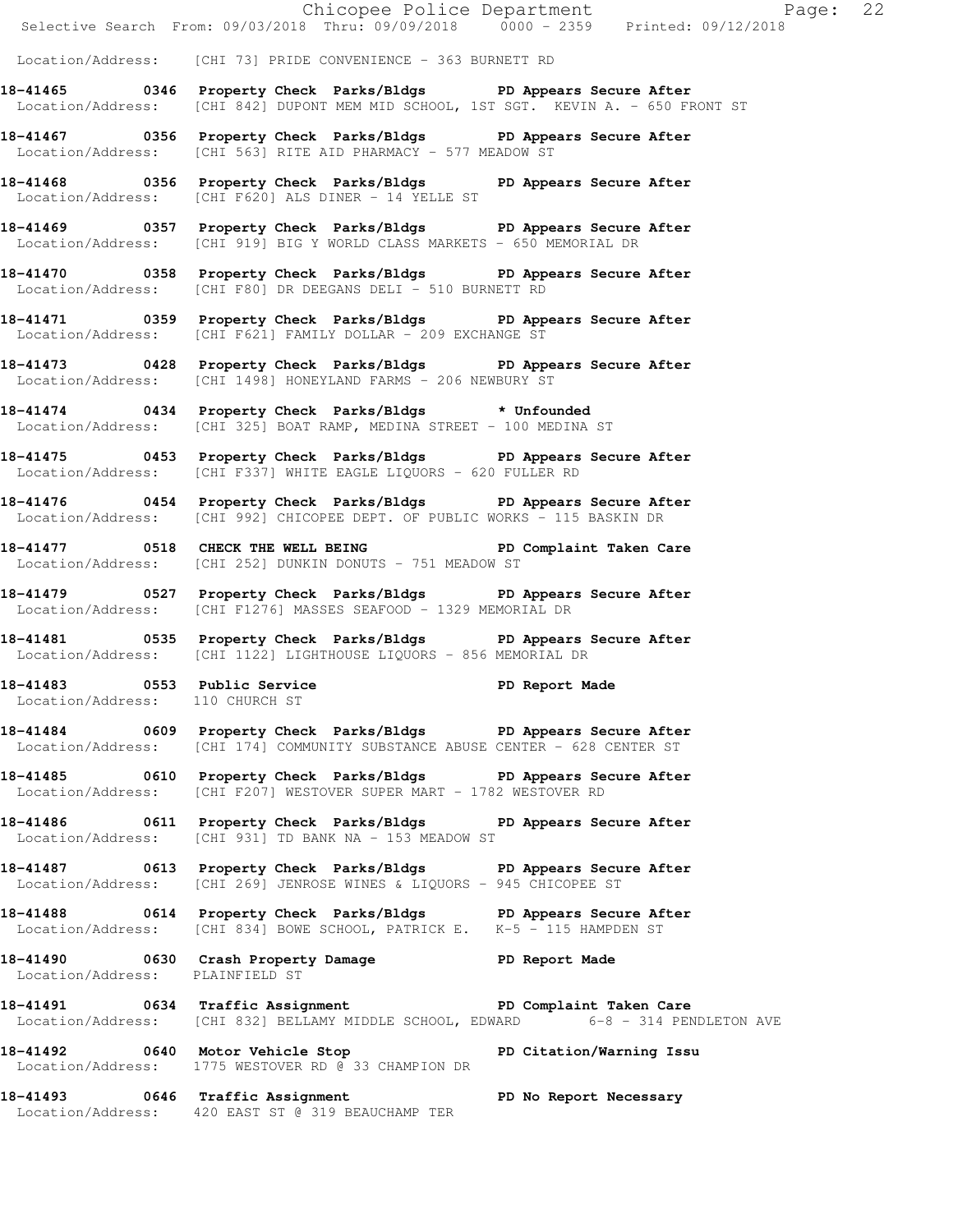Location/Address: [CHI 73] PRIDE CONVENIENCE - 363 BURNETT RD

**18-41465 0346 Property Check Parks/Bldgs PD Appears Secure After**
Location/Address: [CHI 842] DUPONT MEM MID SCHOOL, 1ST SGT. KEVIN A. - 650 FRONT ST

**18-41467 0356 Property Check Parks/Bldgs PD Appears Secure After**
Location/Address: [CHI 563] RITE AID PHARMACY - 577 MEADOW ST

**18-41468 0356 Property Check Parks/Bldgs PD Appears Secure After**
Location/Address: [CHI F620] ALS DINER - 14 YELLE ST

**18-41469 0357 Property Check Parks/Bldgs PD Appears Secure After**
Location/Address: [CHI 919] BIG Y WORLD CLASS MARKETS - 650 MEMORIAL DR

**18-41470 0358 Property Check Parks/Bldgs PD Appears Secure After**
Location/Address: [CHI F80] DR DEEGANS DELI - 510 BURNETT RD

**18-41471 0359 Property Check Parks/Bldgs PD Appears Secure After**
Location/Address: [CHI F621] FAMILY DOLLAR - 209 EXCHANGE ST

**18-41473 0428 Property Check Parks/Bldgs PD Appears Secure After**
Location/Address: [CHI 1498] HONEYLAND FARMS - 206 NEWBURY ST

**18-41474 0434 Property Check Parks/Bldgs * Unfounded**
Location/Address: [CHI 325] BOAT RAMP, MEDINA STREET - 100 MEDINA ST

**18-41475 0453 Property Check Parks/Bldgs PD Appears Secure After**
Location/Address: [CHI F337] WHITE EAGLE LIQUORS - 620 FULLER RD

**18-41476 0454 Property Check Parks/Bldgs PD Appears Secure After**
Location/Address: [CHI 992] CHICOPEE DEPT. OF PUBLIC WORKS - 115 BASKIN DR

**18-41477 0518 CHECK THE WELL BEING PD Complaint Taken Care**
Location/Address: [CHI 252] DUNKIN DONUTS - 751 MEADOW ST

**18-41479 0527 Property Check Parks/Bldgs PD Appears Secure After**
Location/Address: [CHI F1276] MASSES SEAFOOD - 1329 MEMORIAL DR

**18-41481 0535 Property Check Parks/Bldgs PD Appears Secure After**
Location/Address: [CHI 1122] LIGHTHOUSE LIQUORS - 856 MEMORIAL DR

**18-41483 0553 Public Service PD Report Made**
Location/Address: 110 CHURCH ST

**18-41484 0609 Property Check Parks/Bldgs PD Appears Secure After**
Location/Address: [CHI 174] COMMUNITY SUBSTANCE ABUSE CENTER - 628 CENTER ST

**18-41485 0610 Property Check Parks/Bldgs PD Appears Secure After**
Location/Address: [CHI F207] WESTOVER SUPER MART - 1782 WESTOVER RD

**18-41486 0611 Property Check Parks/Bldgs PD Appears Secure After**
Location/Address: [CHI 931] TD BANK NA - 153 MEADOW ST

**18-41487 0613 Property Check Parks/Bldgs PD Appears Secure After**
Location/Address: [CHI 269] JENROSE WINES & LIQUORS - 945 CHICOPEE ST

**18-41488 0614 Property Check Parks/Bldgs PD Appears Secure After**
Location/Address: [CHI 834] BOWE SCHOOL, PATRICK E. K-5 - 115 HAMPDEN ST

**18-41490 0630 Crash Property Damage PD Report Made**
Location/Address: PLAINFIELD ST

**18-41491 0634 Traffic Assignment PD Complaint Taken Care**
Location/Address: [CHI 832] BELLAMY MIDDLE SCHOOL, EDWARD 6-8 - 314 PENDLETON AVE

**18-41492 0640 Motor Vehicle Stop PD Citation/Warning Issu**
Location/Address: 1775 WESTOVER RD @ 33 CHAMPION DR

**18-41493 0646 Traffic Assignment PD No Report Necessary**
Location/Address: 420 EAST ST @ 319 BEAUCHAMP TER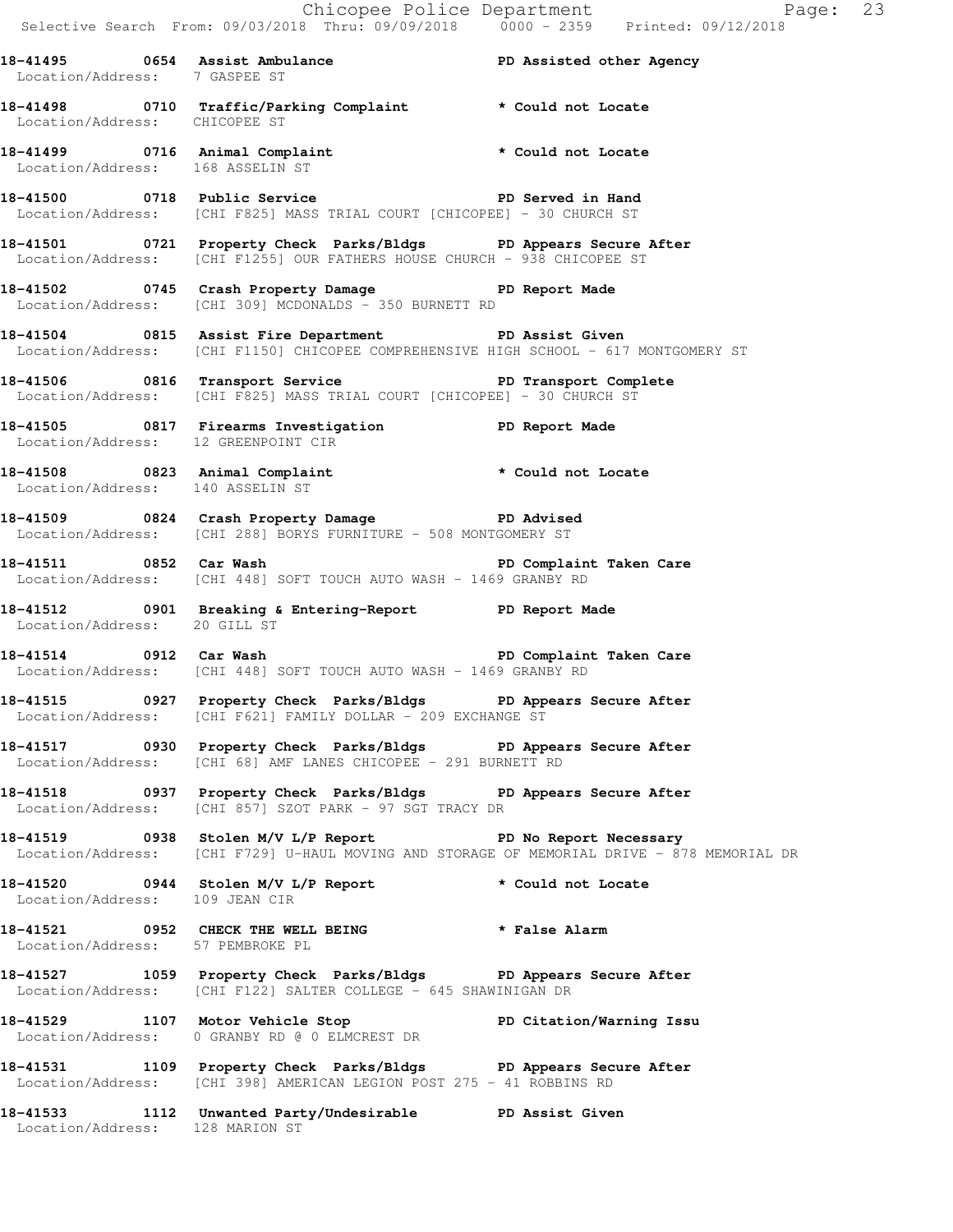**18-41495 0654 Assist Ambulance PD Assisted other Agency**
Location/Address: 7 GASPEE ST

**18-41498 0710 Traffic/Parking Complaint * Could not Locate**
Location/Address: CHICOPEE ST

**18-41499 0716 Animal Complaint * Could not Locate**
Location/Address: 168 ASSELIN ST

**18-41500 0718 Public Service PD Served in Hand**
Location/Address: [CHI F825] MASS TRIAL COURT [CHICOPEE] - 30 CHURCH ST

**18-41501 0721 Property Check Parks/Bldgs PD Appears Secure After**
Location/Address: [CHI F1255] OUR FATHERS HOUSE CHURCH - 938 CHICOPEE ST

**18-41502 0745 Crash Property Damage PD Report Made**
Location/Address: [CHI 309] MCDONALDS - 350 BURNETT RD

**18-41504 0815 Assist Fire Department PD Assist Given**
Location/Address: [CHI F1150] CHICOPEE COMPREHENSIVE HIGH SCHOOL - 617 MONTGOMERY ST

**18-41506 0816 Transport Service PD Transport Complete**
Location/Address: [CHI F825] MASS TRIAL COURT [CHICOPEE] - 30 CHURCH ST

**18-41505 0817 Firearms Investigation PD Report Made**
Location/Address: 12 GREENPOINT CIR

**18-41508 0823 Animal Complaint * Could not Locate**
Location/Address: 140 ASSELIN ST

**18-41509 0824 Crash Property Damage PD Advised**
Location/Address: [CHI 288] BORYS FURNITURE - 508 MONTGOMERY ST

**18-41511 0852 Car Wash PD Complaint Taken Care**
Location/Address: [CHI 448] SOFT TOUCH AUTO WASH - 1469 GRANBY RD

**18-41512 0901 Breaking & Entering-Report PD Report Made**
Location/Address: 20 GILL ST

**18-41514 0912 Car Wash PD Complaint Taken Care**
Location/Address: [CHI 448] SOFT TOUCH AUTO WASH - 1469 GRANBY RD

**18-41515 0927 Property Check Parks/Bldgs PD Appears Secure After**
Location/Address: [CHI F621] FAMILY DOLLAR - 209 EXCHANGE ST

**18-41517 0930 Property Check Parks/Bldgs PD Appears Secure After**
Location/Address: [CHI 68] AMF LANES CHICOPEE - 291 BURNETT RD

**18-41518 0937 Property Check Parks/Bldgs PD Appears Secure After**
Location/Address: [CHI 857] SZOT PARK - 97 SGT TRACY DR

**18-41519 0938 Stolen M/V L/P Report PD No Report Necessary**
Location/Address: [CHI F729] U-HAUL MOVING AND STORAGE OF MEMORIAL DRIVE - 878 MEMORIAL DR

**18-41520 0944 Stolen M/V L/P Report * Could not Locate**
Location/Address: 109 JEAN CIR

**18-41521 0952 CHECK THE WELL BEING * False Alarm**
Location/Address: 57 PEMBROKE PL

**18-41527 1059 Property Check Parks/Bldgs PD Appears Secure After**
Location/Address: [CHI F122] SALTER COLLEGE - 645 SHAWINIGAN DR

**18-41529 1107 Motor Vehicle Stop PD Citation/Warning Issu**
Location/Address: 0 GRANBY RD @ 0 ELMCREST DR

**18-41531 1109 Property Check Parks/Bldgs PD Appears Secure After**
Location/Address: [CHI 398] AMERICAN LEGION POST 275 - 41 ROBBINS RD

**18-41533 1112 Unwanted Party/Undesirable PD Assist Given**
Location/Address: 128 MARION ST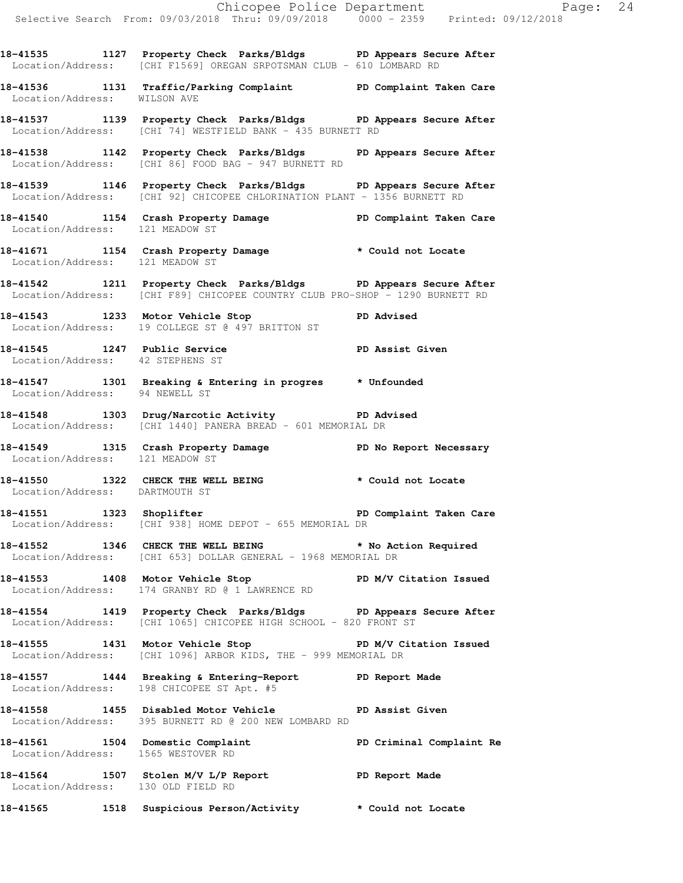**18-41535 1127 Property Check Parks/Bldgs PD Appears Secure After**
Location/Address: [CHI F1569] OREGAN SRPOTSMAN CLUB - 610 LOMBARD RD

**18-41536 1131 Traffic/Parking Complaint PD Complaint Taken Care**
Location/Address: WILSON AVE

**18-41537 1139 Property Check Parks/Bldgs PD Appears Secure After**
Location/Address: [CHI 74] WESTFIELD BANK - 435 BURNETT RD

**18-41538 1142 Property Check Parks/Bldgs PD Appears Secure After**
Location/Address: [CHI 86] FOOD BAG - 947 BURNETT RD

**18-41539 1146 Property Check Parks/Bldgs PD Appears Secure After**
Location/Address: [CHI 92] CHICOPEE CHLORINATION PLANT - 1356 BURNETT RD

**18-41540 1154 Crash Property Damage PD Complaint Taken Care**
Location/Address: 121 MEADOW ST

**18-41671 1154 Crash Property Damage * Could not Locate**
Location/Address: 121 MEADOW ST

**18-41542 1211 Property Check Parks/Bldgs PD Appears Secure After**
Location/Address: [CHI F89] CHICOPEE COUNTRY CLUB PRO-SHOP - 1290 BURNETT RD

**18-41543 1233 Motor Vehicle Stop PD Advised**
Location/Address: 19 COLLEGE ST @ 497 BRITTON ST

**18-41545 1247 Public Service PD Assist Given**
Location/Address: 42 STEPHENS ST

**18-41547 1301 Breaking & Entering in progres * Unfounded**
Location/Address: 94 NEWELL ST

**18-41548 1303 Drug/Narcotic Activity PD Advised**
Location/Address: [CHI 1440] PANERA BREAD - 601 MEMORIAL DR

**18-41549 1315 Crash Property Damage PD No Report Necessary**
Location/Address: 121 MEADOW ST

**18-41550 1322 CHECK THE WELL BEING * Could not Locate**
Location/Address: DARTMOUTH ST

**18-41551 1323 Shoplifter PD Complaint Taken Care**
Location/Address: [CHI 938] HOME DEPOT - 655 MEMORIAL DR

**18-41552 1346 CHECK THE WELL BEING * No Action Required**
Location/Address: [CHI 653] DOLLAR GENERAL - 1968 MEMORIAL DR

**18-41553 1408 Motor Vehicle Stop PD M/V Citation Issued**
Location/Address: 174 GRANBY RD @ 1 LAWRENCE RD

**18-41554 1419 Property Check Parks/Bldgs PD Appears Secure After**
Location/Address: [CHI 1065] CHICOPEE HIGH SCHOOL - 820 FRONT ST

**18-41555 1431 Motor Vehicle Stop PD M/V Citation Issued**
Location/Address: [CHI 1096] ARBOR KIDS, THE - 999 MEMORIAL DR

**18-41557 1444 Breaking & Entering-Report PD Report Made**
Location/Address: 198 CHICOPEE ST Apt. #5

**18-41558 1455 Disabled Motor Vehicle PD Assist Given**
Location/Address: 395 BURNETT RD @ 200 NEW LOMBARD RD

**18-41561 1504 Domestic Complaint PD Criminal Complaint Re**
Location/Address: 1565 WESTOVER RD

**18-41564 1507 Stolen M/V L/P Report PD Report Made**
Location/Address: 130 OLD FIELD RD

**18-41565 1518 Suspicious Person/Activity * Could not Locate**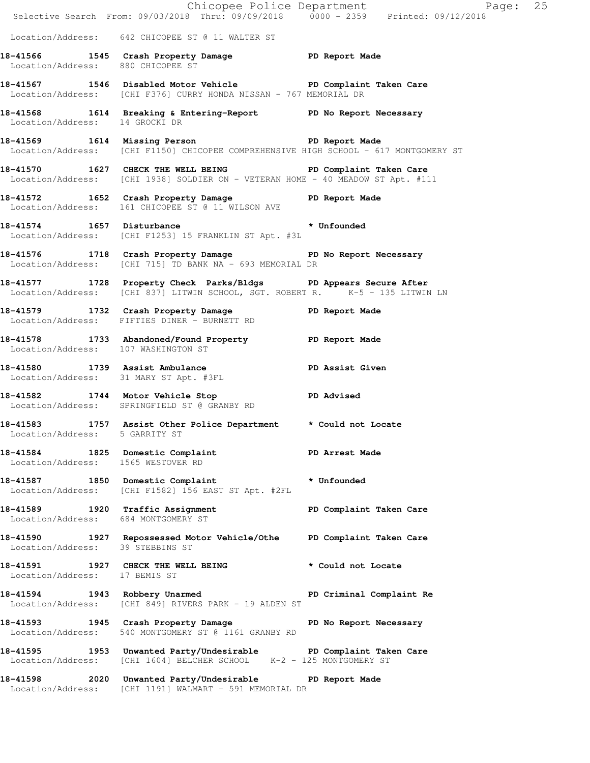Location/Address: 642 CHICOPEE ST @ 11 WALTER ST

**18-41566 1545 Crash Property Damage PD Report Made**
Location/Address: 880 CHICOPEE ST

**18-41567 1546 Disabled Motor Vehicle PD Complaint Taken Care**
Location/Address: [CHI F376] CURRY HONDA NISSAN - 767 MEMORIAL DR

**18-41568 1614 Breaking & Entering-Report PD No Report Necessary**
Location/Address: 14 GROCKI DR

**18-41569 1614 Missing Person PD Report Made**
Location/Address: [CHI F1150] CHICOPEE COMPREHENSIVE HIGH SCHOOL - 617 MONTGOMERY ST

**18-41570 1627 CHECK THE WELL BEING PD Complaint Taken Care**
Location/Address: [CHI 1938] SOLDIER ON - VETERAN HOME - 40 MEADOW ST Apt. #111

**18-41572 1652 Crash Property Damage PD Report Made**
Location/Address: 161 CHICOPEE ST @ 11 WILSON AVE

**18-41574 1657 Disturbance * Unfounded**
Location/Address: [CHI F1253] 15 FRANKLIN ST Apt. #3L

**18-41576 1718 Crash Property Damage PD No Report Necessary**
Location/Address: [CHI 715] TD BANK NA - 693 MEMORIAL DR

**18-41577 1728 Property Check Parks/Bldgs PD Appears Secure After**
Location/Address: [CHI 837] LITWIN SCHOOL, SGT. ROBERT R. K-5 - 135 LITWIN LN

**18-41579 1732 Crash Property Damage PD Report Made**
Location/Address: FIFTIES DINER - BURNETT RD

**18-41578 1733 Abandoned/Found Property PD Report Made**
Location/Address: 107 WASHINGTON ST

**18-41580 1739 Assist Ambulance PD Assist Given**
Location/Address: 31 MARY ST Apt. #3FL

**18-41582 1744 Motor Vehicle Stop PD Advised**
Location/Address: SPRINGFIELD ST @ GRANBY RD

**18-41583 1757 Assist Other Police Department * Could not Locate**
Location/Address: 5 GARRITY ST

**18-41584 1825 Domestic Complaint PD Arrest Made**
Location/Address: 1565 WESTOVER RD

**18-41587 1850 Domestic Complaint * Unfounded**
Location/Address: [CHI F1582] 156 EAST ST Apt. #2FL

**18-41589 1920 Traffic Assignment PD Complaint Taken Care**
Location/Address: 684 MONTGOMERY ST

**18-41590 1927 Repossessed Motor Vehicle/Othe PD Complaint Taken Care**
Location/Address: 39 STEBBINS ST

**18-41591 1927 CHECK THE WELL BEING * Could not Locate**
Location/Address: 17 BEMIS ST

**18-41594 1943 Robbery Unarmed PD Criminal Complaint Re**
Location/Address: [CHI 849] RIVERS PARK - 19 ALDEN ST

**18-41593 1945 Crash Property Damage PD No Report Necessary**
Location/Address: 540 MONTGOMERY ST @ 1161 GRANBY RD

**18-41595 1953 Unwanted Party/Undesirable PD Complaint Taken Care**
Location/Address: [CHI 1604] BELCHER SCHOOL K-2 - 125 MONTGOMERY ST

**18-41598 2020 Unwanted Party/Undesirable PD Report Made**
Location/Address: [CHI 1191] WALMART - 591 MEMORIAL DR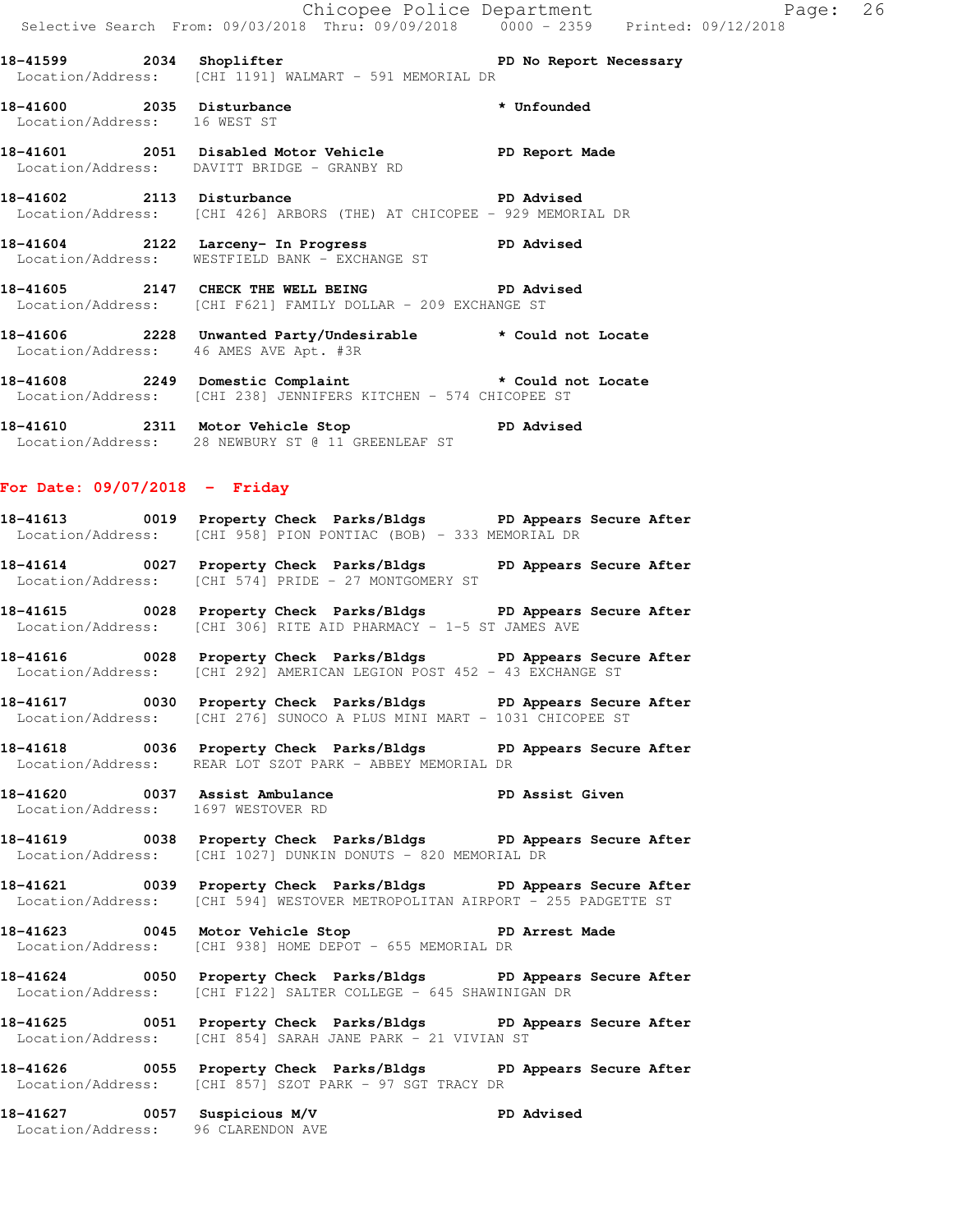**18-41599 2034 Shoplifter PD No Report Necessary**
Location/Address: [CHI 1191] WALMART - 591 MEMORIAL DR

**18-41600 2035 Disturbance * Unfounded**
Location/Address: 16 WEST ST

**18-41601 2051 Disabled Motor Vehicle PD Report Made**
Location/Address: DAVITT BRIDGE - GRANBY RD

**18-41602 2113 Disturbance PD Advised**
Location/Address: [CHI 426] ARBORS (THE) AT CHICOPEE - 929 MEMORIAL DR

**18-41604 2122 Larceny- In Progress PD Advised**
Location/Address: WESTFIELD BANK - EXCHANGE ST

**18-41605 2147 CHECK THE WELL BEING PD Advised**
Location/Address: [CHI F621] FAMILY DOLLAR - 209 EXCHANGE ST

**18-41606 2228 Unwanted Party/Undesirable * Could not Locate**
Location/Address: 46 AMES AVE Apt. #3R

**18-41608 2249 Domestic Complaint * Could not Locate**
Location/Address: [CHI 238] JENNIFERS KITCHEN - 574 CHICOPEE ST

**18-41610 2311 Motor Vehicle Stop PD Advised**
Location/Address: 28 NEWBURY ST @ 11 GREENLEAF ST

## For Date: 09/07/2018 - Friday

**18-41613 0019 Property Check Parks/Bldgs PD Appears Secure After**
Location/Address: [CHI 958] PION PONTIAC (BOB) - 333 MEMORIAL DR

**18-41614 0027 Property Check Parks/Bldgs PD Appears Secure After**
Location/Address: [CHI 574] PRIDE - 27 MONTGOMERY ST

**18-41615 0028 Property Check Parks/Bldgs PD Appears Secure After**
Location/Address: [CHI 306] RITE AID PHARMACY - 1-5 ST JAMES AVE

**18-41616 0028 Property Check Parks/Bldgs PD Appears Secure After**
Location/Address: [CHI 292] AMERICAN LEGION POST 452 - 43 EXCHANGE ST

**18-41617 0030 Property Check Parks/Bldgs PD Appears Secure After**
Location/Address: [CHI 276] SUNOCO A PLUS MINI MART - 1031 CHICOPEE ST

**18-41618 0036 Property Check Parks/Bldgs PD Appears Secure After**
Location/Address: REAR LOT SZOT PARK - ABBEY MEMORIAL DR

**18-41620 0037 Assist Ambulance PD Assist Given**
Location/Address: 1697 WESTOVER RD

**18-41619 0038 Property Check Parks/Bldgs PD Appears Secure After**
Location/Address: [CHI 1027] DUNKIN DONUTS - 820 MEMORIAL DR

**18-41621 0039 Property Check Parks/Bldgs PD Appears Secure After**
Location/Address: [CHI 594] WESTOVER METROPOLITAN AIRPORT - 255 PADGETTE ST

**18-41623 0045 Motor Vehicle Stop PD Arrest Made**
Location/Address: [CHI 938] HOME DEPOT - 655 MEMORIAL DR

**18-41624 0050 Property Check Parks/Bldgs PD Appears Secure After**
Location/Address: [CHI F122] SALTER COLLEGE - 645 SHAWINIGAN DR

**18-41625 0051 Property Check Parks/Bldgs PD Appears Secure After**
Location/Address: [CHI 854] SARAH JANE PARK - 21 VIVIAN ST

**18-41626 0055 Property Check Parks/Bldgs PD Appears Secure After**
Location/Address: [CHI 857] SZOT PARK - 97 SGT TRACY DR

**18-41627 0057 Suspicious M/V PD Advised**
Location/Address: 96 CLARENDON AVE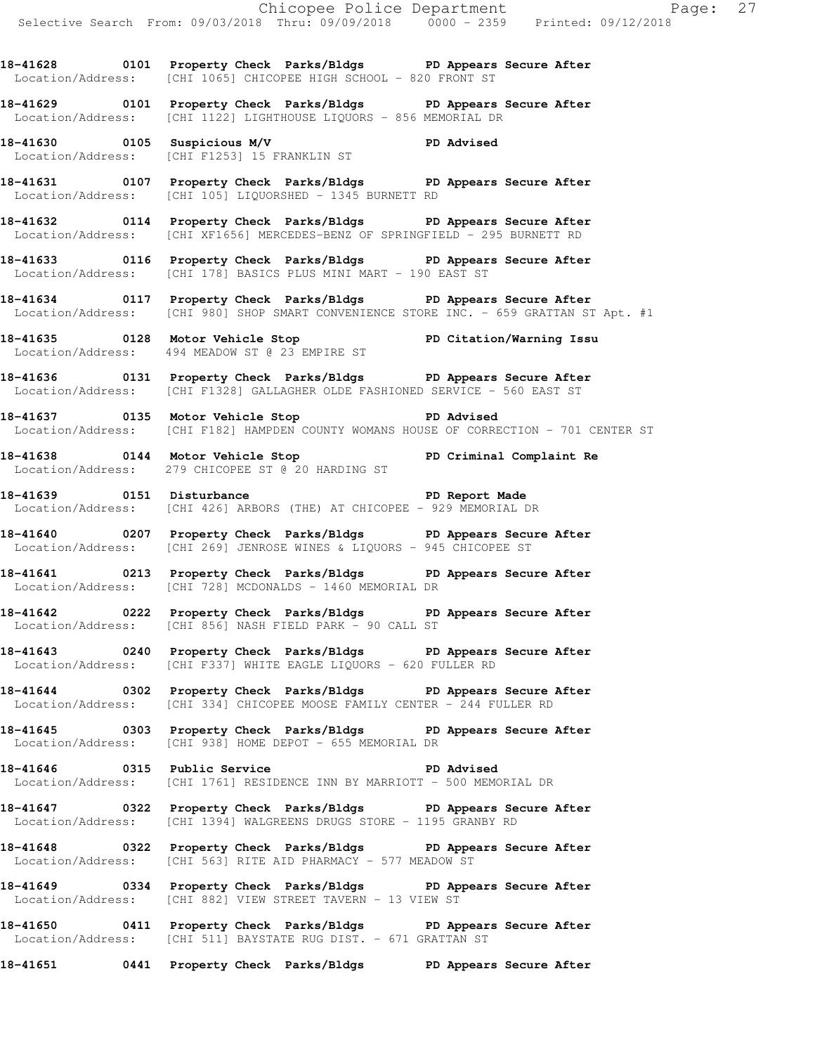**18-41628 0101 Property Check Parks/Bldgs PD Appears Secure After**
Location/Address: [CHI 1065] CHICOPEE HIGH SCHOOL - 820 FRONT ST

**18-41629 0101 Property Check Parks/Bldgs PD Appears Secure After**
Location/Address: [CHI 1122] LIGHTHOUSE LIQUORS - 856 MEMORIAL DR

**18-41630 0105 Suspicious M/V PD Advised**
Location/Address: [CHI F1253] 15 FRANKLIN ST

**18-41631 0107 Property Check Parks/Bldgs PD Appears Secure After**
Location/Address: [CHI 105] LIQUORSHED - 1345 BURNETT RD

**18-41632 0114 Property Check Parks/Bldgs PD Appears Secure After**
Location/Address: [CHI XF1656] MERCEDES-BENZ OF SPRINGFIELD - 295 BURNETT RD

**18-41633 0116 Property Check Parks/Bldgs PD Appears Secure After**
Location/Address: [CHI 178] BASICS PLUS MINI MART - 190 EAST ST

**18-41634 0117 Property Check Parks/Bldgs PD Appears Secure After**
Location/Address: [CHI 980] SHOP SMART CONVENIENCE STORE INC. - 659 GRATTAN ST Apt. #1

**18-41635 0128 Motor Vehicle Stop PD Citation/Warning Issu**
Location/Address: 494 MEADOW ST @ 23 EMPIRE ST

**18-41636 0131 Property Check Parks/Bldgs PD Appears Secure After**
Location/Address: [CHI F1328] GALLAGHER OLDE FASHIONED SERVICE - 560 EAST ST

**18-41637 0135 Motor Vehicle Stop PD Advised**
Location/Address: [CHI F182] HAMPDEN COUNTY WOMANS HOUSE OF CORRECTION - 701 CENTER ST

**18-41638 0144 Motor Vehicle Stop PD Criminal Complaint Re**
Location/Address: 279 CHICOPEE ST @ 20 HARDING ST

**18-41639 0151 Disturbance PD Report Made**
Location/Address: [CHI 426] ARBORS (THE) AT CHICOPEE - 929 MEMORIAL DR

**18-41640 0207 Property Check Parks/Bldgs PD Appears Secure After**
Location/Address: [CHI 269] JENROSE WINES & LIQUORS - 945 CHICOPEE ST

**18-41641 0213 Property Check Parks/Bldgs PD Appears Secure After**
Location/Address: [CHI 728] MCDONALDS - 1460 MEMORIAL DR

**18-41642 0222 Property Check Parks/Bldgs PD Appears Secure After**
Location/Address: [CHI 856] NASH FIELD PARK - 90 CALL ST

**18-41643 0240 Property Check Parks/Bldgs PD Appears Secure After**
Location/Address: [CHI F337] WHITE EAGLE LIQUORS - 620 FULLER RD

**18-41644 0302 Property Check Parks/Bldgs PD Appears Secure After**
Location/Address: [CHI 334] CHICOPEE MOOSE FAMILY CENTER - 244 FULLER RD

**18-41645 0303 Property Check Parks/Bldgs PD Appears Secure After**
Location/Address: [CHI 938] HOME DEPOT - 655 MEMORIAL DR

**18-41646 0315 Public Service PD Advised**
Location/Address: [CHI 1761] RESIDENCE INN BY MARRIOTT - 500 MEMORIAL DR

**18-41647 0322 Property Check Parks/Bldgs PD Appears Secure After**
Location/Address: [CHI 1394] WALGREENS DRUGS STORE - 1195 GRANBY RD

**18-41648 0322 Property Check Parks/Bldgs PD Appears Secure After**
Location/Address: [CHI 563] RITE AID PHARMACY - 577 MEADOW ST

**18-41649 0334 Property Check Parks/Bldgs PD Appears Secure After**
Location/Address: [CHI 882] VIEW STREET TAVERN - 13 VIEW ST

**18-41650 0411 Property Check Parks/Bldgs PD Appears Secure After**
Location/Address: [CHI 511] BAYSTATE RUG DIST. - 671 GRATTAN ST

**18-41651 0441 Property Check Parks/Bldgs PD Appears Secure After**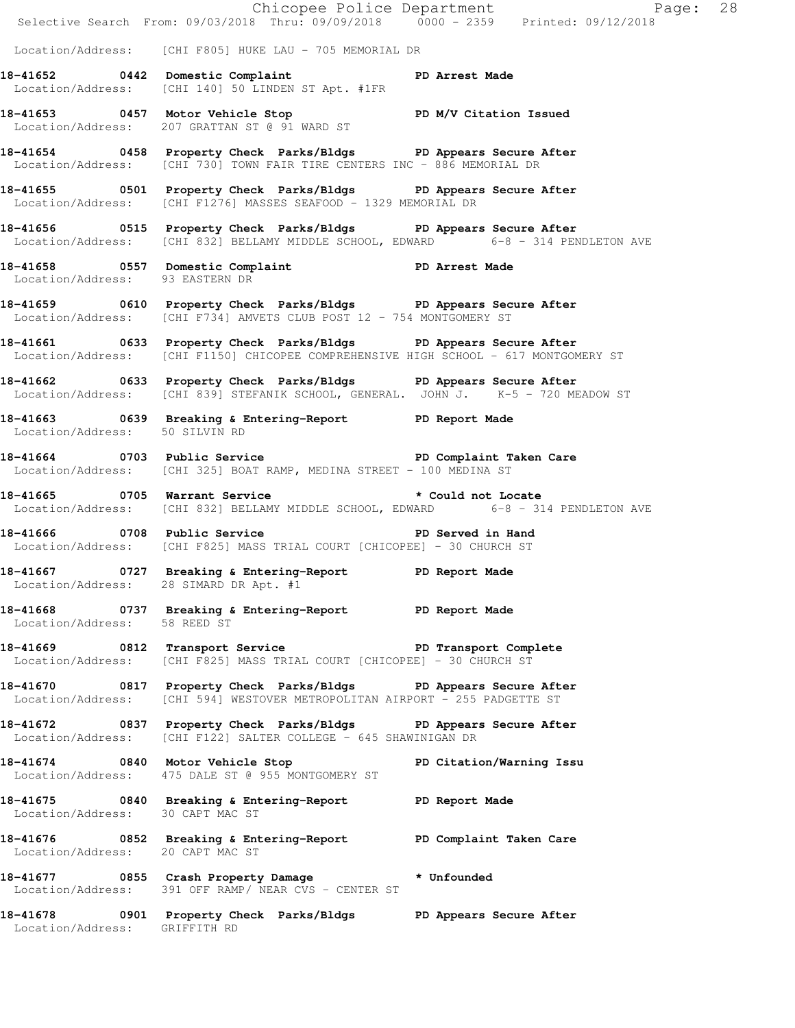Location/Address: [CHI F805] HUKE LAU - 705 MEMORIAL DR

**18-41652 0442 Domestic Complaint PD Arrest Made**
Location/Address: [CHI 140] 50 LINDEN ST Apt. #1FR

**18-41653 0457 Motor Vehicle Stop PD M/V Citation Issued**
Location/Address: 207 GRATTAN ST @ 91 WARD ST

**18-41654 0458 Property Check Parks/Bldgs PD Appears Secure After**
Location/Address: [CHI 730] TOWN FAIR TIRE CENTERS INC - 886 MEMORIAL DR

**18-41655 0501 Property Check Parks/Bldgs PD Appears Secure After**
Location/Address: [CHI F1276] MASSES SEAFOOD - 1329 MEMORIAL DR

**18-41656 0515 Property Check Parks/Bldgs PD Appears Secure After**
Location/Address: [CHI 832] BELLAMY MIDDLE SCHOOL, EDWARD 6-8 - 314 PENDLETON AVE

**18-41658 0557 Domestic Complaint PD Arrest Made**
Location/Address: 93 EASTERN DR

**18-41659 0610 Property Check Parks/Bldgs PD Appears Secure After**
Location/Address: [CHI F734] AMVETS CLUB POST 12 - 754 MONTGOMERY ST

**18-41661 0633 Property Check Parks/Bldgs PD Appears Secure After**
Location/Address: [CHI F1150] CHICOPEE COMPREHENSIVE HIGH SCHOOL - 617 MONTGOMERY ST

**18-41662 0633 Property Check Parks/Bldgs PD Appears Secure After**
Location/Address: [CHI 839] STEFANIK SCHOOL, GENERAL. JOHN J. K-5 - 720 MEADOW ST

**18-41663 0639 Breaking & Entering-Report PD Report Made**
Location/Address: 50 SILVIN RD

**18-41664 0703 Public Service PD Complaint Taken Care**
Location/Address: [CHI 325] BOAT RAMP, MEDINA STREET - 100 MEDINA ST

**18-41665 0705 Warrant Service * Could not Locate**
Location/Address: [CHI 832] BELLAMY MIDDLE SCHOOL, EDWARD 6-8 - 314 PENDLETON AVE

**18-41666 0708 Public Service PD Served in Hand**
Location/Address: [CHI F825] MASS TRIAL COURT [CHICOPEE] - 30 CHURCH ST

**18-41667 0727 Breaking & Entering-Report PD Report Made**
Location/Address: 28 SIMARD DR Apt. #1

**18-41668 0737 Breaking & Entering-Report PD Report Made**
Location/Address: 58 REED ST

**18-41669 0812 Transport Service PD Transport Complete**
Location/Address: [CHI F825] MASS TRIAL COURT [CHICOPEE] - 30 CHURCH ST

**18-41670 0817 Property Check Parks/Bldgs PD Appears Secure After**
Location/Address: [CHI 594] WESTOVER METROPOLITAN AIRPORT - 255 PADGETTE ST

**18-41672 0837 Property Check Parks/Bldgs PD Appears Secure After**
Location/Address: [CHI F122] SALTER COLLEGE - 645 SHAWINIGAN DR

**18-41674 0840 Motor Vehicle Stop PD Citation/Warning Issu**
Location/Address: 475 DALE ST @ 955 MONTGOMERY ST

**18-41675 0840 Breaking & Entering-Report PD Report Made**
Location/Address: 30 CAPT MAC ST

**18-41676 0852 Breaking & Entering-Report PD Complaint Taken Care**
Location/Address: 20 CAPT MAC ST

**18-41677 0855 Crash Property Damage * Unfounded**
Location/Address: 391 OFF RAMP/ NEAR CVS - CENTER ST

**18-41678 0901 Property Check Parks/Bldgs PD Appears Secure After**
Location/Address: GRIFFITH RD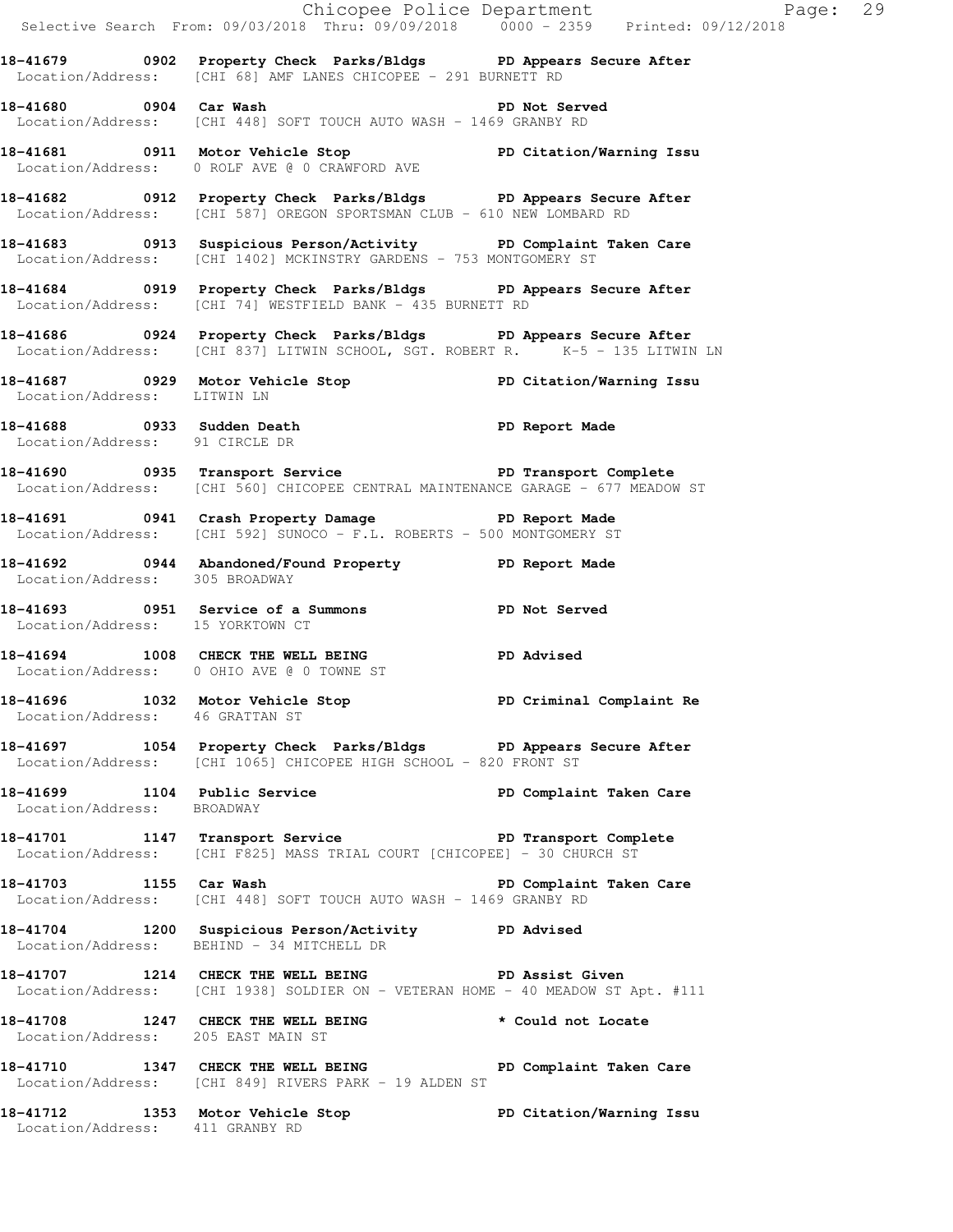**18-41679 0902 Property Check Parks/Bldgs PD Appears Secure After**
Location/Address: [CHI 68] AMF LANES CHICOPEE - 291 BURNETT RD

**18-41680 0904 Car Wash PD Not Served**
Location/Address: [CHI 448] SOFT TOUCH AUTO WASH - 1469 GRANBY RD

**18-41681 0911 Motor Vehicle Stop PD Citation/Warning Issu**
Location/Address: 0 ROLF AVE @ 0 CRAWFORD AVE

**18-41682 0912 Property Check Parks/Bldgs PD Appears Secure After**
Location/Address: [CHI 587] OREGON SPORTSMAN CLUB - 610 NEW LOMBARD RD

**18-41683 0913 Suspicious Person/Activity PD Complaint Taken Care**
Location/Address: [CHI 1402] MCKINSTRY GARDENS - 753 MONTGOMERY ST

**18-41684 0919 Property Check Parks/Bldgs PD Appears Secure After**
Location/Address: [CHI 74] WESTFIELD BANK - 435 BURNETT RD

**18-41686 0924 Property Check Parks/Bldgs PD Appears Secure After**
Location/Address: [CHI 837] LITWIN SCHOOL, SGT. ROBERT R. K-5 - 135 LITWIN LN

**18-41687 0929 Motor Vehicle Stop PD Citation/Warning Issu**
Location/Address: LITWIN LN

**18-41688 0933 Sudden Death PD Report Made**
Location/Address: 91 CIRCLE DR

**18-41690 0935 Transport Service PD Transport Complete**
Location/Address: [CHI 560] CHICOPEE CENTRAL MAINTENANCE GARAGE - 677 MEADOW ST

**18-41691 0941 Crash Property Damage PD Report Made**
Location/Address: [CHI 592] SUNOCO - F.L. ROBERTS - 500 MONTGOMERY ST

**18-41692 0944 Abandoned/Found Property PD Report Made**
Location/Address: 305 BROADWAY

**18-41693 0951 Service of a Summons PD Not Served**
Location/Address: 15 YORKTOWN CT

**18-41694 1008 CHECK THE WELL BEING PD Advised**
Location/Address: 0 OHIO AVE @ 0 TOWNE ST

**18-41696 1032 Motor Vehicle Stop PD Criminal Complaint Re**
Location/Address: 46 GRATTAN ST

**18-41697 1054 Property Check Parks/Bldgs PD Appears Secure After**
Location/Address: [CHI 1065] CHICOPEE HIGH SCHOOL - 820 FRONT ST

**18-41699 1104 Public Service PD Complaint Taken Care**
Location/Address: BROADWAY

**18-41701 1147 Transport Service PD Transport Complete**
Location/Address: [CHI F825] MASS TRIAL COURT [CHICOPEE] - 30 CHURCH ST

**18-41703 1155 Car Wash PD Complaint Taken Care**
Location/Address: [CHI 448] SOFT TOUCH AUTO WASH - 1469 GRANBY RD

**18-41704 1200 Suspicious Person/Activity PD Advised**
Location/Address: BEHIND - 34 MITCHELL DR

**18-41707 1214 CHECK THE WELL BEING PD Assist Given**
Location/Address: [CHI 1938] SOLDIER ON - VETERAN HOME - 40 MEADOW ST Apt. #111

**18-41708 1247 CHECK THE WELL BEING * Could not Locate**
Location/Address: 205 EAST MAIN ST

**18-41710 1347 CHECK THE WELL BEING PD Complaint Taken Care**
Location/Address: [CHI 849] RIVERS PARK - 19 ALDEN ST

**18-41712 1353 Motor Vehicle Stop PD Citation/Warning Issu**
Location/Address: 411 GRANBY RD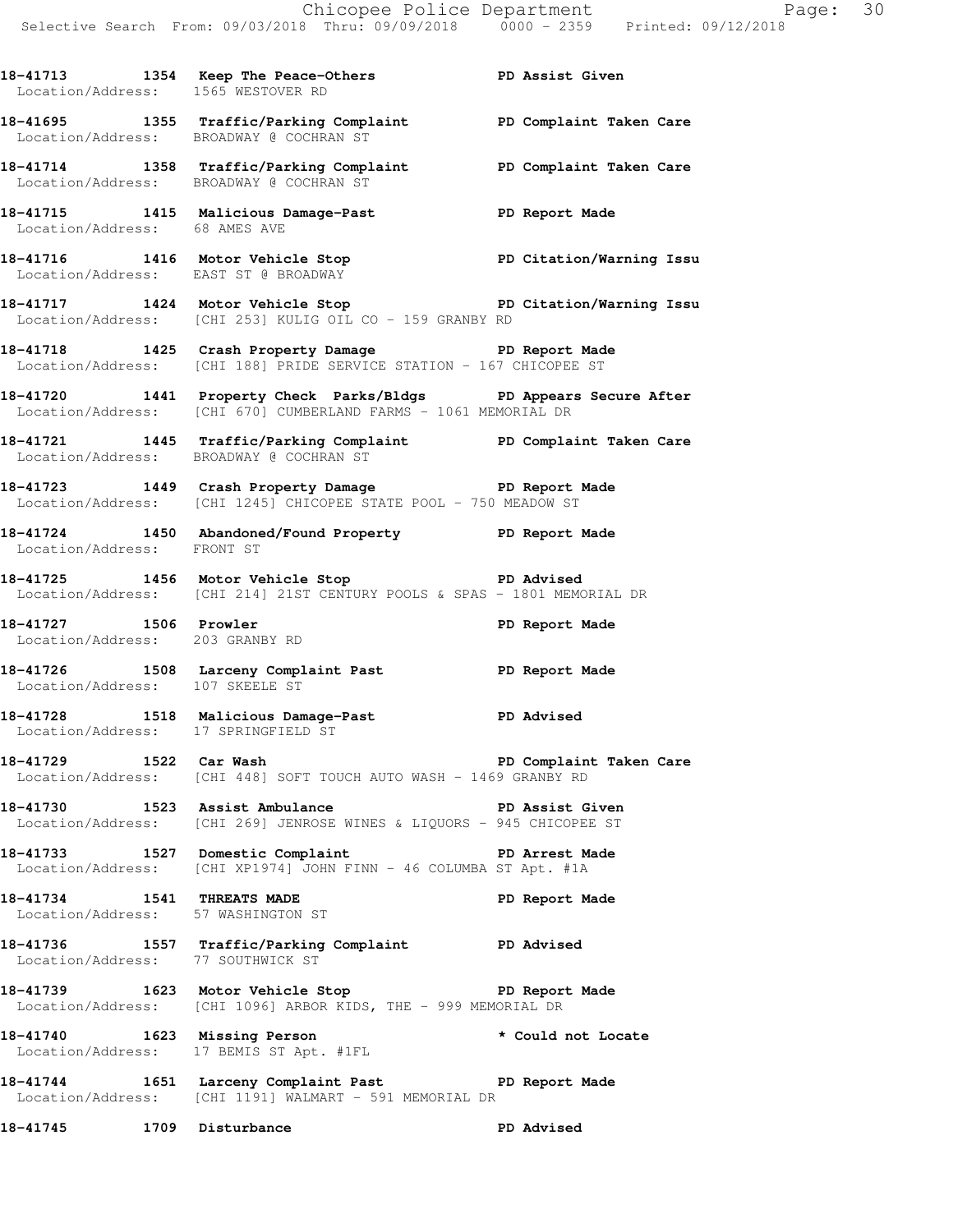18-41713 1354 Keep The Peace-Others PD Assist Given
Location/Address: 1565 WESTOVER RD

18-41695 1355 Traffic/Parking Complaint PD Complaint Taken Care
Location/Address: BROADWAY @ COCHRAN ST

18-41714 1358 Traffic/Parking Complaint PD Complaint Taken Care
Location/Address: BROADWAY @ COCHRAN ST

18-41715 1415 Malicious Damage-Past PD Report Made
Location/Address: 68 AMES AVE

18-41716 1416 Motor Vehicle Stop PD Citation/Warning Issu
Location/Address: EAST ST @ BROADWAY

18-41717 1424 Motor Vehicle Stop PD Citation/Warning Issu
Location/Address: [CHI 253] KULIG OIL CO - 159 GRANBY RD

18-41718 1425 Crash Property Damage PD Report Made
Location/Address: [CHI 188] PRIDE SERVICE STATION - 167 CHICOPEE ST

18-41720 1441 Property Check Parks/Bldgs PD Appears Secure After
Location/Address: [CHI 670] CUMBERLAND FARMS - 1061 MEMORIAL DR

18-41721 1445 Traffic/Parking Complaint PD Complaint Taken Care
Location/Address: BROADWAY @ COCHRAN ST

18-41723 1449 Crash Property Damage PD Report Made
Location/Address: [CHI 1245] CHICOPEE STATE POOL - 750 MEADOW ST

18-41724 1450 Abandoned/Found Property PD Report Made
Location/Address: FRONT ST

18-41725 1456 Motor Vehicle Stop PD Advised
Location/Address: [CHI 214] 21ST CENTURY POOLS & SPAS - 1801 MEMORIAL DR

18-41727 1506 Prowler PD Report Made
Location/Address: 203 GRANBY RD

18-41726 1508 Larceny Complaint Past PD Report Made
Location/Address: 107 SKEELE ST

18-41728 1518 Malicious Damage-Past PD Advised
Location/Address: 17 SPRINGFIELD ST

18-41729 1522 Car Wash PD Complaint Taken Care
Location/Address: [CHI 448] SOFT TOUCH AUTO WASH - 1469 GRANBY RD

18-41730 1523 Assist Ambulance PD Assist Given
Location/Address: [CHI 269] JENROSE WINES & LIQUORS - 945 CHICOPEE ST

18-41733 1527 Domestic Complaint PD Arrest Made
Location/Address: [CHI XP1974] JOHN FINN - 46 COLUMBA ST Apt. #1A

18-41734 1541 THREATS MADE PD Report Made
Location/Address: 57 WASHINGTON ST

18-41736 1557 Traffic/Parking Complaint PD Advised
Location/Address: 77 SOUTHWICK ST

18-41739 1623 Motor Vehicle Stop PD Report Made
Location/Address: [CHI 1096] ARBOR KIDS, THE - 999 MEMORIAL DR

18-41740 1623 Missing Person * Could not Locate
Location/Address: 17 BEMIS ST Apt. #1FL

18-41744 1651 Larceny Complaint Past PD Report Made
Location/Address: [CHI 1191] WALMART - 591 MEMORIAL DR

18-41745 1709 Disturbance PD Advised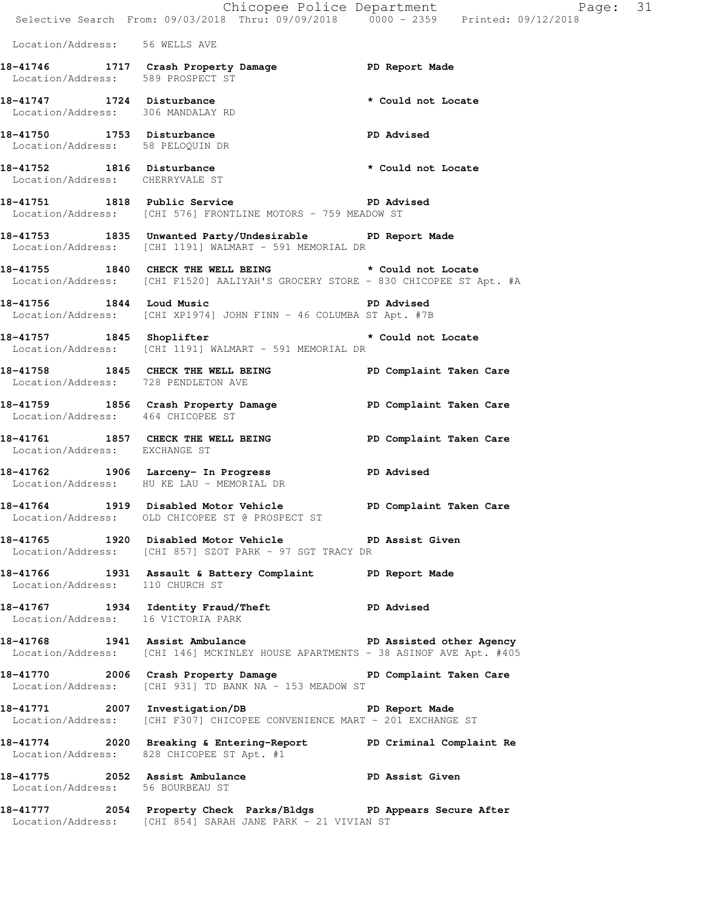Location/Address: 56 WELLS AVE

**18-41746 1717 Crash Property Damage** **PD Report Made**
Location/Address: 589 PROSPECT ST

**18-41747 1724 Disturbance** **\* Could not Locate**
Location/Address: 306 MANDALAY RD

**18-41750 1753 Disturbance** **PD Advised**
Location/Address: 58 PELOQUIN DR

**18-41752 1816 Disturbance** **\* Could not Locate**
Location/Address: CHERRYVALE ST

**18-41751 1818 Public Service** **PD Advised**
Location/Address: [CHI 576] FRONTLINE MOTORS - 759 MEADOW ST

**18-41753 1835 Unwanted Party/Undesirable** **PD Report Made**
Location/Address: [CHI 1191] WALMART - 591 MEMORIAL DR

**18-41755 1840 CHECK THE WELL BEING** **\* Could not Locate**
Location/Address: [CHI F1520] AALIYAH'S GROCERY STORE - 830 CHICOPEE ST Apt. #A

**18-41756 1844 Loud Music** **PD Advised**
Location/Address: [CHI XP1974] JOHN FINN - 46 COLUMBA ST Apt. #7B

**18-41757 1845 Shoplifter** **\* Could not Locate**
Location/Address: [CHI 1191] WALMART - 591 MEMORIAL DR

**18-41758 1845 CHECK THE WELL BEING** **PD Complaint Taken Care**
Location/Address: 728 PENDLETON AVE

**18-41759 1856 Crash Property Damage** **PD Complaint Taken Care**
Location/Address: 464 CHICOPEE ST

**18-41761 1857 CHECK THE WELL BEING** **PD Complaint Taken Care**
Location/Address: EXCHANGE ST

**18-41762 1906 Larceny- In Progress** **PD Advised**
Location/Address: HU KE LAU - MEMORIAL DR

**18-41764 1919 Disabled Motor Vehicle** **PD Complaint Taken Care**
Location/Address: OLD CHICOPEE ST @ PROSPECT ST

**18-41765 1920 Disabled Motor Vehicle** **PD Assist Given**
Location/Address: [CHI 857] SZOT PARK - 97 SGT TRACY DR

**18-41766 1931 Assault & Battery Complaint** **PD Report Made**
Location/Address: 110 CHURCH ST

**18-41767 1934 Identity Fraud/Theft** **PD Advised**
Location/Address: 16 VICTORIA PARK

**18-41768 1941 Assist Ambulance** **PD Assisted other Agency**
Location/Address: [CHI 146] MCKINLEY HOUSE APARTMENTS - 38 ASINOF AVE Apt. #405

**18-41770 2006 Crash Property Damage** **PD Complaint Taken Care**
Location/Address: [CHI 931] TD BANK NA - 153 MEADOW ST

**18-41771 2007 Investigation/DB** **PD Report Made**
Location/Address: [CHI F307] CHICOPEE CONVENIENCE MART - 201 EXCHANGE ST

**18-41774 2020 Breaking & Entering-Report** **PD Criminal Complaint Re**
Location/Address: 828 CHICOPEE ST Apt. #1

**18-41775 2052 Assist Ambulance** **PD Assist Given**
Location/Address: 56 BOURBEAU ST

**18-41777 2054 Property Check Parks/Bldgs** **PD Appears Secure After**
Location/Address: [CHI 854] SARAH JANE PARK - 21 VIVIAN ST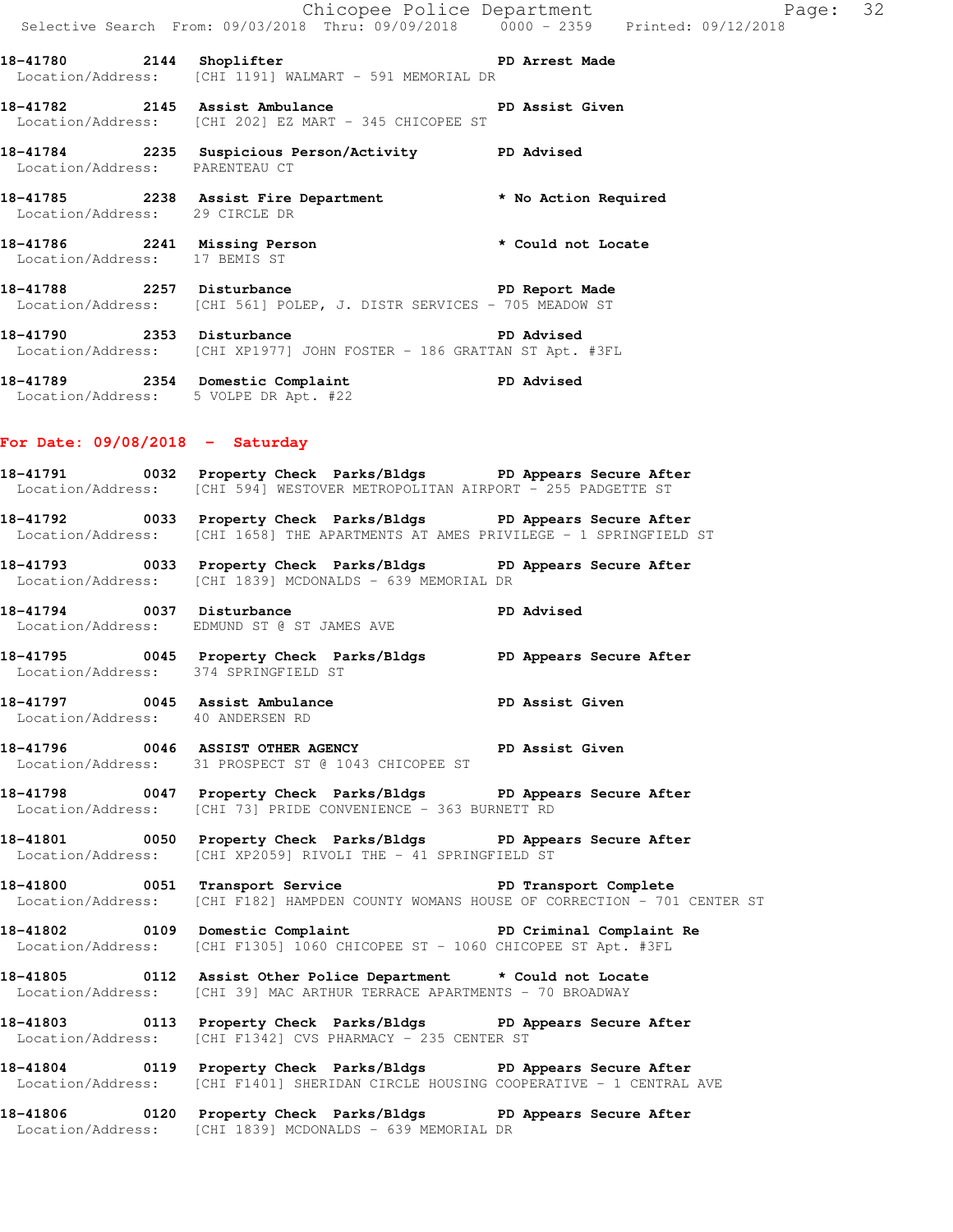**18-41780 2144 Shoplifter PD Arrest Made**
Location/Address: [CHI 1191] WALMART - 591 MEMORIAL DR

**18-41782 2145 Assist Ambulance PD Assist Given**
Location/Address: [CHI 202] EZ MART - 345 CHICOPEE ST

**18-41784 2235 Suspicious Person/Activity PD Advised**
Location/Address: PARENTEAU CT

**18-41785 2238 Assist Fire Department * No Action Required**
Location/Address: 29 CIRCLE DR

**18-41786 2241 Missing Person * Could not Locate**
Location/Address: 17 BEMIS ST

**18-41788 2257 Disturbance PD Report Made**
Location/Address: [CHI 561] POLEP, J. DISTR SERVICES - 705 MEADOW ST

**18-41790 2353 Disturbance PD Advised**
Location/Address: [CHI XP1977] JOHN FOSTER - 186 GRATTAN ST Apt. #3FL

**18-41789 2354 Domestic Complaint PD Advised**
Location/Address: 5 VOLPE DR Apt. #22

## For Date: 09/08/2018 - Saturday

**18-41791 0032 Property Check Parks/Bldgs PD Appears Secure After**
Location/Address: [CHI 594] WESTOVER METROPOLITAN AIRPORT - 255 PADGETTE ST

**18-41792 0033 Property Check Parks/Bldgs PD Appears Secure After**
Location/Address: [CHI 1658] THE APARTMENTS AT AMES PRIVILEGE - 1 SPRINGFIELD ST

**18-41793 0033 Property Check Parks/Bldgs PD Appears Secure After**
Location/Address: [CHI 1839] MCDONALDS - 639 MEMORIAL DR

**18-41794 0037 Disturbance PD Advised**
Location/Address: EDMUND ST @ ST JAMES AVE

**18-41795 0045 Property Check Parks/Bldgs PD Appears Secure After**
Location/Address: 374 SPRINGFIELD ST

**18-41797 0045 Assist Ambulance PD Assist Given**
Location/Address: 40 ANDERSEN RD

**18-41796 0046 ASSIST OTHER AGENCY PD Assist Given**
Location/Address: 31 PROSPECT ST @ 1043 CHICOPEE ST

**18-41798 0047 Property Check Parks/Bldgs PD Appears Secure After**
Location/Address: [CHI 73] PRIDE CONVENIENCE - 363 BURNETT RD

**18-41801 0050 Property Check Parks/Bldgs PD Appears Secure After**
Location/Address: [CHI XP2059] RIVOLI THE - 41 SPRINGFIELD ST

**18-41800 0051 Transport Service PD Transport Complete**
Location/Address: [CHI F182] HAMPDEN COUNTY WOMANS HOUSE OF CORRECTION - 701 CENTER ST

**18-41802 0109 Domestic Complaint PD Criminal Complaint Re**
Location/Address: [CHI F1305] 1060 CHICOPEE ST - 1060 CHICOPEE ST Apt. #3FL

**18-41805 0112 Assist Other Police Department * Could not Locate**
Location/Address: [CHI 39] MAC ARTHUR TERRACE APARTMENTS - 70 BROADWAY

**18-41803 0113 Property Check Parks/Bldgs PD Appears Secure After**
Location/Address: [CHI F1342] CVS PHARMACY - 235 CENTER ST

**18-41804 0119 Property Check Parks/Bldgs PD Appears Secure After**
Location/Address: [CHI F1401] SHERIDAN CIRCLE HOUSING COOPERATIVE - 1 CENTRAL AVE

**18-41806 0120 Property Check Parks/Bldgs PD Appears Secure After**
Location/Address: [CHI 1839] MCDONALDS - 639 MEMORIAL DR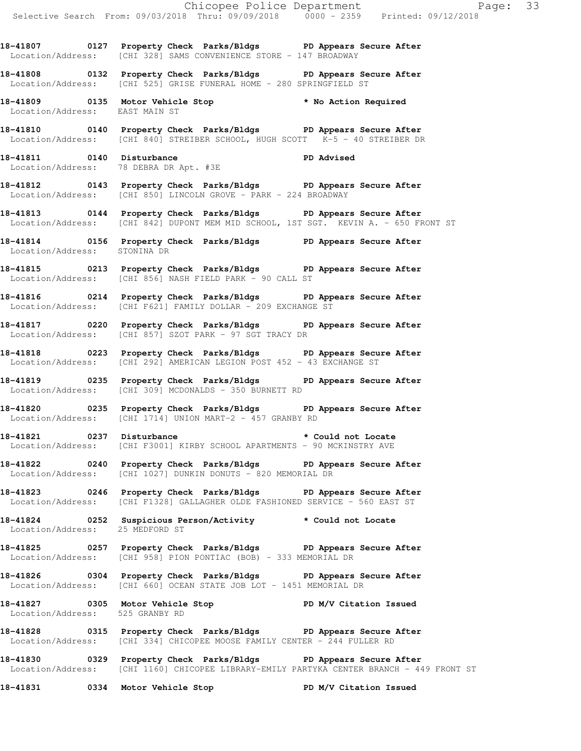**18-41807 0127 Property Check Parks/Bldgs PD Appears Secure After**
Location/Address: [CHI 328] SAMS CONVENIENCE STORE - 147 BROADWAY

**18-41808 0132 Property Check Parks/Bldgs PD Appears Secure After**
Location/Address: [CHI 525] GRISE FUNERAL HOME - 280 SPRINGFIELD ST

**18-41809 0135 Motor Vehicle Stop * No Action Required**
Location/Address: EAST MAIN ST

**18-41810 0140 Property Check Parks/Bldgs PD Appears Secure After**
Location/Address: [CHI 840] STREIBER SCHOOL, HUGH SCOTT K-5 - 40 STREIBER DR

**18-41811 0140 Disturbance PD Advised**
Location/Address: 78 DEBRA DR Apt. #3E

**18-41812 0143 Property Check Parks/Bldgs PD Appears Secure After**
Location/Address: [CHI 850] LINCOLN GROVE - PARK - 224 BROADWAY

**18-41813 0144 Property Check Parks/Bldgs PD Appears Secure After**
Location/Address: [CHI 842] DUPONT MEM MID SCHOOL, 1ST SGT. KEVIN A. - 650 FRONT ST

**18-41814 0156 Property Check Parks/Bldgs PD Appears Secure After**
Location/Address: STONINA DR

**18-41815 0213 Property Check Parks/Bldgs PD Appears Secure After**
Location/Address: [CHI 856] NASH FIELD PARK - 90 CALL ST

**18-41816 0214 Property Check Parks/Bldgs PD Appears Secure After**
Location/Address: [CHI F621] FAMILY DOLLAR - 209 EXCHANGE ST

**18-41817 0220 Property Check Parks/Bldgs PD Appears Secure After**
Location/Address: [CHI 857] SZOT PARK - 97 SGT TRACY DR

**18-41818 0223 Property Check Parks/Bldgs PD Appears Secure After**
Location/Address: [CHI 292] AMERICAN LEGION POST 452 - 43 EXCHANGE ST

**18-41819 0235 Property Check Parks/Bldgs PD Appears Secure After**
Location/Address: [CHI 309] MCDONALDS - 350 BURNETT RD

**18-41820 0235 Property Check Parks/Bldgs PD Appears Secure After**
Location/Address: [CHI 1714] UNION MART-2 - 457 GRANBY RD

**18-41821 0237 Disturbance * Could not Locate**
Location/Address: [CHI F3001] KIRBY SCHOOL APARTMENTS - 90 MCKINSTRY AVE

**18-41822 0240 Property Check Parks/Bldgs PD Appears Secure After**
Location/Address: [CHI 1027] DUNKIN DONUTS - 820 MEMORIAL DR

**18-41823 0246 Property Check Parks/Bldgs PD Appears Secure After**
Location/Address: [CHI F1328] GALLAGHER OLDE FASHIONED SERVICE - 560 EAST ST

**18-41824 0252 Suspicious Person/Activity * Could not Locate**
Location/Address: 25 MEDFORD ST

**18-41825 0257 Property Check Parks/Bldgs PD Appears Secure After**
Location/Address: [CHI 958] PION PONTIAC (BOB) - 333 MEMORIAL DR

**18-41826 0304 Property Check Parks/Bldgs PD Appears Secure After**
Location/Address: [CHI 660] OCEAN STATE JOB LOT - 1451 MEMORIAL DR

**18-41827 0305 Motor Vehicle Stop PD M/V Citation Issued**
Location/Address: 525 GRANBY RD

**18-41828 0315 Property Check Parks/Bldgs PD Appears Secure After**
Location/Address: [CHI 334] CHICOPEE MOOSE FAMILY CENTER - 244 FULLER RD

**18-41830 0329 Property Check Parks/Bldgs PD Appears Secure After**
Location/Address: [CHI 1160] CHICOPEE LIBRARY-EMILY PARTYKA CENTER BRANCH - 449 FRONT ST

**18-41831 0334 Motor Vehicle Stop PD M/V Citation Issued**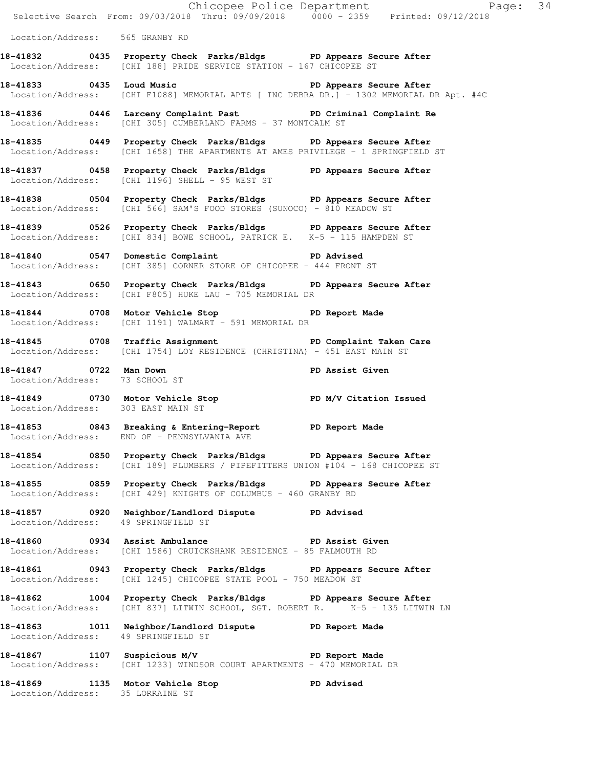Location/Address: 565 GRANBY RD

**18-41832 0435 Property Check Parks/Bldgs PD Appears Secure After**
Location/Address: [CHI 188] PRIDE SERVICE STATION - 167 CHICOPEE ST

**18-41833 0435 Loud Music PD Appears Secure After**
Location/Address: [CHI F1088] MEMORIAL APTS [ INC DEBRA DR.] - 1302 MEMORIAL DR Apt. #4C

**18-41836 0446 Larceny Complaint Past PD Criminal Complaint Re**
Location/Address: [CHI 305] CUMBERLAND FARMS - 37 MONTCALM ST

**18-41835 0449 Property Check Parks/Bldgs PD Appears Secure After**
Location/Address: [CHI 1658] THE APARTMENTS AT AMES PRIVILEGE - 1 SPRINGFIELD ST

**18-41837 0458 Property Check Parks/Bldgs PD Appears Secure After**
Location/Address: [CHI 1196] SHELL - 95 WEST ST

**18-41838 0504 Property Check Parks/Bldgs PD Appears Secure After**
Location/Address: [CHI 566] SAM'S FOOD STORES (SUNOCO) - 810 MEADOW ST

**18-41839 0526 Property Check Parks/Bldgs PD Appears Secure After**
Location/Address: [CHI 834] BOWE SCHOOL, PATRICK E. K-5 - 115 HAMPDEN ST

**18-41840 0547 Domestic Complaint PD Advised**
Location/Address: [CHI 385] CORNER STORE OF CHICOPEE - 444 FRONT ST

**18-41843 0650 Property Check Parks/Bldgs PD Appears Secure After**
Location/Address: [CHI F805] HUKE LAU - 705 MEMORIAL DR

**18-41844 0708 Motor Vehicle Stop PD Report Made**
Location/Address: [CHI 1191] WALMART - 591 MEMORIAL DR

**18-41845 0708 Traffic Assignment PD Complaint Taken Care**
Location/Address: [CHI 1754] LOY RESIDENCE (CHRISTINA) - 451 EAST MAIN ST

**18-41847 0722 Man Down PD Assist Given**
Location/Address: 73 SCHOOL ST

**18-41849 0730 Motor Vehicle Stop PD M/V Citation Issued**
Location/Address: 303 EAST MAIN ST

**18-41853 0843 Breaking & Entering-Report PD Report Made**
Location/Address: END OF - PENNSYLVANIA AVE

**18-41854 0850 Property Check Parks/Bldgs PD Appears Secure After**
Location/Address: [CHI 189] PLUMBERS / PIPEFITTERS UNION #104 - 168 CHICOPEE ST

**18-41855 0859 Property Check Parks/Bldgs PD Appears Secure After**
Location/Address: [CHI 429] KNIGHTS OF COLUMBUS - 460 GRANBY RD

**18-41857 0920 Neighbor/Landlord Dispute PD Advised**
Location/Address: 49 SPRINGFIELD ST

**18-41860 0934 Assist Ambulance PD Assist Given**
Location/Address: [CHI 1586] CRUICKSHANK RESIDENCE - 85 FALMOUTH RD

**18-41861 0943 Property Check Parks/Bldgs PD Appears Secure After**
Location/Address: [CHI 1245] CHICOPEE STATE POOL - 750 MEADOW ST

**18-41862 1004 Property Check Parks/Bldgs PD Appears Secure After**
Location/Address: [CHI 837] LITWIN SCHOOL, SGT. ROBERT R. K-5 - 135 LITWIN LN

**18-41863 1011 Neighbor/Landlord Dispute PD Report Made**
Location/Address: 49 SPRINGFIELD ST

**18-41867 1107 Suspicious M/V PD Report Made**
Location/Address: [CHI 1233] WINDSOR COURT APARTMENTS - 470 MEMORIAL DR

**18-41869 1135 Motor Vehicle Stop PD Advised**
Location/Address: 35 LORRAINE ST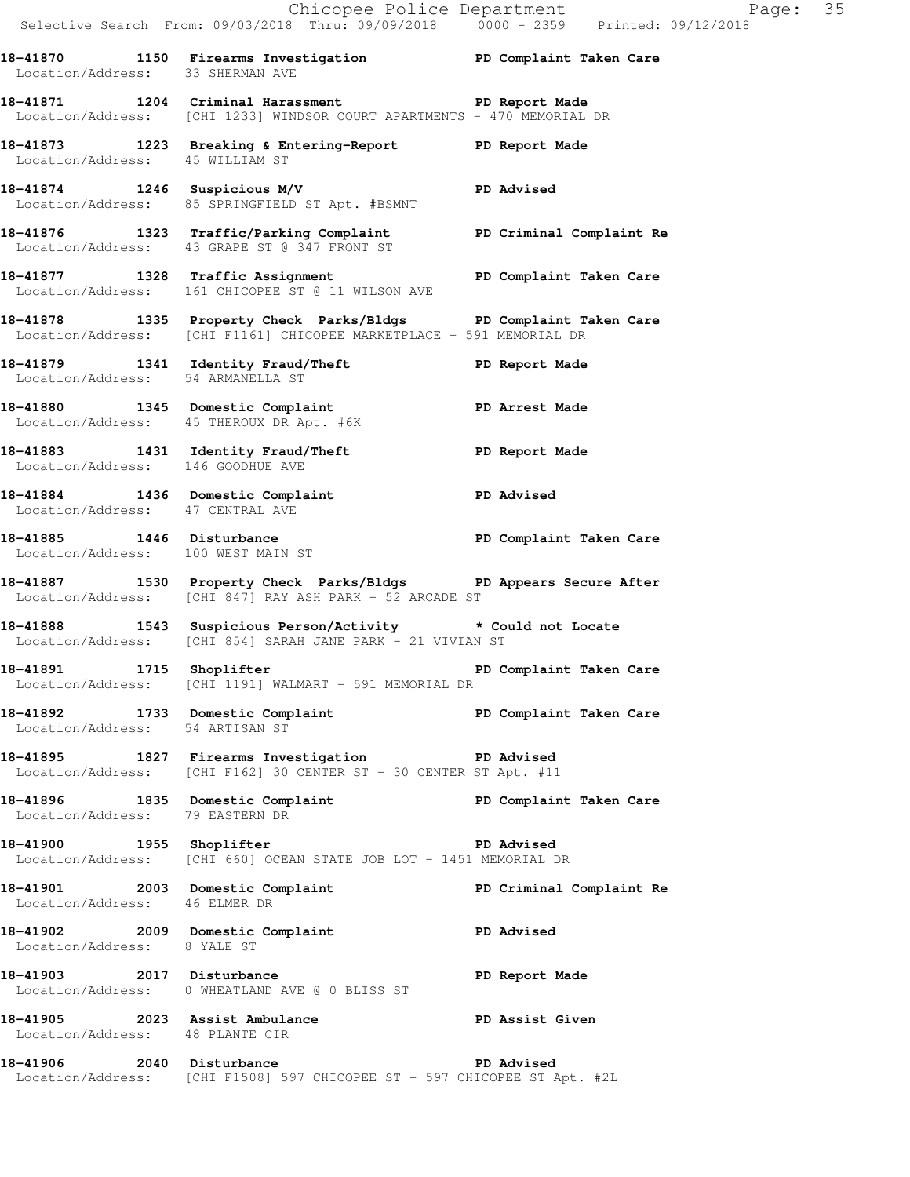**18-41870 1150 Firearms Investigation PD Complaint Taken Care**
Location/Address: 33 SHERMAN AVE

**18-41871 1204 Criminal Harassment PD Report Made**
Location/Address: [CHI 1233] WINDSOR COURT APARTMENTS - 470 MEMORIAL DR

**18-41873 1223 Breaking & Entering-Report PD Report Made**
Location/Address: 45 WILLIAM ST

**18-41874 1246 Suspicious M/V PD Advised**
Location/Address: 85 SPRINGFIELD ST Apt. #BSMNT

**18-41876 1323 Traffic/Parking Complaint PD Criminal Complaint Re**
Location/Address: 43 GRAPE ST @ 347 FRONT ST

**18-41877 1328 Traffic Assignment PD Complaint Taken Care**
Location/Address: 161 CHICOPEE ST @ 11 WILSON AVE

**18-41878 1335 Property Check Parks/Bldgs PD Complaint Taken Care**
Location/Address: [CHI F1161] CHICOPEE MARKETPLACE - 591 MEMORIAL DR

**18-41879 1341 Identity Fraud/Theft PD Report Made**
Location/Address: 54 ARMANELLA ST

**18-41880 1345 Domestic Complaint PD Arrest Made**
Location/Address: 45 THEROUX DR Apt. #6K

**18-41883 1431 Identity Fraud/Theft PD Report Made**
Location/Address: 146 GOODHUE AVE

**18-41884 1436 Domestic Complaint PD Advised**
Location/Address: 47 CENTRAL AVE

**18-41885 1446 Disturbance PD Complaint Taken Care**
Location/Address: 100 WEST MAIN ST

**18-41887 1530 Property Check Parks/Bldgs PD Appears Secure After**
Location/Address: [CHI 847] RAY ASH PARK - 52 ARCADE ST

**18-41888 1543 Suspicious Person/Activity * Could not Locate**
Location/Address: [CHI 854] SARAH JANE PARK - 21 VIVIAN ST

**18-41891 1715 Shoplifter PD Complaint Taken Care**
Location/Address: [CHI 1191] WALMART - 591 MEMORIAL DR

**18-41892 1733 Domestic Complaint PD Complaint Taken Care**
Location/Address: 54 ARTISAN ST

**18-41895 1827 Firearms Investigation PD Advised**
Location/Address: [CHI F162] 30 CENTER ST - 30 CENTER ST Apt. #11

**18-41896 1835 Domestic Complaint PD Complaint Taken Care**
Location/Address: 79 EASTERN DR

**18-41900 1955 Shoplifter PD Advised**
Location/Address: [CHI 660] OCEAN STATE JOB LOT - 1451 MEMORIAL DR

**18-41901 2003 Domestic Complaint PD Criminal Complaint Re**
Location/Address: 46 ELMER DR

**18-41902 2009 Domestic Complaint PD Advised**
Location/Address: 8 YALE ST

**18-41903 2017 Disturbance PD Report Made**
Location/Address: 0 WHEATLAND AVE @ 0 BLISS ST

**18-41905 2023 Assist Ambulance PD Assist Given**
Location/Address: 48 PLANTE CIR

**18-41906 2040 Disturbance PD Advised**
Location/Address: [CHI F1508] 597 CHICOPEE ST - 597 CHICOPEE ST Apt. #2L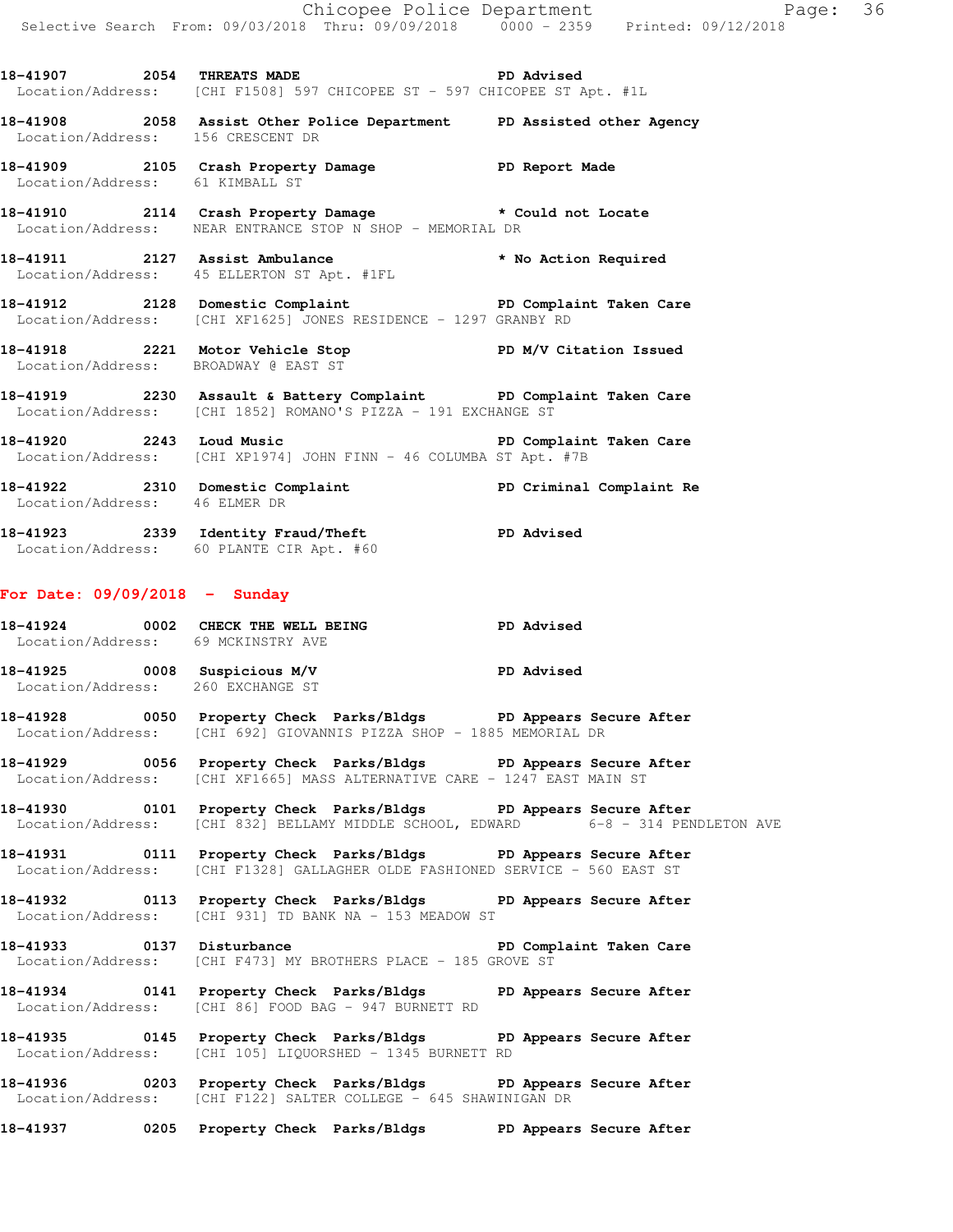18-41907 2054 **THREATS MADE** PD Advised
Location/Address: [CHI F1508] 597 CHICOPEE ST - 597 CHICOPEE ST Apt. #1L

18-41908 2058 **Assist Other Police Department** PD Assisted other Agency
Location/Address: 156 CRESCENT DR

18-41909 2105 **Crash Property Damage** PD Report Made
Location/Address: 61 KIMBALL ST

18-41910 2114 **Crash Property Damage** * Could not Locate
Location/Address: NEAR ENTRANCE STOP N SHOP - MEMORIAL DR

18-41911 2127 **Assist Ambulance** * No Action Required
Location/Address: 45 ELLERTON ST Apt. #1FL

18-41912 2128 **Domestic Complaint** PD Complaint Taken Care
Location/Address: [CHI XF1625] JONES RESIDENCE - 1297 GRANBY RD

18-41918 2221 **Motor Vehicle Stop** PD M/V Citation Issued
Location/Address: BROADWAY @ EAST ST

18-41919 2230 **Assault & Battery Complaint** PD Complaint Taken Care
Location/Address: [CHI 1852] ROMANO'S PIZZA - 191 EXCHANGE ST

18-41920 2243 **Loud Music** PD Complaint Taken Care
Location/Address: [CHI XP1974] JOHN FINN - 46 COLUMBA ST Apt. #7B

18-41922 2310 **Domestic Complaint** PD Criminal Complaint Re
Location/Address: 46 ELMER DR

18-41923 2339 **Identity Fraud/Theft** PD Advised
Location/Address: 60 PLANTE CIR Apt. #60

## For Date: 09/09/2018 - Sunday

18-41924 0002 **CHECK THE WELL BEING** PD Advised
Location/Address: 69 MCKINSTRY AVE

18-41925 0008 **Suspicious M/V** PD Advised
Location/Address: 260 EXCHANGE ST

18-41928 0050 **Property Check Parks/Bldgs** PD Appears Secure After
Location/Address: [CHI 692] GIOVANNIS PIZZA SHOP - 1885 MEMORIAL DR

18-41929 0056 **Property Check Parks/Bldgs** PD Appears Secure After
Location/Address: [CHI XF1665] MASS ALTERNATIVE CARE - 1247 EAST MAIN ST

18-41930 0101 **Property Check Parks/Bldgs** PD Appears Secure After
Location/Address: [CHI 832] BELLAMY MIDDLE SCHOOL, EDWARD 6-8 - 314 PENDLETON AVE

18-41931 0111 **Property Check Parks/Bldgs** PD Appears Secure After
Location/Address: [CHI F1328] GALLAGHER OLDE FASHIONED SERVICE - 560 EAST ST

18-41932 0113 **Property Check Parks/Bldgs** PD Appears Secure After
Location/Address: [CHI 931] TD BANK NA - 153 MEADOW ST

18-41933 0137 **Disturbance** PD Complaint Taken Care
Location/Address: [CHI F473] MY BROTHERS PLACE - 185 GROVE ST

18-41934 0141 **Property Check Parks/Bldgs** PD Appears Secure After
Location/Address: [CHI 86] FOOD BAG - 947 BURNETT RD

18-41935 0145 **Property Check Parks/Bldgs** PD Appears Secure After
Location/Address: [CHI 105] LIQUORSHED - 1345 BURNETT RD

18-41936 0203 **Property Check Parks/Bldgs** PD Appears Secure After
Location/Address: [CHI F122] SALTER COLLEGE - 645 SHAWINIGAN DR

18-41937 0205 **Property Check Parks/Bldgs** PD Appears Secure After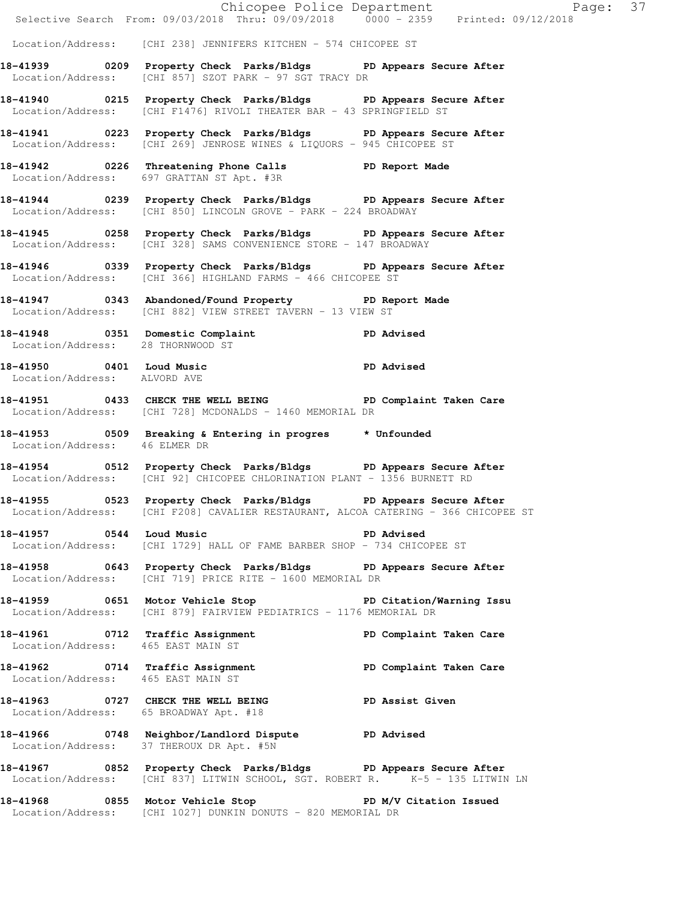Location/Address: [CHI 238] JENNIFERS KITCHEN - 574 CHICOPEE ST

**18-41939 0209 Property Check Parks/Bldgs PD Appears Secure After**
Location/Address: [CHI 857] SZOT PARK - 97 SGT TRACY DR

**18-41940 0215 Property Check Parks/Bldgs PD Appears Secure After**
Location/Address: [CHI F1476] RIVOLI THEATER BAR - 43 SPRINGFIELD ST

**18-41941 0223 Property Check Parks/Bldgs PD Appears Secure After**
Location/Address: [CHI 269] JENROSE WINES & LIQUORS - 945 CHICOPEE ST

**18-41942 0226 Threatening Phone Calls PD Report Made**
Location/Address: 697 GRATTAN ST Apt. #3R

**18-41944 0239 Property Check Parks/Bldgs PD Appears Secure After**
Location/Address: [CHI 850] LINCOLN GROVE - PARK - 224 BROADWAY

**18-41945 0258 Property Check Parks/Bldgs PD Appears Secure After**
Location/Address: [CHI 328] SAMS CONVENIENCE STORE - 147 BROADWAY

**18-41946 0339 Property Check Parks/Bldgs PD Appears Secure After**
Location/Address: [CHI 366] HIGHLAND FARMS - 466 CHICOPEE ST

**18-41947 0343 Abandoned/Found Property PD Report Made**
Location/Address: [CHI 882] VIEW STREET TAVERN - 13 VIEW ST

**18-41948 0351 Domestic Complaint PD Advised**
Location/Address: 28 THORNWOOD ST

**18-41950 0401 Loud Music PD Advised**
Location/Address: ALVORD AVE

**18-41951 0433 CHECK THE WELL BEING PD Complaint Taken Care**
Location/Address: [CHI 728] MCDONALDS - 1460 MEMORIAL DR

**18-41953 0509 Breaking & Entering in progres * Unfounded**
Location/Address: 46 ELMER DR

**18-41954 0512 Property Check Parks/Bldgs PD Appears Secure After**
Location/Address: [CHI 92] CHICOPEE CHLORINATION PLANT - 1356 BURNETT RD

**18-41955 0523 Property Check Parks/Bldgs PD Appears Secure After**
Location/Address: [CHI F208] CAVALIER RESTAURANT, ALCOA CATERING - 366 CHICOPEE ST

**18-41957 0544 Loud Music PD Advised**
Location/Address: [CHI 1729] HALL OF FAME BARBER SHOP - 734 CHICOPEE ST

**18-41958 0643 Property Check Parks/Bldgs PD Appears Secure After**
Location/Address: [CHI 719] PRICE RITE - 1600 MEMORIAL DR

**18-41959 0651 Motor Vehicle Stop PD Citation/Warning Issu**
Location/Address: [CHI 879] FAIRVIEW PEDIATRICS - 1176 MEMORIAL DR

**18-41961 0712 Traffic Assignment PD Complaint Taken Care**
Location/Address: 465 EAST MAIN ST

**18-41962 0714 Traffic Assignment PD Complaint Taken Care**
Location/Address: 465 EAST MAIN ST

**18-41963 0727 CHECK THE WELL BEING PD Assist Given**
Location/Address: 65 BROADWAY Apt. #18

**18-41966 0748 Neighbor/Landlord Dispute PD Advised**
Location/Address: 37 THEROUX DR Apt. #5N

**18-41967 0852 Property Check Parks/Bldgs PD Appears Secure After**
Location/Address: [CHI 837] LITWIN SCHOOL, SGT. ROBERT R. K-5 - 135 LITWIN LN

**18-41968 0855 Motor Vehicle Stop PD M/V Citation Issued**
Location/Address: [CHI 1027] DUNKIN DONUTS - 820 MEMORIAL DR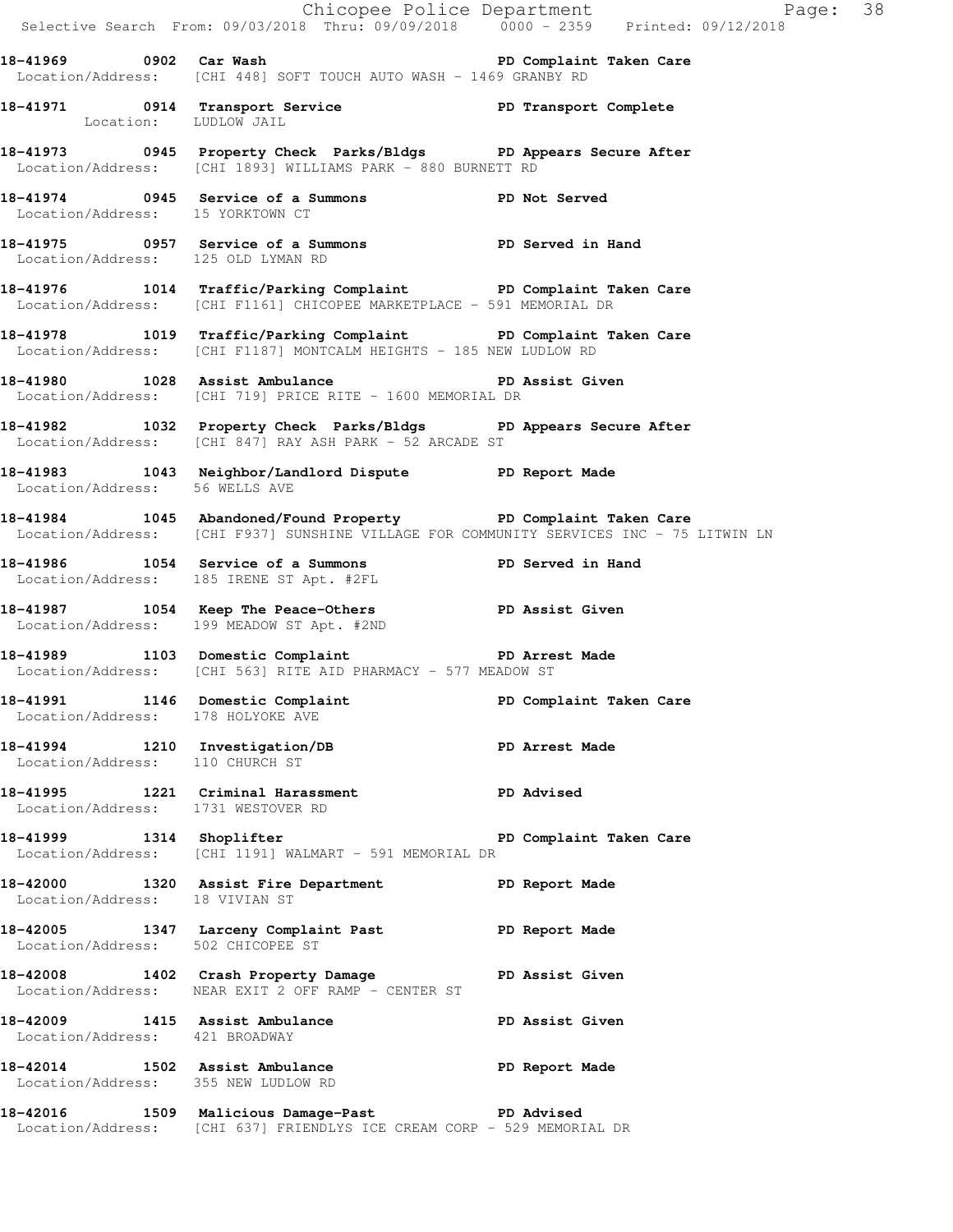**18-41969 0902 Car Wash PD Complaint Taken Care**
Location/Address: [CHI 448] SOFT TOUCH AUTO WASH - 1469 GRANBY RD

**18-41971 0914 Transport Service PD Transport Complete**
Location: LUDLOW JAIL

**18-41973 0945 Property Check Parks/Bldgs PD Appears Secure After**
Location/Address: [CHI 1893] WILLIAMS PARK - 880 BURNETT RD

**18-41974 0945 Service of a Summons PD Not Served**
Location/Address: 15 YORKTOWN CT

**18-41975 0957 Service of a Summons PD Served in Hand**
Location/Address: 125 OLD LYMAN RD

**18-41976 1014 Traffic/Parking Complaint PD Complaint Taken Care**
Location/Address: [CHI F1161] CHICOPEE MARKETPLACE - 591 MEMORIAL DR

**18-41978 1019 Traffic/Parking Complaint PD Complaint Taken Care**
Location/Address: [CHI F1187] MONTCALM HEIGHTS - 185 NEW LUDLOW RD

**18-41980 1028 Assist Ambulance PD Assist Given**
Location/Address: [CHI 719] PRICE RITE - 1600 MEMORIAL DR

**18-41982 1032 Property Check Parks/Bldgs PD Appears Secure After**
Location/Address: [CHI 847] RAY ASH PARK - 52 ARCADE ST

**18-41983 1043 Neighbor/Landlord Dispute PD Report Made**
Location/Address: 56 WELLS AVE

**18-41984 1045 Abandoned/Found Property PD Complaint Taken Care**
Location/Address: [CHI F937] SUNSHINE VILLAGE FOR COMMUNITY SERVICES INC - 75 LITWIN LN

**18-41986 1054 Service of a Summons PD Served in Hand**
Location/Address: 185 IRENE ST Apt. #2FL

**18-41987 1054 Keep The Peace-Others PD Assist Given**
Location/Address: 199 MEADOW ST Apt. #2ND

**18-41989 1103 Domestic Complaint PD Arrest Made**
Location/Address: [CHI 563] RITE AID PHARMACY - 577 MEADOW ST

**18-41991 1146 Domestic Complaint PD Complaint Taken Care**
Location/Address: 178 HOLYOKE AVE

**18-41994 1210 Investigation/DB PD Arrest Made**
Location/Address: 110 CHURCH ST

**18-41995 1221 Criminal Harassment PD Advised**
Location/Address: 1731 WESTOVER RD

**18-41999 1314 Shoplifter PD Complaint Taken Care**
Location/Address: [CHI 1191] WALMART - 591 MEMORIAL DR

**18-42000 1320 Assist Fire Department PD Report Made**
Location/Address: 18 VIVIAN ST

**18-42005 1347 Larceny Complaint Past PD Report Made**
Location/Address: 502 CHICOPEE ST

**18-42008 1402 Crash Property Damage PD Assist Given**
Location/Address: NEAR EXIT 2 OFF RAMP - CENTER ST

**18-42009 1415 Assist Ambulance PD Assist Given**
Location/Address: 421 BROADWAY

**18-42014 1502 Assist Ambulance PD Report Made**
Location/Address: 355 NEW LUDLOW RD

**18-42016 1509 Malicious Damage-Past PD Advised**
Location/Address: [CHI 637] FRIENDLYS ICE CREAM CORP - 529 MEMORIAL DR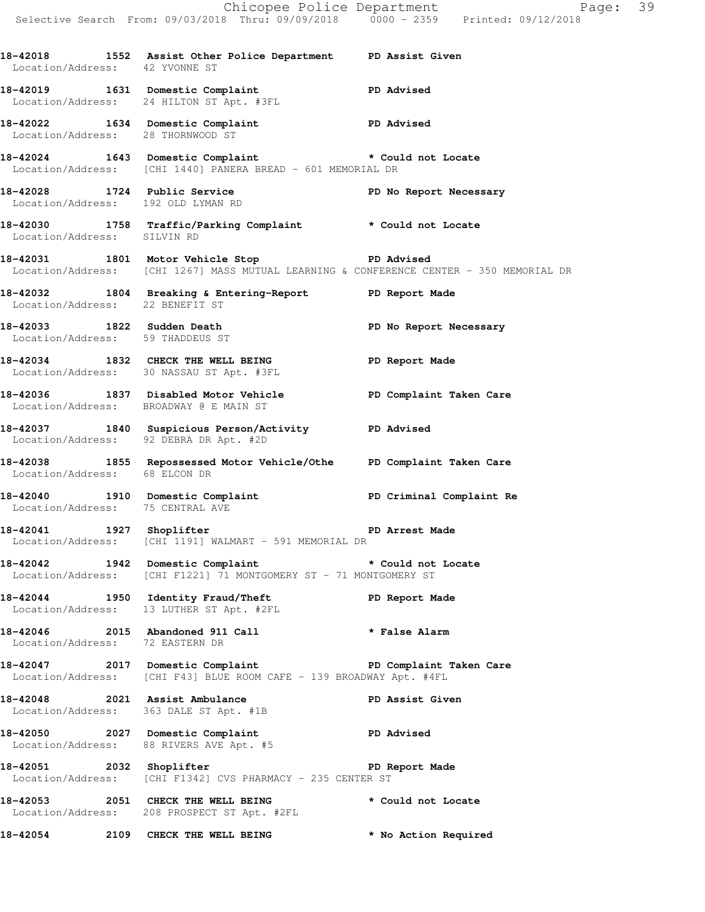18-42018 1552 Assist Other Police Department PD Assist Given
Location/Address: 42 YVONNE ST

18-42019 1631 Domestic Complaint PD Advised
Location/Address: 24 HILTON ST Apt. #3FL

18-42022 1634 Domestic Complaint PD Advised
Location/Address: 28 THORNWOOD ST

18-42024 1643 Domestic Complaint * Could not Locate
Location/Address: [CHI 1440] PANERA BREAD - 601 MEMORIAL DR

18-42028 1724 Public Service PD No Report Necessary
Location/Address: 192 OLD LYMAN RD

18-42030 1758 Traffic/Parking Complaint * Could not Locate
Location/Address: SILVIN RD

18-42031 1801 Motor Vehicle Stop PD Advised
Location/Address: [CHI 1267] MASS MUTUAL LEARNING & CONFERENCE CENTER - 350 MEMORIAL DR

18-42032 1804 Breaking & Entering-Report PD Report Made
Location/Address: 22 BENEFIT ST

18-42033 1822 Sudden Death PD No Report Necessary
Location/Address: 59 THADDEUS ST

18-42034 1832 CHECK THE WELL BEING PD Report Made
Location/Address: 30 NASSAU ST Apt. #3FL

18-42036 1837 Disabled Motor Vehicle PD Complaint Taken Care
Location/Address: BROADWAY @ E MAIN ST

18-42037 1840 Suspicious Person/Activity PD Advised
Location/Address: 92 DEBRA DR Apt. #2D

18-42038 1855 Repossessed Motor Vehicle/Othe PD Complaint Taken Care
Location/Address: 68 ELCON DR

18-42040 1910 Domestic Complaint PD Criminal Complaint Re
Location/Address: 75 CENTRAL AVE

18-42041 1927 Shoplifter PD Arrest Made
Location/Address: [CHI 1191] WALMART - 591 MEMORIAL DR

18-42042 1942 Domestic Complaint * Could not Locate
Location/Address: [CHI F1221] 71 MONTGOMERY ST - 71 MONTGOMERY ST

18-42044 1950 Identity Fraud/Theft PD Report Made
Location/Address: 13 LUTHER ST Apt. #2FL

18-42046 2015 Abandoned 911 Call * False Alarm
Location/Address: 72 EASTERN DR

18-42047 2017 Domestic Complaint PD Complaint Taken Care
Location/Address: [CHI F43] BLUE ROOM CAFE - 139 BROADWAY Apt. #4FL

18-42048 2021 Assist Ambulance PD Assist Given
Location/Address: 363 DALE ST Apt. #1B

18-42050 2027 Domestic Complaint PD Advised
Location/Address: 88 RIVERS AVE Apt. #5

18-42051 2032 Shoplifter PD Report Made
Location/Address: [CHI F1342] CVS PHARMACY - 235 CENTER ST

18-42053 2051 CHECK THE WELL BEING * Could not Locate
Location/Address: 208 PROSPECT ST Apt. #2FL

18-42054 2109 CHECK THE WELL BEING * No Action Required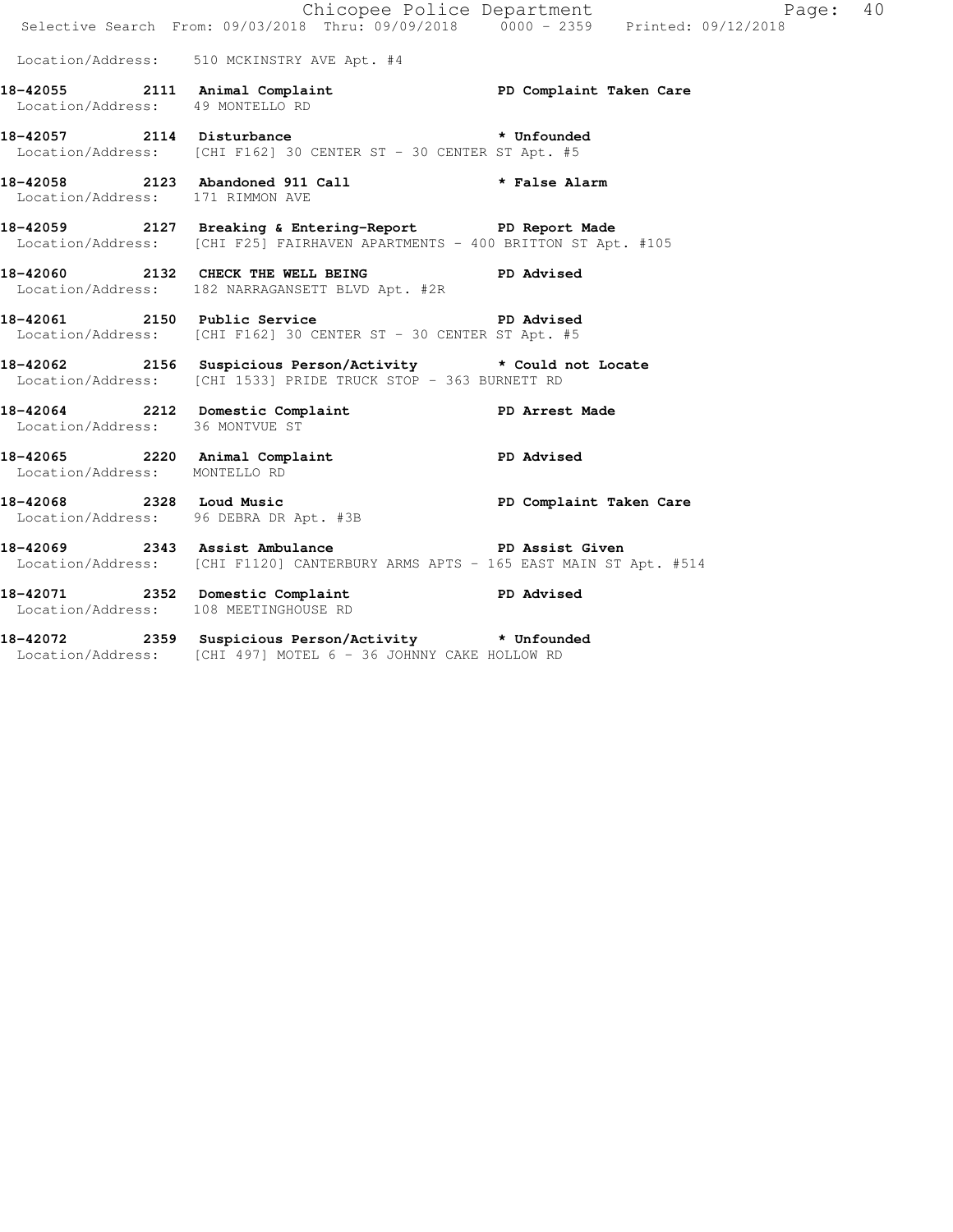Location/Address: 510 MCKINSTRY AVE Apt. #4

**18-42055 2111 Animal Complaint PD Complaint Taken Care**
Location/Address: 49 MONTELLO RD

**18-42057 2114 Disturbance * Unfounded**
Location/Address: [CHI F162] 30 CENTER ST - 30 CENTER ST Apt. #5

**18-42058 2123 Abandoned 911 Call * False Alarm**
Location/Address: 171 RIMMON AVE

**18-42059 2127 Breaking & Entering-Report PD Report Made**
Location/Address: [CHI F25] FAIRHAVEN APARTMENTS - 400 BRITTON ST Apt. #105

**18-42060 2132 CHECK THE WELL BEING PD Advised**
Location/Address: 182 NARRAGANSETT BLVD Apt. #2R

**18-42061 2150 Public Service PD Advised**
Location/Address: [CHI F162] 30 CENTER ST - 30 CENTER ST Apt. #5

**18-42062 2156 Suspicious Person/Activity * Could not Locate**
Location/Address: [CHI 1533] PRIDE TRUCK STOP - 363 BURNETT RD

**18-42064 2212 Domestic Complaint PD Arrest Made**
Location/Address: 36 MONTVUE ST

**18-42065 2220 Animal Complaint PD Advised**
Location/Address: MONTELLO RD

**18-42068 2328 Loud Music PD Complaint Taken Care**
Location/Address: 96 DEBRA DR Apt. #3B

**18-42069 2343 Assist Ambulance PD Assist Given**
Location/Address: [CHI F1120] CANTERBURY ARMS APTS - 165 EAST MAIN ST Apt. #514

**18-42071 2352 Domestic Complaint PD Advised**
Location/Address: 108 MEETINGHOUSE RD

**18-42072 2359 Suspicious Person/Activity * Unfounded**
Location/Address: [CHI 497] MOTEL 6 - 36 JOHNNY CAKE HOLLOW RD